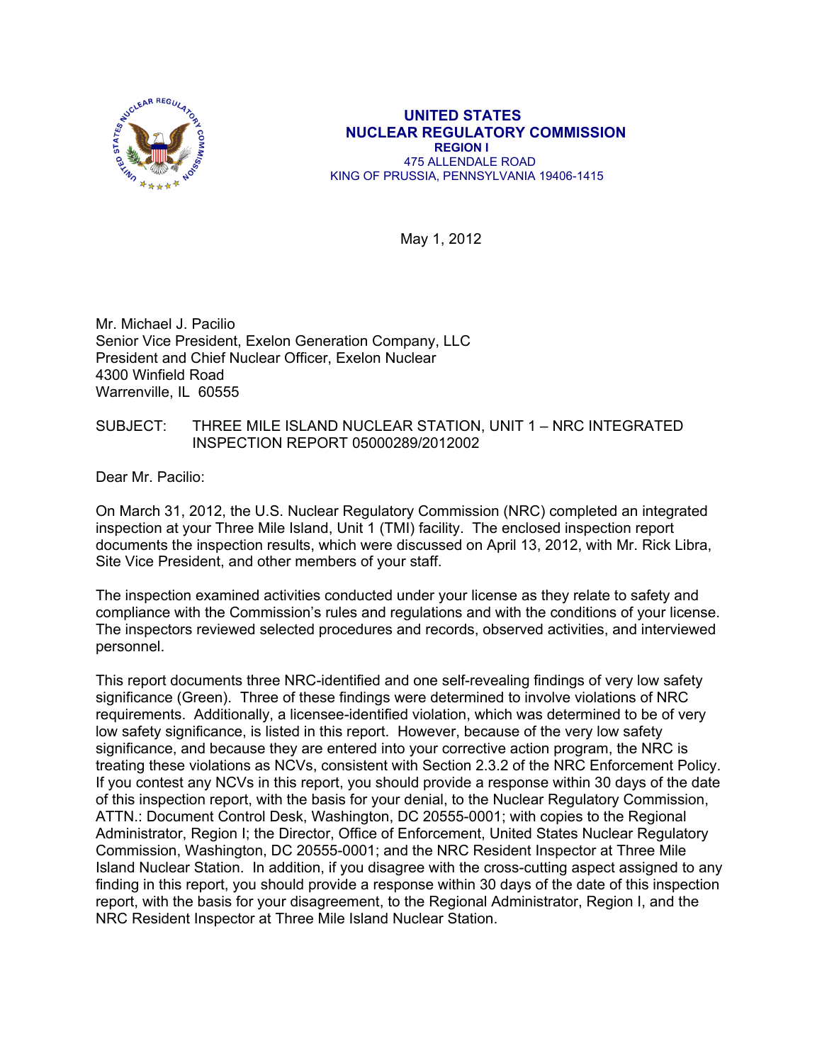**UNITED STATES**
**NUCLEAR REGULATORY COMMISSION**
**REGION I**
475 ALLENDALE ROAD
KING OF PRUSSIA, PENNSYLVANIA 19406-1415

May 1, 2012

Mr. Michael J. Pacilio
Senior Vice President, Exelon Generation Company, LLC
President and Chief Nuclear Officer, Exelon Nuclear
4300 Winfield Road
Warrenville, IL 60555

SUBJECT: THREE MILE ISLAND NUCLEAR STATION, UNIT 1 – NRC INTEGRATED INSPECTION REPORT 05000289/2012002

Dear Mr. Pacilio:

On March 31, 2012, the U.S. Nuclear Regulatory Commission (NRC) completed an integrated inspection at your Three Mile Island, Unit 1 (TMI) facility. The enclosed inspection report documents the inspection results, which were discussed on April 13, 2012, with Mr. Rick Libra, Site Vice President, and other members of your staff.

The inspection examined activities conducted under your license as they relate to safety and compliance with the Commission's rules and regulations and with the conditions of your license. The inspectors reviewed selected procedures and records, observed activities, and interviewed personnel.

This report documents three NRC-identified and one self-revealing findings of very low safety significance (Green). Three of these findings were determined to involve violations of NRC requirements. Additionally, a licensee-identified violation, which was determined to be of very low safety significance, is listed in this report. However, because of the very low safety significance, and because they are entered into your corrective action program, the NRC is treating these violations as NCVs, consistent with Section 2.3.2 of the NRC Enforcement Policy. If you contest any NCVs in this report, you should provide a response within 30 days of the date of this inspection report, with the basis for your denial, to the Nuclear Regulatory Commission, ATTN.: Document Control Desk, Washington, DC 20555-0001; with copies to the Regional Administrator, Region I; the Director, Office of Enforcement, United States Nuclear Regulatory Commission, Washington, DC 20555-0001; and the NRC Resident Inspector at Three Mile Island Nuclear Station. In addition, if you disagree with the cross-cutting aspect assigned to any finding in this report, you should provide a response within 30 days of the date of this inspection report, with the basis for your disagreement, to the Regional Administrator, Region I, and the NRC Resident Inspector at Three Mile Island Nuclear Station.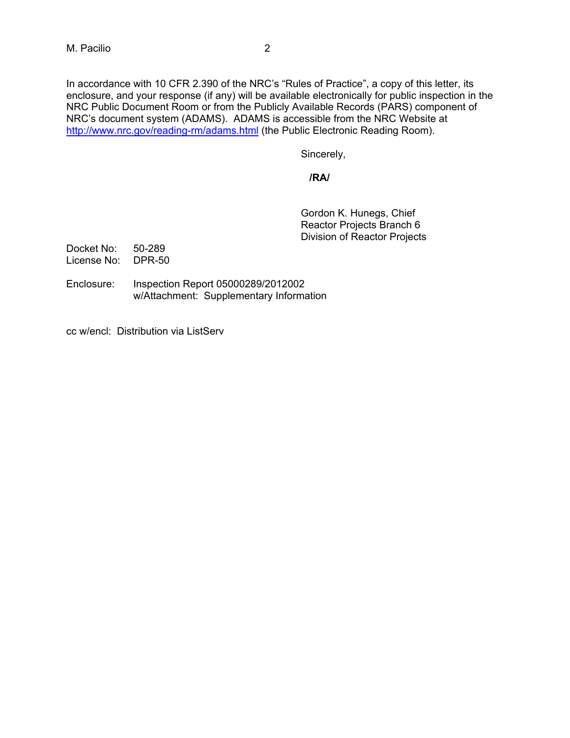In accordance with 10 CFR 2.390 of the NRC's "Rules of Practice", a copy of this letter, its enclosure, and your response (if any) will be available electronically for public inspection in the NRC Public Document Room or from the Publicly Available Records (PARS) component of NRC's document system (ADAMS). ADAMS is accessible from the NRC Website at http://www.nrc.gov/reading-rm/adams.html (the Public Electronic Reading Room).

Sincerely,

**/RA/**

Gordon K. Hunegs, Chief
Reactor Projects Branch 6
Division of Reactor Projects

Docket No: 50-289
License No: DPR-50

Enclosure: Inspection Report 05000289/2012002
w/Attachment: Supplementary Information

cc w/encl: Distribution via ListServ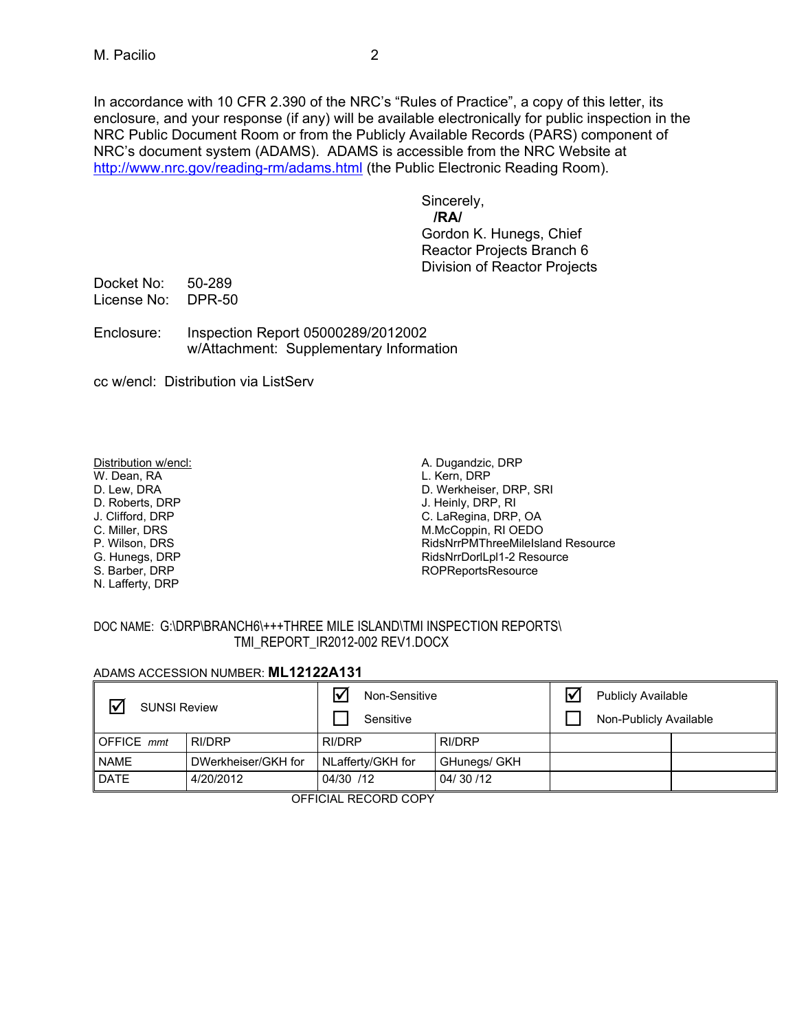In accordance with 10 CFR 2.390 of the NRC's "Rules of Practice", a copy of this letter, its enclosure, and your response (if any) will be available electronically for public inspection in the NRC Public Document Room or from the Publicly Available Records (PARS) component of NRC's document system (ADAMS). ADAMS is accessible from the NRC Website at http://www.nrc.gov/reading-rm/adams.html (the Public Electronic Reading Room).

Sincerely,
**/RA/**
Gordon K. Hunegs, Chief
Reactor Projects Branch 6
Division of Reactor Projects

Docket No: 50-289
License No: DPR-50

Enclosure: Inspection Report 05000289/2012002
w/Attachment: Supplementary Information

cc w/encl: Distribution via ListServ

Distribution w/encl:
W. Dean, RA
D. Lew, DRA
D. Roberts, DRP
J. Clifford, DRP
C. Miller, DRS
P. Wilson, DRS
G. Hunegs, DRP
S. Barber, DRP
N. Lafferty, DRP
A. Dugandzic, DRP
L. Kern, DRP
D. Werkheiser, DRP, SRI
J. Heinly, DRP, RI
C. LaRegina, DRP, OA
M.McCoppin, RI OEDO
RidsNrrPMThreeMileIsland Resource
RidsNrrDorlLpl1-2 Resource
ROPReportsResource

DOC NAME: G:\DRP\BRANCH6\+++THREE MILE ISLAND\TMI INSPECTION REPORTS\TMI_REPORT_IR2012-002 REV1.DOCX

ADAMS ACCESSION NUMBER: **ML12122A131**

| ☑ SUNSI Review | | ☑ Non-Sensitive ☐ Sensitive | | ☑ Publicly Available ☐ Non-Publicly Available | |
|---|---|---|---|---|---|
| OFFICE *mmt* | RI/DRP | RI/DRP | RI/DRP | | |
| NAME | DWerkheiser/GKH for | NLafferty/GKH for | GHunegs/ GKH | | |
| DATE | 4/20/2012 | 04/30 /12 | 04/ 30 /12 | | |

OFFICIAL RECORD COPY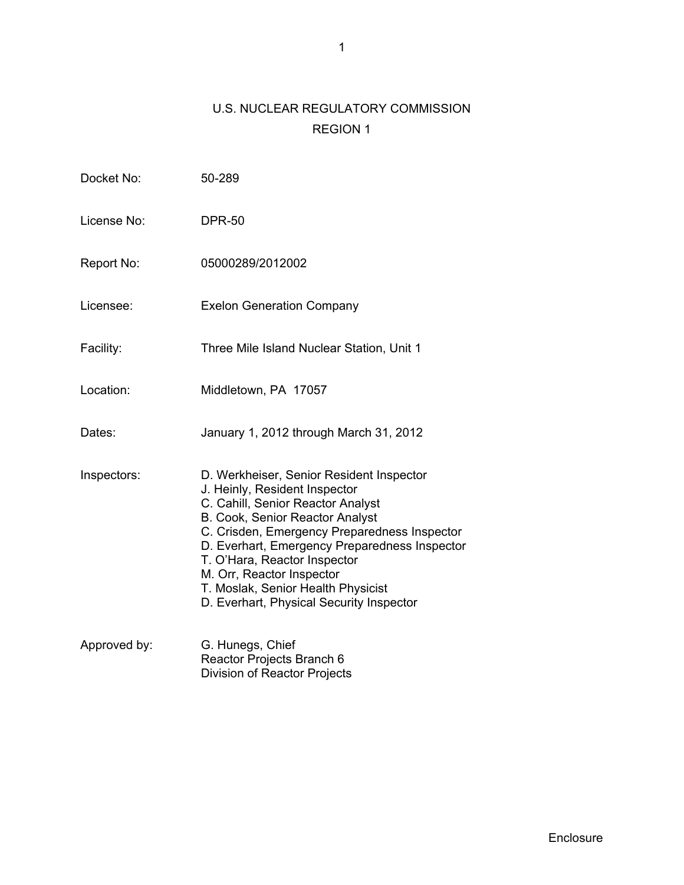# U.S. NUCLEAR REGULATORY COMMISSION

## REGION 1

Docket No: 50-289

License No: DPR-50

Report No: 05000289/2012002

Licensee: Exelon Generation Company

Facility: Three Mile Island Nuclear Station, Unit 1

Location: Middletown, PA 17057

Dates: January 1, 2012 through March 31, 2012

Inspectors: D. Werkheiser, Senior Resident Inspector
J. Heinly, Resident Inspector
C. Cahill, Senior Reactor Analyst
B. Cook, Senior Reactor Analyst
C. Crisden, Emergency Preparedness Inspector
D. Everhart, Emergency Preparedness Inspector
T. O'Hara, Reactor Inspector
M. Orr, Reactor Inspector
T. Moslak, Senior Health Physicist
D. Everhart, Physical Security Inspector

Approved by: G. Hunegs, Chief
Reactor Projects Branch 6
Division of Reactor Projects

Enclosure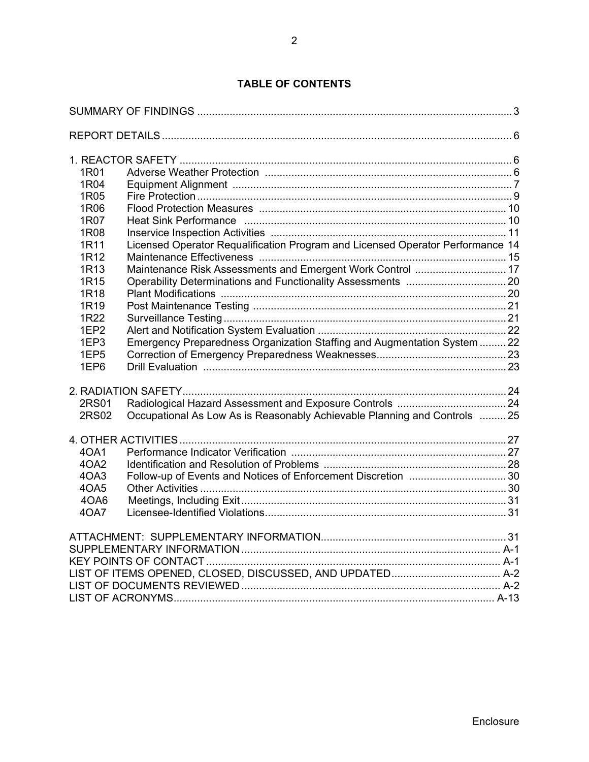# TABLE OF CONTENTS

| | | |
|---|---|---|
| SUMMARY OF FINDINGS | | 3 |
| REPORT DETAILS | | 6 |
| 1. REACTOR SAFETY | | 6 |
| 1R01 | Adverse Weather Protection | 6 |
| 1R04 | Equipment Alignment | 7 |
| 1R05 | Fire Protection | 9 |
| 1R06 | Flood Protection Measures | 10 |
| 1R07 | Heat Sink Performance | 10 |
| 1R08 | Inservice Inspection Activities | 11 |
| 1R11 | Licensed Operator Requalification Program and Licensed Operator Performance | 14 |
| 1R12 | Maintenance Effectiveness | 15 |
| 1R13 | Maintenance Risk Assessments and Emergent Work Control | 17 |
| 1R15 | Operability Determinations and Functionality Assessments | 20 |
| 1R18 | Plant Modifications | 20 |
| 1R19 | Post Maintenance Testing | 21 |
| 1R22 | Surveillance Testing | 21 |
| 1EP2 | Alert and Notification System Evaluation | 22 |
| 1EP3 | Emergency Preparedness Organization Staffing and Augmentation System | 22 |
| 1EP5 | Correction of Emergency Preparedness Weaknesses | 23 |
| 1EP6 | Drill Evaluation | 23 |
| 2. RADIATION SAFETY | | 24 |
| 2RS01 | Radiological Hazard Assessment and Exposure Controls | 24 |
| 2RS02 | Occupational As Low As is Reasonably Achievable Planning and Controls | 25 |
| 4. OTHER ACTIVITIES | | 27 |
| 4OA1 | Performance Indicator Verification | 27 |
| 4OA2 | Identification and Resolution of Problems | 28 |
| 4OA3 | Follow-up of Events and Notices of Enforcement Discretion | 30 |
| 4OA5 | Other Activities | 30 |
| 4OA6 | Meetings, Including Exit | 31 |
| 4OA7 | Licensee-Identified Violations | 31 |
| ATTACHMENT: SUPPLEMENTARY INFORMATION | | 31 |
| SUPPLEMENTARY INFORMATION | | A-1 |
| KEY POINTS OF CONTACT | | A-1 |
| LIST OF ITEMS OPENED, CLOSED, DISCUSSED, AND UPDATED | | A-2 |
| LIST OF DOCUMENTS REVIEWED | | A-2 |
| LIST OF ACRONYMS | | A-13 |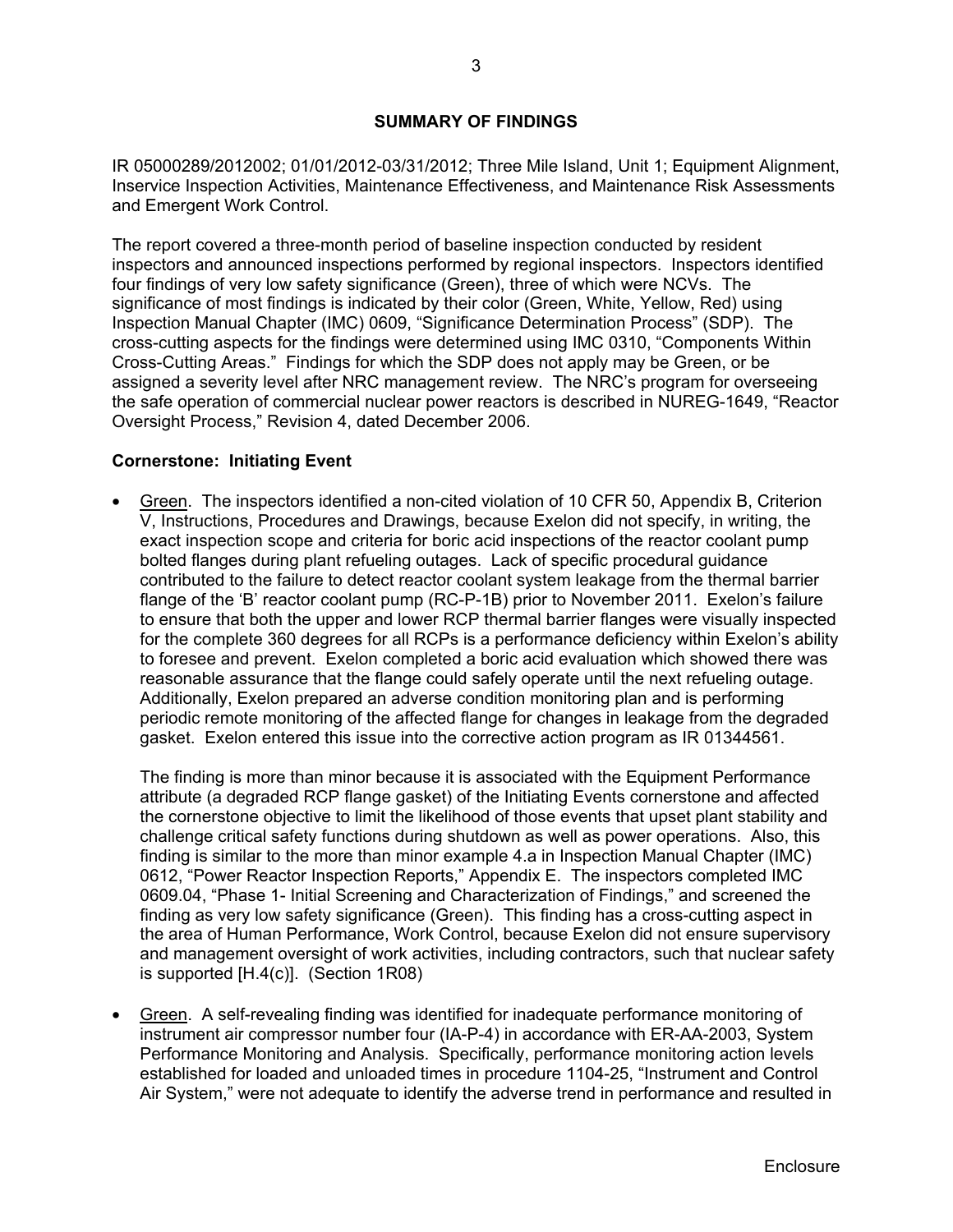## SUMMARY OF FINDINGS

IR 05000289/2012002; 01/01/2012-03/31/2012; Three Mile Island, Unit 1; Equipment Alignment, Inservice Inspection Activities, Maintenance Effectiveness, and Maintenance Risk Assessments and Emergent Work Control.

The report covered a three-month period of baseline inspection conducted by resident inspectors and announced inspections performed by regional inspectors. Inspectors identified four findings of very low safety significance (Green), three of which were NCVs. The significance of most findings is indicated by their color (Green, White, Yellow, Red) using Inspection Manual Chapter (IMC) 0609, "Significance Determination Process" (SDP). The cross-cutting aspects for the findings were determined using IMC 0310, "Components Within Cross-Cutting Areas." Findings for which the SDP does not apply may be Green, or be assigned a severity level after NRC management review. The NRC's program for overseeing the safe operation of commercial nuclear power reactors is described in NUREG-1649, "Reactor Oversight Process," Revision 4, dated December 2006.

**Cornerstone: Initiating Event**

- Green. The inspectors identified a non-cited violation of 10 CFR 50, Appendix B, Criterion V, Instructions, Procedures and Drawings, because Exelon did not specify, in writing, the exact inspection scope and criteria for boric acid inspections of the reactor coolant pump bolted flanges during plant refueling outages. Lack of specific procedural guidance contributed to the failure to detect reactor coolant system leakage from the thermal barrier flange of the 'B' reactor coolant pump (RC-P-1B) prior to November 2011. Exelon's failure to ensure that both the upper and lower RCP thermal barrier flanges were visually inspected for the complete 360 degrees for all RCPs is a performance deficiency within Exelon's ability to foresee and prevent. Exelon completed a boric acid evaluation which showed there was reasonable assurance that the flange could safely operate until the next refueling outage. Additionally, Exelon prepared an adverse condition monitoring plan and is performing periodic remote monitoring of the affected flange for changes in leakage from the degraded gasket. Exelon entered this issue into the corrective action program as IR 01344561.

  The finding is more than minor because it is associated with the Equipment Performance attribute (a degraded RCP flange gasket) of the Initiating Events cornerstone and affected the cornerstone objective to limit the likelihood of those events that upset plant stability and challenge critical safety functions during shutdown as well as power operations. Also, this finding is similar to the more than minor example 4.a in Inspection Manual Chapter (IMC) 0612, "Power Reactor Inspection Reports," Appendix E. The inspectors completed IMC 0609.04, "Phase 1- Initial Screening and Characterization of Findings," and screened the finding as very low safety significance (Green). This finding has a cross-cutting aspect in the area of Human Performance, Work Control, because Exelon did not ensure supervisory and management oversight of work activities, including contractors, such that nuclear safety is supported [H.4(c)]. (Section 1R08)

- Green. A self-revealing finding was identified for inadequate performance monitoring of instrument air compressor number four (IA-P-4) in accordance with ER-AA-2003, System Performance Monitoring and Analysis. Specifically, performance monitoring action levels established for loaded and unloaded times in procedure 1104-25, "Instrument and Control Air System," were not adequate to identify the adverse trend in performance and resulted in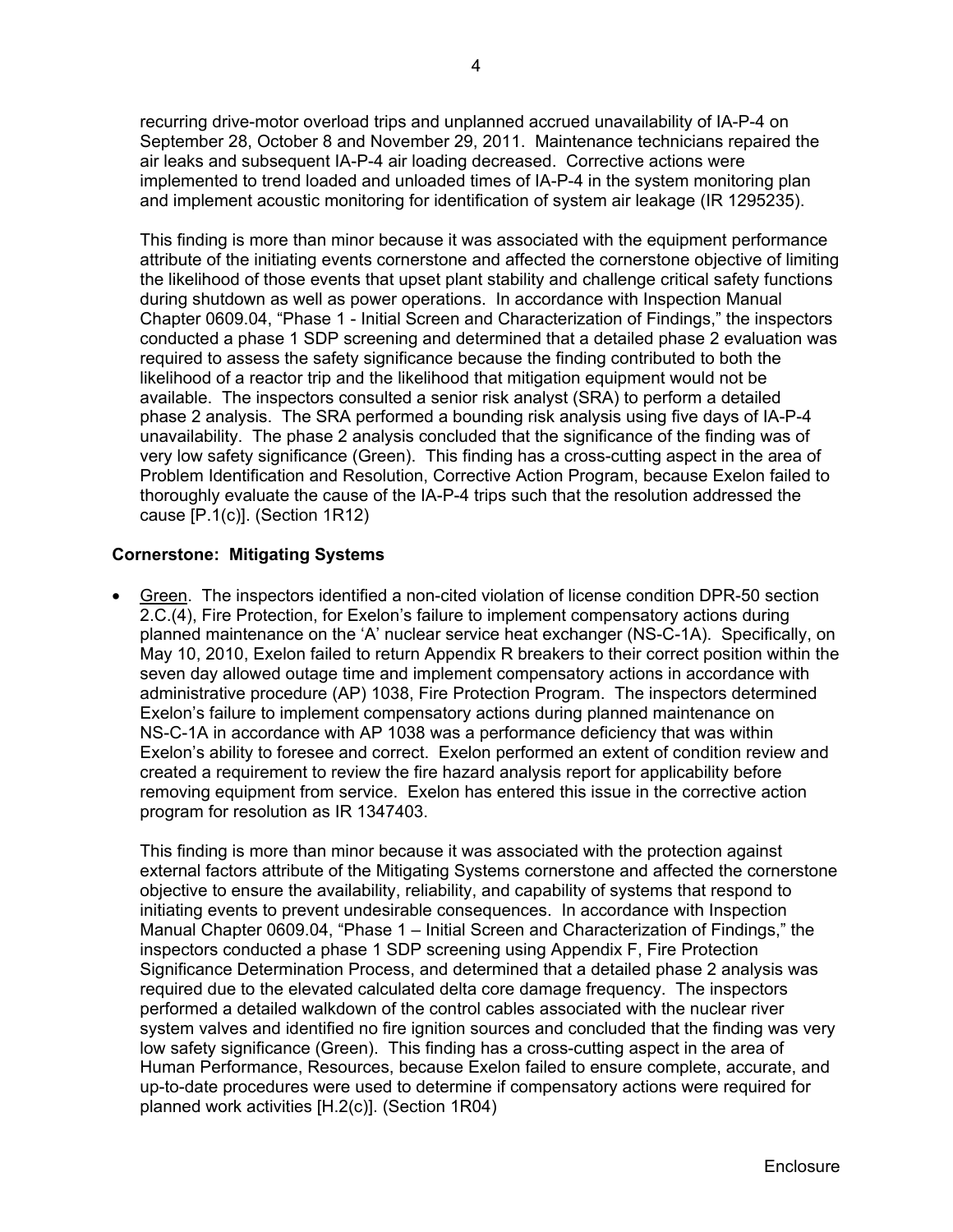recurring drive-motor overload trips and unplanned accrued unavailability of IA-P-4 on September 28, October 8 and November 29, 2011. Maintenance technicians repaired the air leaks and subsequent IA-P-4 air loading decreased. Corrective actions were implemented to trend loaded and unloaded times of IA-P-4 in the system monitoring plan and implement acoustic monitoring for identification of system air leakage (IR 1295235).

This finding is more than minor because it was associated with the equipment performance attribute of the initiating events cornerstone and affected the cornerstone objective of limiting the likelihood of those events that upset plant stability and challenge critical safety functions during shutdown as well as power operations. In accordance with Inspection Manual Chapter 0609.04, "Phase 1 - Initial Screen and Characterization of Findings," the inspectors conducted a phase 1 SDP screening and determined that a detailed phase 2 evaluation was required to assess the safety significance because the finding contributed to both the likelihood of a reactor trip and the likelihood that mitigation equipment would not be available. The inspectors consulted a senior risk analyst (SRA) to perform a detailed phase 2 analysis. The SRA performed a bounding risk analysis using five days of IA-P-4 unavailability. The phase 2 analysis concluded that the significance of the finding was of very low safety significance (Green). This finding has a cross-cutting aspect in the area of Problem Identification and Resolution, Corrective Action Program, because Exelon failed to thoroughly evaluate the cause of the IA-P-4 trips such that the resolution addressed the cause [P.1(c)]. (Section 1R12)

**Cornerstone: Mitigating Systems**

- Green. The inspectors identified a non-cited violation of license condition DPR-50 section 2.C.(4), Fire Protection, for Exelon's failure to implement compensatory actions during planned maintenance on the 'A' nuclear service heat exchanger (NS-C-1A). Specifically, on May 10, 2010, Exelon failed to return Appendix R breakers to their correct position within the seven day allowed outage time and implement compensatory actions in accordance with administrative procedure (AP) 1038, Fire Protection Program. The inspectors determined Exelon's failure to implement compensatory actions during planned maintenance on NS-C-1A in accordance with AP 1038 was a performance deficiency that was within Exelon's ability to foresee and correct. Exelon performed an extent of condition review and created a requirement to review the fire hazard analysis report for applicability before removing equipment from service. Exelon has entered this issue in the corrective action program for resolution as IR 1347403.

  This finding is more than minor because it was associated with the protection against external factors attribute of the Mitigating Systems cornerstone and affected the cornerstone objective to ensure the availability, reliability, and capability of systems that respond to initiating events to prevent undesirable consequences. In accordance with Inspection Manual Chapter 0609.04, "Phase 1 – Initial Screen and Characterization of Findings," the inspectors conducted a phase 1 SDP screening using Appendix F, Fire Protection Significance Determination Process, and determined that a detailed phase 2 analysis was required due to the elevated calculated delta core damage frequency. The inspectors performed a detailed walkdown of the control cables associated with the nuclear river system valves and identified no fire ignition sources and concluded that the finding was very low safety significance (Green). This finding has a cross-cutting aspect in the area of Human Performance, Resources, because Exelon failed to ensure complete, accurate, and up-to-date procedures were used to determine if compensatory actions were required for planned work activities [H.2(c)]. (Section 1R04)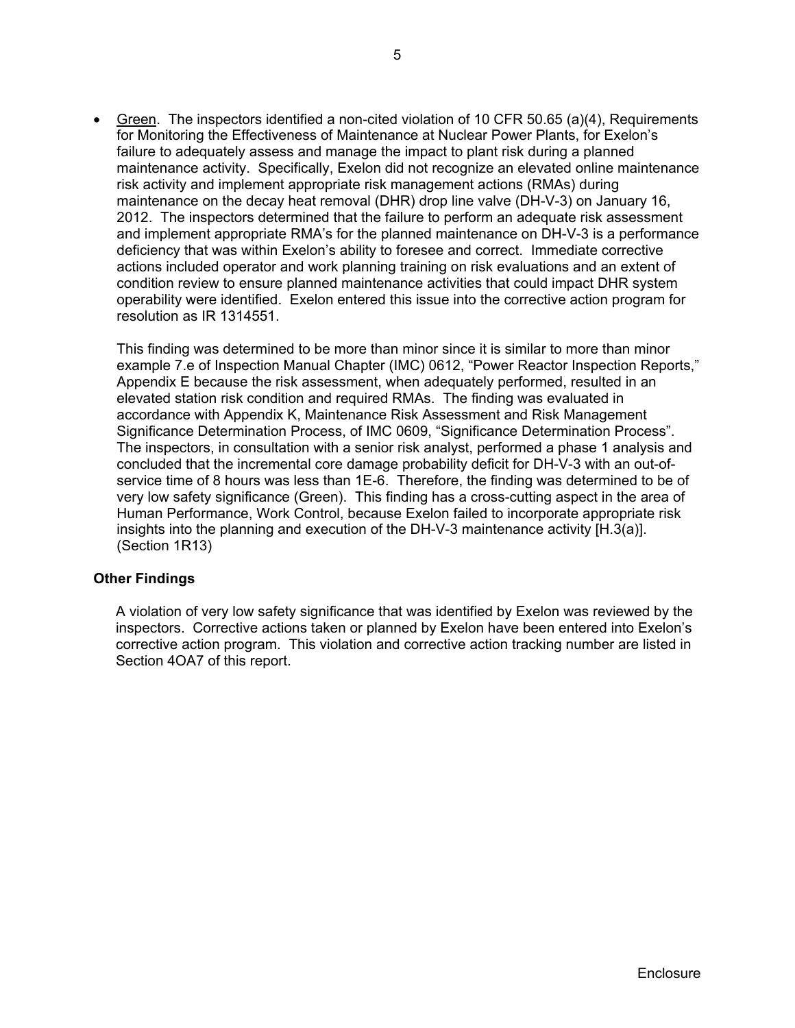- Green. The inspectors identified a non-cited violation of 10 CFR 50.65 (a)(4), Requirements for Monitoring the Effectiveness of Maintenance at Nuclear Power Plants, for Exelon's failure to adequately assess and manage the impact to plant risk during a planned maintenance activity. Specifically, Exelon did not recognize an elevated online maintenance risk activity and implement appropriate risk management actions (RMAs) during maintenance on the decay heat removal (DHR) drop line valve (DH-V-3) on January 16, 2012. The inspectors determined that the failure to perform an adequate risk assessment and implement appropriate RMA's for the planned maintenance on DH-V-3 is a performance deficiency that was within Exelon's ability to foresee and correct. Immediate corrective actions included operator and work planning training on risk evaluations and an extent of condition review to ensure planned maintenance activities that could impact DHR system operability were identified. Exelon entered this issue into the corrective action program for resolution as IR 1314551.

  This finding was determined to be more than minor since it is similar to more than minor example 7.e of Inspection Manual Chapter (IMC) 0612, "Power Reactor Inspection Reports," Appendix E because the risk assessment, when adequately performed, resulted in an elevated station risk condition and required RMAs. The finding was evaluated in accordance with Appendix K, Maintenance Risk Assessment and Risk Management Significance Determination Process, of IMC 0609, "Significance Determination Process". The inspectors, in consultation with a senior risk analyst, performed a phase 1 analysis and concluded that the incremental core damage probability deficit for DH-V-3 with an out-of-service time of 8 hours was less than 1E-6. Therefore, the finding was determined to be of very low safety significance (Green). This finding has a cross-cutting aspect in the area of Human Performance, Work Control, because Exelon failed to incorporate appropriate risk insights into the planning and execution of the DH-V-3 maintenance activity [H.3(a)]. (Section 1R13)

**Other Findings**

A violation of very low safety significance that was identified by Exelon was reviewed by the inspectors. Corrective actions taken or planned by Exelon have been entered into Exelon's corrective action program. This violation and corrective action tracking number are listed in Section 4OA7 of this report.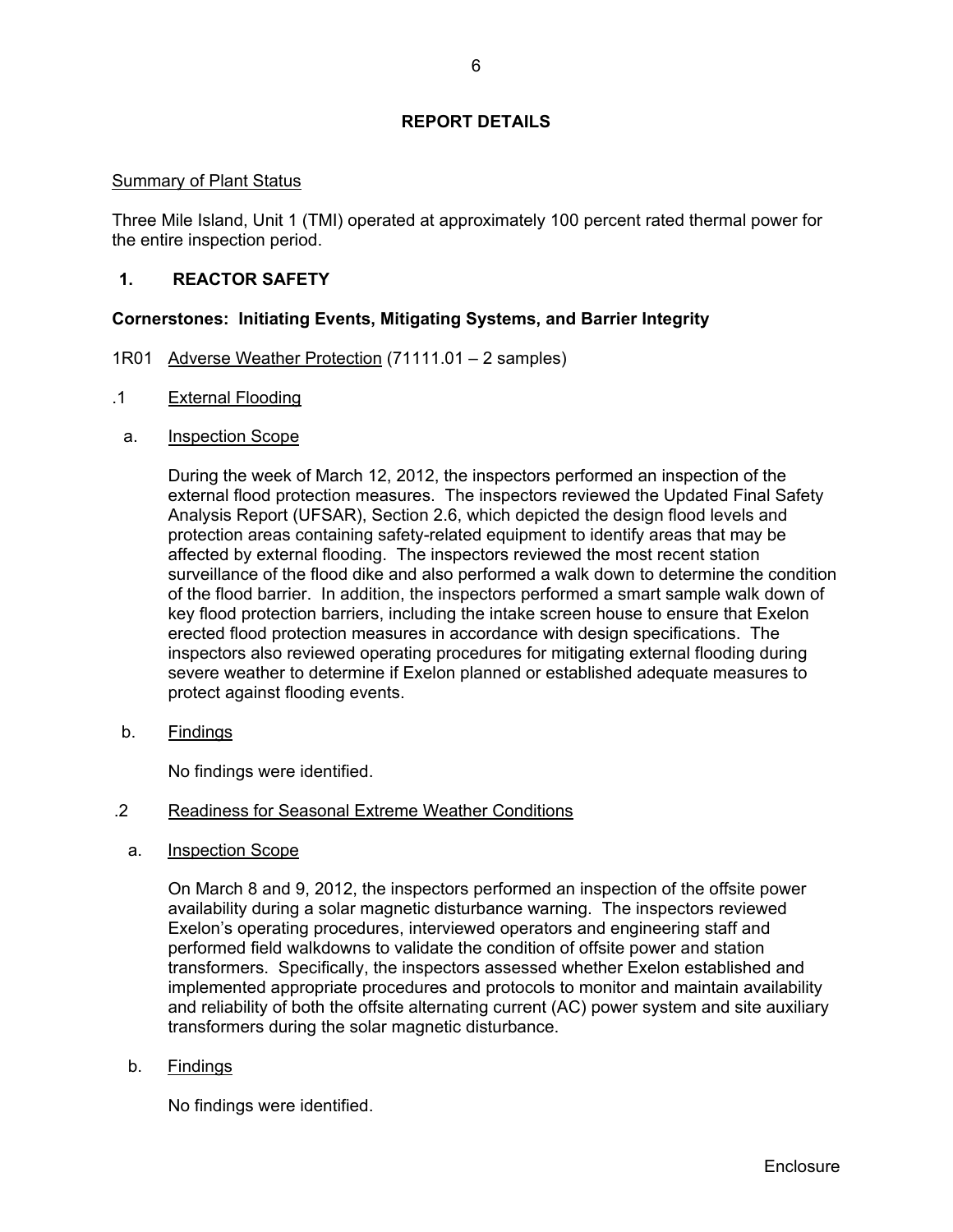## REPORT DETAILS

Summary of Plant Status

Three Mile Island, Unit 1 (TMI) operated at approximately 100 percent rated thermal power for the entire inspection period.

### 1. REACTOR SAFETY

**Cornerstones: Initiating Events, Mitigating Systems, and Barrier Integrity**

1R01 Adverse Weather Protection (71111.01 – 2 samples)

.1 External Flooding

a. Inspection Scope

During the week of March 12, 2012, the inspectors performed an inspection of the external flood protection measures. The inspectors reviewed the Updated Final Safety Analysis Report (UFSAR), Section 2.6, which depicted the design flood levels and protection areas containing safety-related equipment to identify areas that may be affected by external flooding. The inspectors reviewed the most recent station surveillance of the flood dike and also performed a walk down to determine the condition of the flood barrier. In addition, the inspectors performed a smart sample walk down of key flood protection barriers, including the intake screen house to ensure that Exelon erected flood protection measures in accordance with design specifications. The inspectors also reviewed operating procedures for mitigating external flooding during severe weather to determine if Exelon planned or established adequate measures to protect against flooding events.

b. Findings

No findings were identified.

.2 Readiness for Seasonal Extreme Weather Conditions

a. Inspection Scope

On March 8 and 9, 2012, the inspectors performed an inspection of the offsite power availability during a solar magnetic disturbance warning. The inspectors reviewed Exelon's operating procedures, interviewed operators and engineering staff and performed field walkdowns to validate the condition of offsite power and station transformers. Specifically, the inspectors assessed whether Exelon established and implemented appropriate procedures and protocols to monitor and maintain availability and reliability of both the offsite alternating current (AC) power system and site auxiliary transformers during the solar magnetic disturbance.

b. Findings

No findings were identified.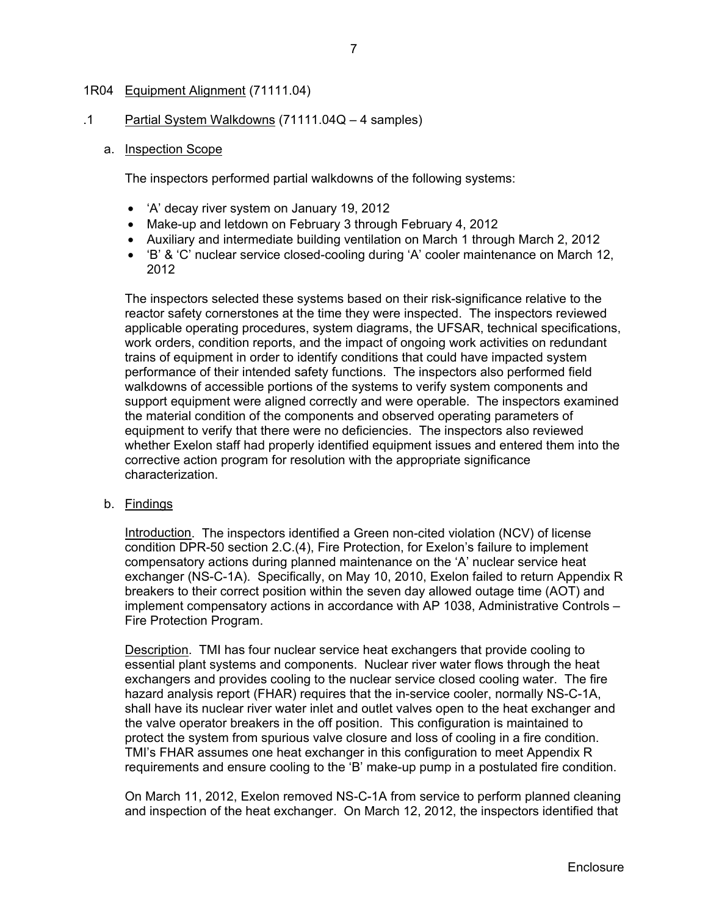## 1R04 Equipment Alignment (71111.04)

### .1 Partial System Walkdowns (71111.04Q – 4 samples)

#### a. Inspection Scope

The inspectors performed partial walkdowns of the following systems:

- 'A' decay river system on January 19, 2012
- Make-up and letdown on February 3 through February 4, 2012
- Auxiliary and intermediate building ventilation on March 1 through March 2, 2012
- 'B' & 'C' nuclear service closed-cooling during 'A' cooler maintenance on March 12, 2012

The inspectors selected these systems based on their risk-significance relative to the reactor safety cornerstones at the time they were inspected. The inspectors reviewed applicable operating procedures, system diagrams, the UFSAR, technical specifications, work orders, condition reports, and the impact of ongoing work activities on redundant trains of equipment in order to identify conditions that could have impacted system performance of their intended safety functions. The inspectors also performed field walkdowns of accessible portions of the systems to verify system components and support equipment were aligned correctly and were operable. The inspectors examined the material condition of the components and observed operating parameters of equipment to verify that there were no deficiencies. The inspectors also reviewed whether Exelon staff had properly identified equipment issues and entered them into the corrective action program for resolution with the appropriate significance characterization.

#### b. Findings

Introduction. The inspectors identified a Green non-cited violation (NCV) of license condition DPR-50 section 2.C.(4), Fire Protection, for Exelon's failure to implement compensatory actions during planned maintenance on the 'A' nuclear service heat exchanger (NS-C-1A). Specifically, on May 10, 2010, Exelon failed to return Appendix R breakers to their correct position within the seven day allowed outage time (AOT) and implement compensatory actions in accordance with AP 1038, Administrative Controls – Fire Protection Program.

Description. TMI has four nuclear service heat exchangers that provide cooling to essential plant systems and components. Nuclear river water flows through the heat exchangers and provides cooling to the nuclear service closed cooling water. The fire hazard analysis report (FHAR) requires that the in-service cooler, normally NS-C-1A, shall have its nuclear river water inlet and outlet valves open to the heat exchanger and the valve operator breakers in the off position. This configuration is maintained to protect the system from spurious valve closure and loss of cooling in a fire condition. TMI's FHAR assumes one heat exchanger in this configuration to meet Appendix R requirements and ensure cooling to the 'B' make-up pump in a postulated fire condition.

On March 11, 2012, Exelon removed NS-C-1A from service to perform planned cleaning and inspection of the heat exchanger. On March 12, 2012, the inspectors identified that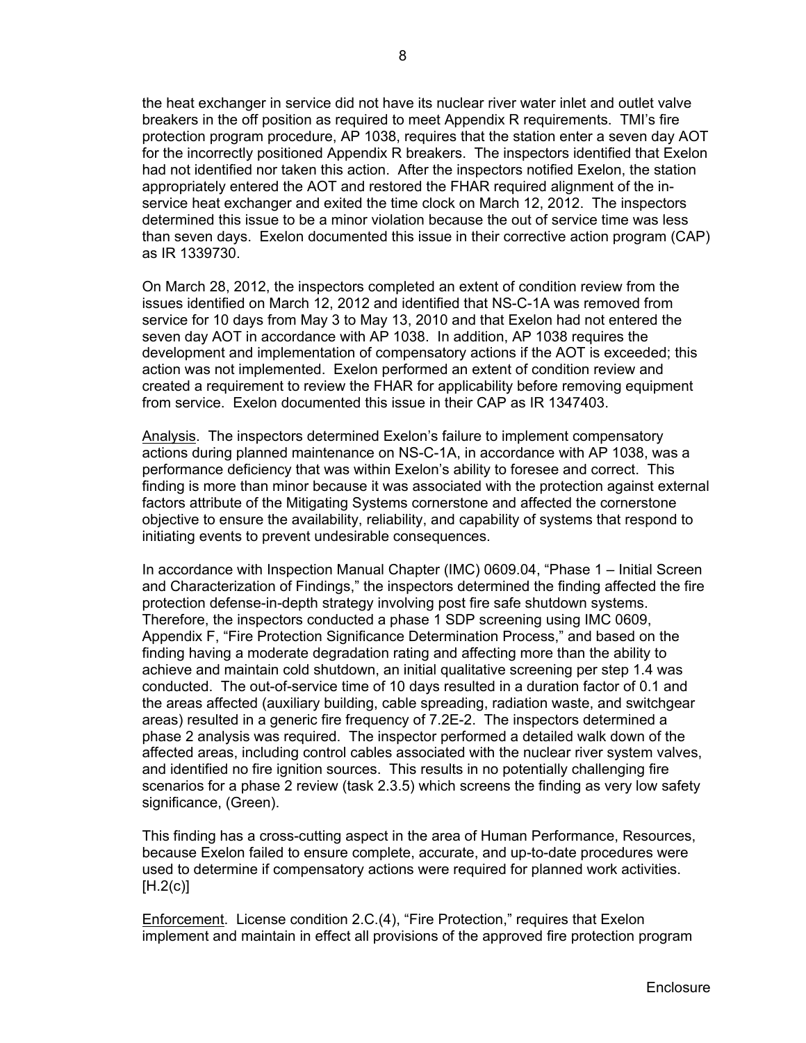the heat exchanger in service did not have its nuclear river water inlet and outlet valve breakers in the off position as required to meet Appendix R requirements. TMI's fire protection program procedure, AP 1038, requires that the station enter a seven day AOT for the incorrectly positioned Appendix R breakers. The inspectors identified that Exelon had not identified nor taken this action. After the inspectors notified Exelon, the station appropriately entered the AOT and restored the FHAR required alignment of the in-service heat exchanger and exited the time clock on March 12, 2012. The inspectors determined this issue to be a minor violation because the out of service time was less than seven days. Exelon documented this issue in their corrective action program (CAP) as IR 1339730.

On March 28, 2012, the inspectors completed an extent of condition review from the issues identified on March 12, 2012 and identified that NS-C-1A was removed from service for 10 days from May 3 to May 13, 2010 and that Exelon had not entered the seven day AOT in accordance with AP 1038. In addition, AP 1038 requires the development and implementation of compensatory actions if the AOT is exceeded; this action was not implemented. Exelon performed an extent of condition review and created a requirement to review the FHAR for applicability before removing equipment from service. Exelon documented this issue in their CAP as IR 1347403.

Analysis. The inspectors determined Exelon's failure to implement compensatory actions during planned maintenance on NS-C-1A, in accordance with AP 1038, was a performance deficiency that was within Exelon's ability to foresee and correct. This finding is more than minor because it was associated with the protection against external factors attribute of the Mitigating Systems cornerstone and affected the cornerstone objective to ensure the availability, reliability, and capability of systems that respond to initiating events to prevent undesirable consequences.

In accordance with Inspection Manual Chapter (IMC) 0609.04, "Phase 1 – Initial Screen and Characterization of Findings," the inspectors determined the finding affected the fire protection defense-in-depth strategy involving post fire safe shutdown systems. Therefore, the inspectors conducted a phase 1 SDP screening using IMC 0609, Appendix F, "Fire Protection Significance Determination Process," and based on the finding having a moderate degradation rating and affecting more than the ability to achieve and maintain cold shutdown, an initial qualitative screening per step 1.4 was conducted. The out-of-service time of 10 days resulted in a duration factor of 0.1 and the areas affected (auxiliary building, cable spreading, radiation waste, and switchgear areas) resulted in a generic fire frequency of 7.2E-2. The inspectors determined a phase 2 analysis was required. The inspector performed a detailed walk down of the affected areas, including control cables associated with the nuclear river system valves, and identified no fire ignition sources. This results in no potentially challenging fire scenarios for a phase 2 review (task 2.3.5) which screens the finding as very low safety significance, (Green).

This finding has a cross-cutting aspect in the area of Human Performance, Resources, because Exelon failed to ensure complete, accurate, and up-to-date procedures were used to determine if compensatory actions were required for planned work activities. [H.2(c)]

Enforcement. License condition 2.C.(4), "Fire Protection," requires that Exelon implement and maintain in effect all provisions of the approved fire protection program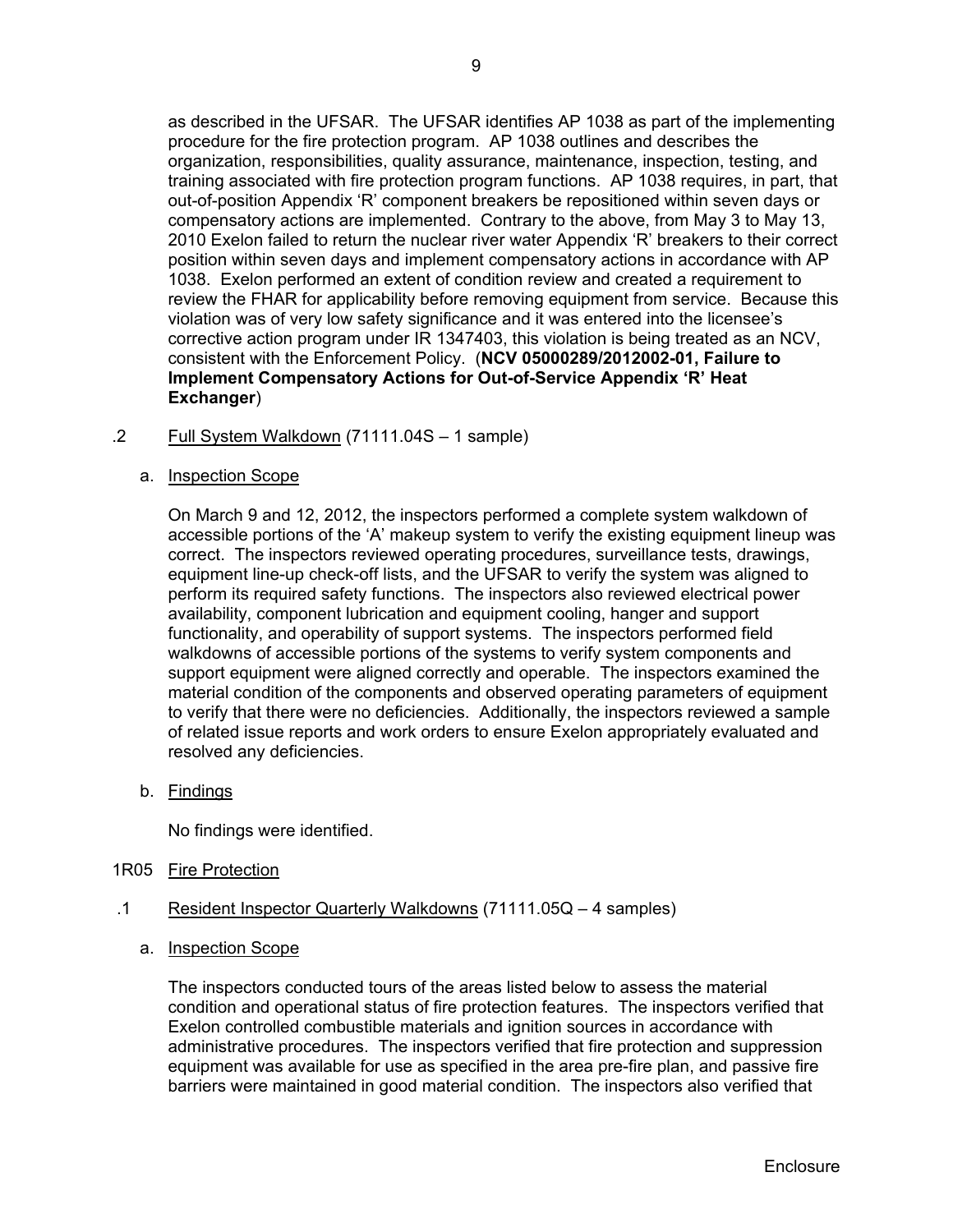as described in the UFSAR. The UFSAR identifies AP 1038 as part of the implementing procedure for the fire protection program. AP 1038 outlines and describes the organization, responsibilities, quality assurance, maintenance, inspection, testing, and training associated with fire protection program functions. AP 1038 requires, in part, that out-of-position Appendix 'R' component breakers be repositioned within seven days or compensatory actions are implemented. Contrary to the above, from May 3 to May 13, 2010 Exelon failed to return the nuclear river water Appendix 'R' breakers to their correct position within seven days and implement compensatory actions in accordance with AP 1038. Exelon performed an extent of condition review and created a requirement to review the FHAR for applicability before removing equipment from service. Because this violation was of very low safety significance and it was entered into the licensee's corrective action program under IR 1347403, this violation is being treated as an NCV, consistent with the Enforcement Policy. (**NCV 05000289/2012002-01, Failure to Implement Compensatory Actions for Out-of-Service Appendix 'R' Heat Exchanger**)

.2 Full System Walkdown (71111.04S – 1 sample)

a. Inspection Scope

On March 9 and 12, 2012, the inspectors performed a complete system walkdown of accessible portions of the 'A' makeup system to verify the existing equipment lineup was correct. The inspectors reviewed operating procedures, surveillance tests, drawings, equipment line-up check-off lists, and the UFSAR to verify the system was aligned to perform its required safety functions. The inspectors also reviewed electrical power availability, component lubrication and equipment cooling, hanger and support functionality, and operability of support systems. The inspectors performed field walkdowns of accessible portions of the systems to verify system components and support equipment were aligned correctly and operable. The inspectors examined the material condition of the components and observed operating parameters of equipment to verify that there were no deficiencies. Additionally, the inspectors reviewed a sample of related issue reports and work orders to ensure Exelon appropriately evaluated and resolved any deficiencies.

b. Findings

No findings were identified.

1R05 Fire Protection

.1 Resident Inspector Quarterly Walkdowns (71111.05Q – 4 samples)

a. Inspection Scope

The inspectors conducted tours of the areas listed below to assess the material condition and operational status of fire protection features. The inspectors verified that Exelon controlled combustible materials and ignition sources in accordance with administrative procedures. The inspectors verified that fire protection and suppression equipment was available for use as specified in the area pre-fire plan, and passive fire barriers were maintained in good material condition. The inspectors also verified that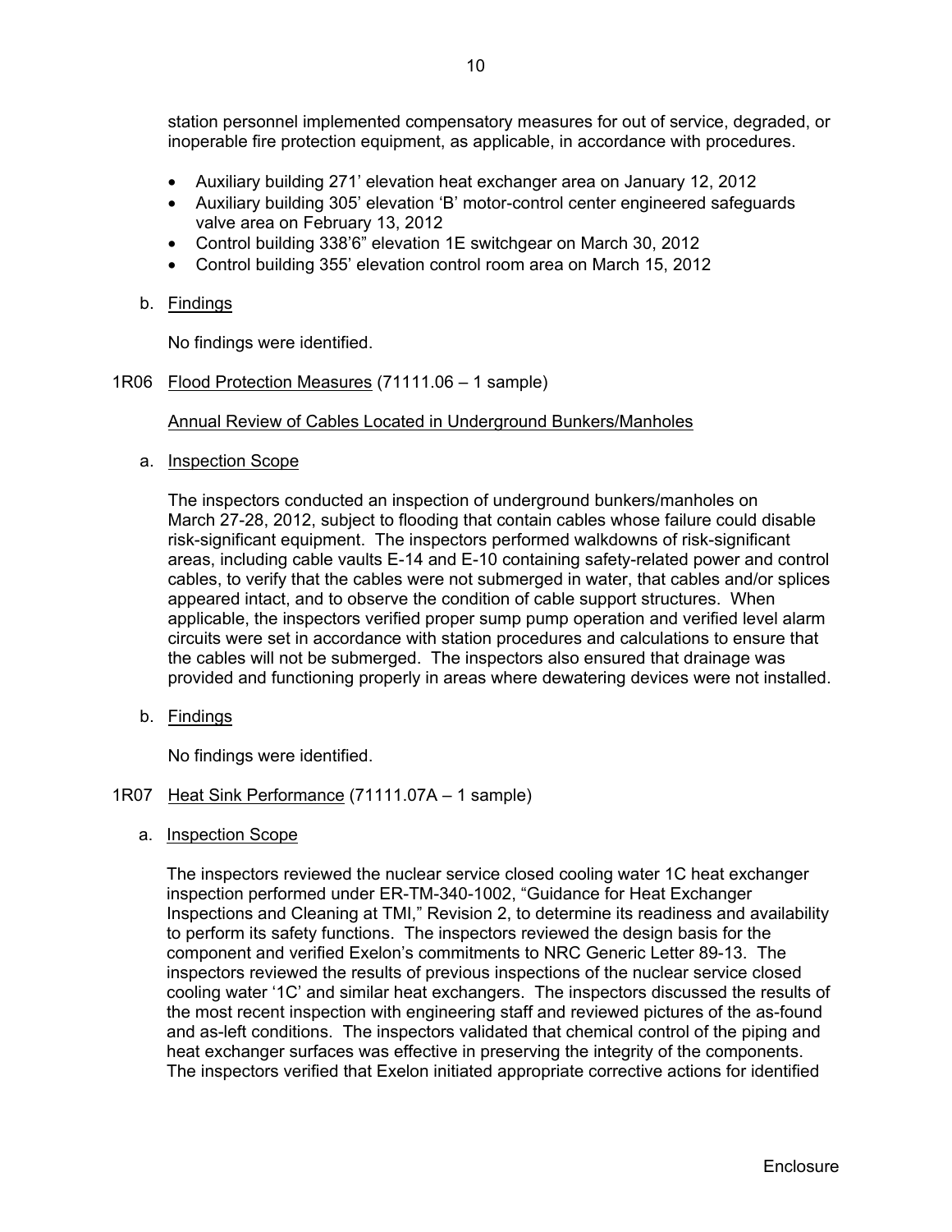station personnel implemented compensatory measures for out of service, degraded, or inoperable fire protection equipment, as applicable, in accordance with procedures.

- Auxiliary building 271' elevation heat exchanger area on January 12, 2012
- Auxiliary building 305' elevation 'B' motor-control center engineered safeguards valve area on February 13, 2012
- Control building 338'6" elevation 1E switchgear on March 30, 2012
- Control building 355' elevation control room area on March 15, 2012

b. Findings

No findings were identified.

### 1R06 Flood Protection Measures (71111.06 – 1 sample)

Annual Review of Cables Located in Underground Bunkers/Manholes

a. Inspection Scope

The inspectors conducted an inspection of underground bunkers/manholes on March 27-28, 2012, subject to flooding that contain cables whose failure could disable risk-significant equipment. The inspectors performed walkdowns of risk-significant areas, including cable vaults E-14 and E-10 containing safety-related power and control cables, to verify that the cables were not submerged in water, that cables and/or splices appeared intact, and to observe the condition of cable support structures. When applicable, the inspectors verified proper sump pump operation and verified level alarm circuits were set in accordance with station procedures and calculations to ensure that the cables will not be submerged. The inspectors also ensured that drainage was provided and functioning properly in areas where dewatering devices were not installed.

b. Findings

No findings were identified.

### 1R07 Heat Sink Performance (71111.07A – 1 sample)

a. Inspection Scope

The inspectors reviewed the nuclear service closed cooling water 1C heat exchanger inspection performed under ER-TM-340-1002, "Guidance for Heat Exchanger Inspections and Cleaning at TMI," Revision 2, to determine its readiness and availability to perform its safety functions. The inspectors reviewed the design basis for the component and verified Exelon's commitments to NRC Generic Letter 89-13. The inspectors reviewed the results of previous inspections of the nuclear service closed cooling water '1C' and similar heat exchangers. The inspectors discussed the results of the most recent inspection with engineering staff and reviewed pictures of the as-found and as-left conditions. The inspectors validated that chemical control of the piping and heat exchanger surfaces was effective in preserving the integrity of the components. The inspectors verified that Exelon initiated appropriate corrective actions for identified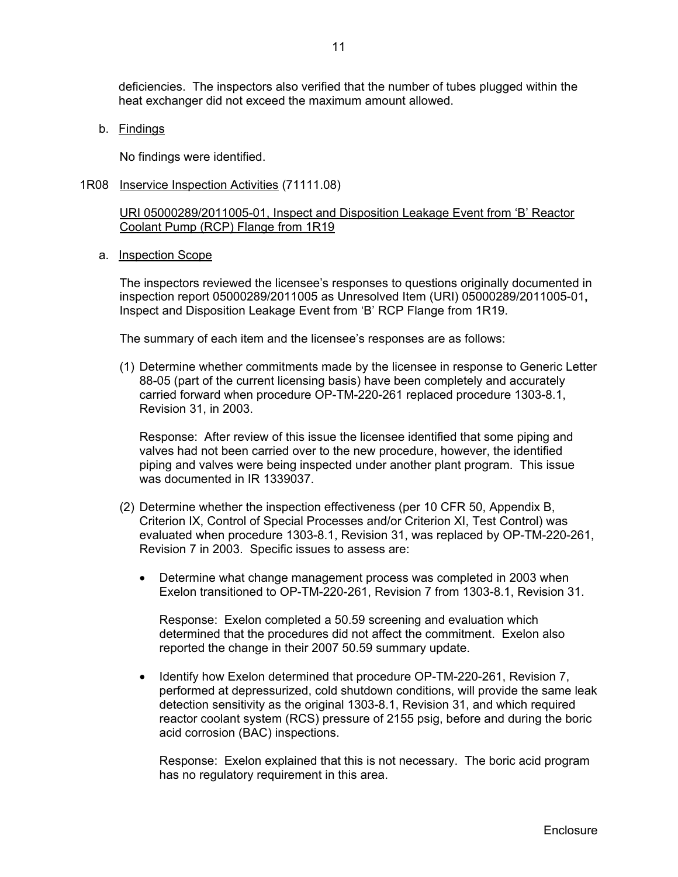deficiencies. The inspectors also verified that the number of tubes plugged within the heat exchanger did not exceed the maximum amount allowed.

b. Findings

No findings were identified.

1R08 Inservice Inspection Activities (71111.08)

URI 05000289/2011005-01, Inspect and Disposition Leakage Event from 'B' Reactor Coolant Pump (RCP) Flange from 1R19

a. Inspection Scope

The inspectors reviewed the licensee's responses to questions originally documented in inspection report 05000289/2011005 as Unresolved Item (URI) 05000289/2011005-01**,** Inspect and Disposition Leakage Event from 'B' RCP Flange from 1R19.

The summary of each item and the licensee's responses are as follows:

(1) Determine whether commitments made by the licensee in response to Generic Letter 88-05 (part of the current licensing basis) have been completely and accurately carried forward when procedure OP-TM-220-261 replaced procedure 1303-8.1, Revision 31, in 2003.

   Response: After review of this issue the licensee identified that some piping and valves had not been carried over to the new procedure, however, the identified piping and valves were being inspected under another plant program. This issue was documented in IR 1339037.

(2) Determine whether the inspection effectiveness (per 10 CFR 50, Appendix B, Criterion IX, Control of Special Processes and/or Criterion XI, Test Control) was evaluated when procedure 1303-8.1, Revision 31, was replaced by OP-TM-220-261, Revision 7 in 2003. Specific issues to assess are:

   - Determine what change management process was completed in 2003 when Exelon transitioned to OP-TM-220-261, Revision 7 from 1303-8.1, Revision 31.

     Response: Exelon completed a 50.59 screening and evaluation which determined that the procedures did not affect the commitment. Exelon also reported the change in their 2007 50.59 summary update.

   - Identify how Exelon determined that procedure OP-TM-220-261, Revision 7, performed at depressurized, cold shutdown conditions, will provide the same leak detection sensitivity as the original 1303-8.1, Revision 31, and which required reactor coolant system (RCS) pressure of 2155 psig, before and during the boric acid corrosion (BAC) inspections.

     Response: Exelon explained that this is not necessary. The boric acid program has no regulatory requirement in this area.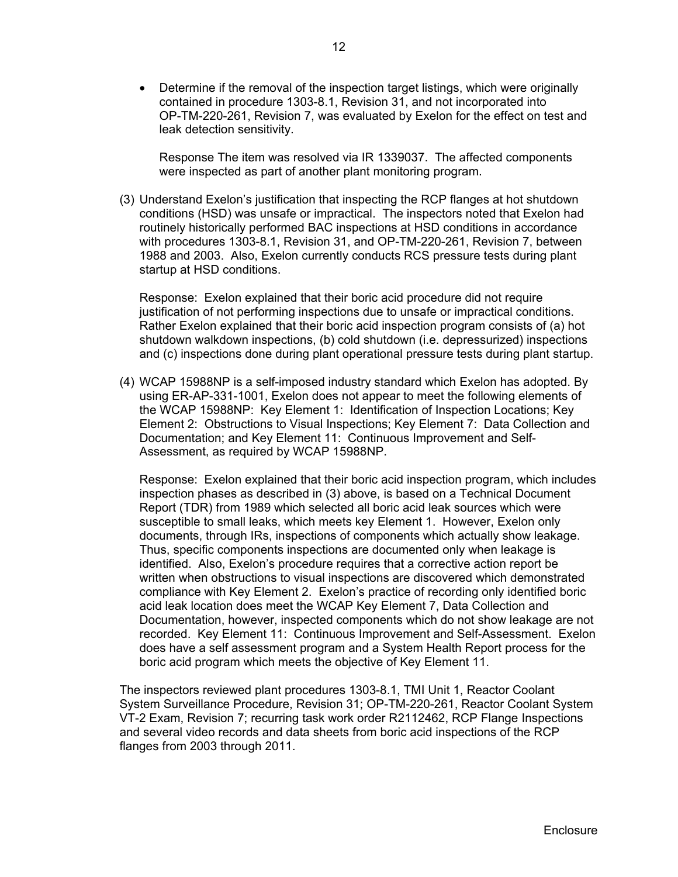- Determine if the removal of the inspection target listings, which were originally contained in procedure 1303-8.1, Revision 31, and not incorporated into OP-TM-220-261, Revision 7, was evaluated by Exelon for the effect on test and leak detection sensitivity.

  Response The item was resolved via IR 1339037. The affected components were inspected as part of another plant monitoring program.

(3) Understand Exelon's justification that inspecting the RCP flanges at hot shutdown conditions (HSD) was unsafe or impractical. The inspectors noted that Exelon had routinely historically performed BAC inspections at HSD conditions in accordance with procedures 1303-8.1, Revision 31, and OP-TM-220-261, Revision 7, between 1988 and 2003. Also, Exelon currently conducts RCS pressure tests during plant startup at HSD conditions.

Response: Exelon explained that their boric acid procedure did not require justification of not performing inspections due to unsafe or impractical conditions. Rather Exelon explained that their boric acid inspection program consists of (a) hot shutdown walkdown inspections, (b) cold shutdown (i.e. depressurized) inspections and (c) inspections done during plant operational pressure tests during plant startup.

(4) WCAP 15988NP is a self-imposed industry standard which Exelon has adopted. By using ER-AP-331-1001, Exelon does not appear to meet the following elements of the WCAP 15988NP: Key Element 1: Identification of Inspection Locations; Key Element 2: Obstructions to Visual Inspections; Key Element 7: Data Collection and Documentation; and Key Element 11: Continuous Improvement and Self-Assessment, as required by WCAP 15988NP.

Response: Exelon explained that their boric acid inspection program, which includes inspection phases as described in (3) above, is based on a Technical Document Report (TDR) from 1989 which selected all boric acid leak sources which were susceptible to small leaks, which meets key Element 1. However, Exelon only documents, through IRs, inspections of components which actually show leakage. Thus, specific components inspections are documented only when leakage is identified. Also, Exelon's procedure requires that a corrective action report be written when obstructions to visual inspections are discovered which demonstrated compliance with Key Element 2. Exelon's practice of recording only identified boric acid leak location does meet the WCAP Key Element 7, Data Collection and Documentation, however, inspected components which do not show leakage are not recorded. Key Element 11: Continuous Improvement and Self-Assessment. Exelon does have a self assessment program and a System Health Report process for the boric acid program which meets the objective of Key Element 11.

The inspectors reviewed plant procedures 1303-8.1, TMI Unit 1, Reactor Coolant System Surveillance Procedure, Revision 31; OP-TM-220-261, Reactor Coolant System VT-2 Exam, Revision 7; recurring task work order R2112462, RCP Flange Inspections and several video records and data sheets from boric acid inspections of the RCP flanges from 2003 through 2011.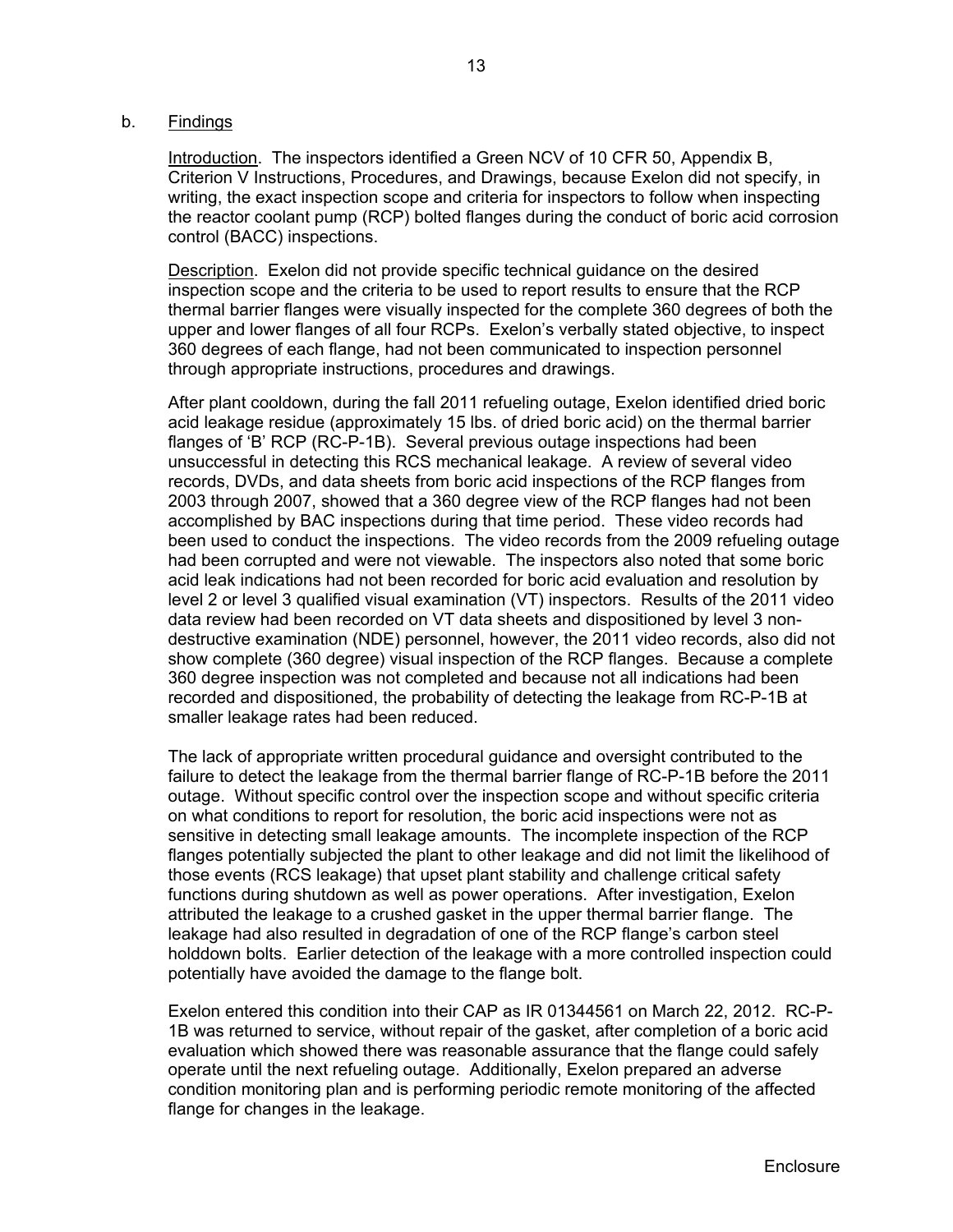b. Findings

Introduction. The inspectors identified a Green NCV of 10 CFR 50, Appendix B, Criterion V Instructions, Procedures, and Drawings, because Exelon did not specify, in writing, the exact inspection scope and criteria for inspectors to follow when inspecting the reactor coolant pump (RCP) bolted flanges during the conduct of boric acid corrosion control (BACC) inspections.

Description. Exelon did not provide specific technical guidance on the desired inspection scope and the criteria to be used to report results to ensure that the RCP thermal barrier flanges were visually inspected for the complete 360 degrees of both the upper and lower flanges of all four RCPs. Exelon's verbally stated objective, to inspect 360 degrees of each flange, had not been communicated to inspection personnel through appropriate instructions, procedures and drawings.

After plant cooldown, during the fall 2011 refueling outage, Exelon identified dried boric acid leakage residue (approximately 15 lbs. of dried boric acid) on the thermal barrier flanges of 'B' RCP (RC-P-1B). Several previous outage inspections had been unsuccessful in detecting this RCS mechanical leakage. A review of several video records, DVDs, and data sheets from boric acid inspections of the RCP flanges from 2003 through 2007, showed that a 360 degree view of the RCP flanges had not been accomplished by BAC inspections during that time period. These video records had been used to conduct the inspections. The video records from the 2009 refueling outage had been corrupted and were not viewable. The inspectors also noted that some boric acid leak indications had not been recorded for boric acid evaluation and resolution by level 2 or level 3 qualified visual examination (VT) inspectors. Results of the 2011 video data review had been recorded on VT data sheets and dispositioned by level 3 non-destructive examination (NDE) personnel, however, the 2011 video records, also did not show complete (360 degree) visual inspection of the RCP flanges. Because a complete 360 degree inspection was not completed and because not all indications had been recorded and dispositioned, the probability of detecting the leakage from RC-P-1B at smaller leakage rates had been reduced.

The lack of appropriate written procedural guidance and oversight contributed to the failure to detect the leakage from the thermal barrier flange of RC-P-1B before the 2011 outage. Without specific control over the inspection scope and without specific criteria on what conditions to report for resolution, the boric acid inspections were not as sensitive in detecting small leakage amounts. The incomplete inspection of the RCP flanges potentially subjected the plant to other leakage and did not limit the likelihood of those events (RCS leakage) that upset plant stability and challenge critical safety functions during shutdown as well as power operations. After investigation, Exelon attributed the leakage to a crushed gasket in the upper thermal barrier flange. The leakage had also resulted in degradation of one of the RCP flange's carbon steel holddown bolts. Earlier detection of the leakage with a more controlled inspection could potentially have avoided the damage to the flange bolt.

Exelon entered this condition into their CAP as IR 01344561 on March 22, 2012. RC-P-1B was returned to service, without repair of the gasket, after completion of a boric acid evaluation which showed there was reasonable assurance that the flange could safely operate until the next refueling outage. Additionally, Exelon prepared an adverse condition monitoring plan and is performing periodic remote monitoring of the affected flange for changes in the leakage.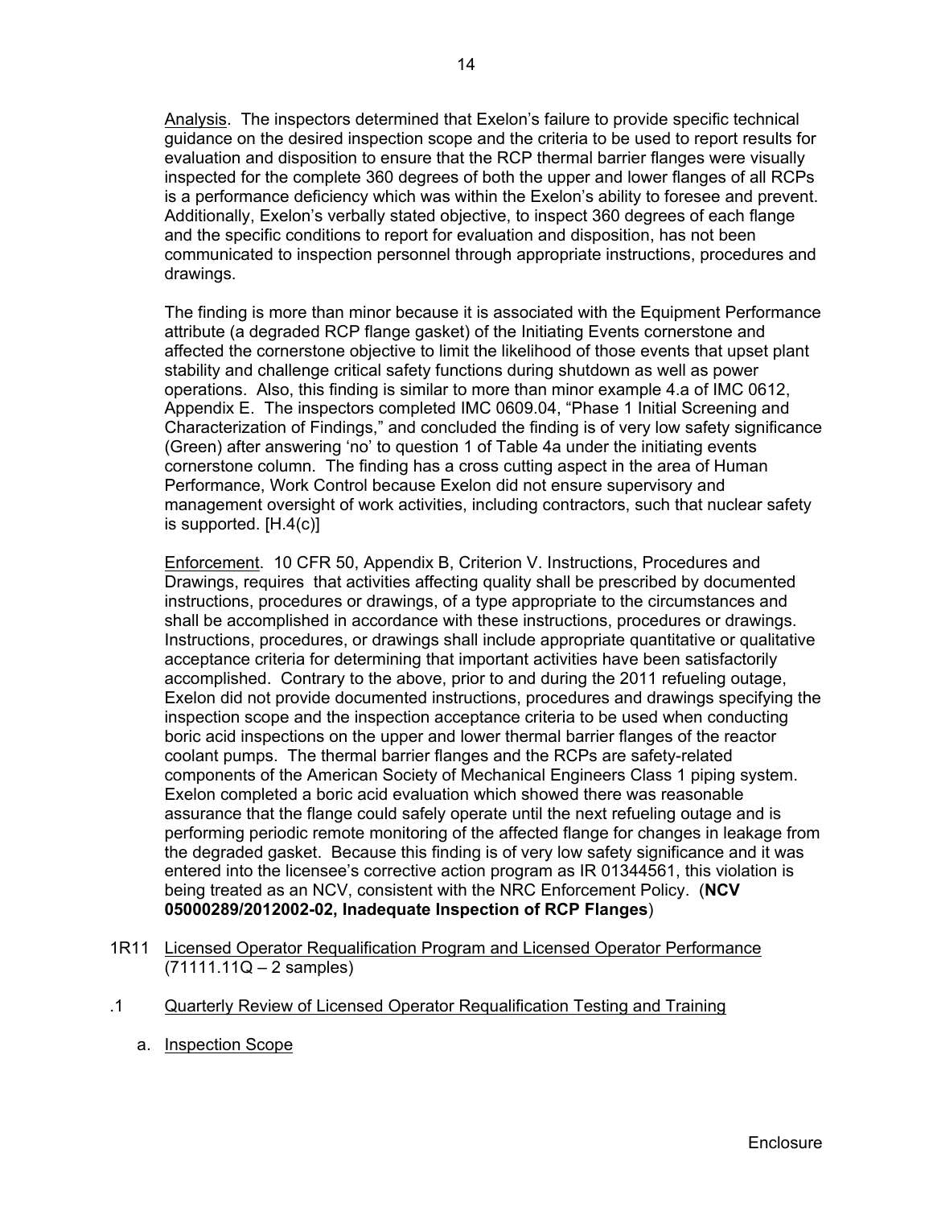Analysis. The inspectors determined that Exelon's failure to provide specific technical guidance on the desired inspection scope and the criteria to be used to report results for evaluation and disposition to ensure that the RCP thermal barrier flanges were visually inspected for the complete 360 degrees of both the upper and lower flanges of all RCPs is a performance deficiency which was within the Exelon's ability to foresee and prevent. Additionally, Exelon's verbally stated objective, to inspect 360 degrees of each flange and the specific conditions to report for evaluation and disposition, has not been communicated to inspection personnel through appropriate instructions, procedures and drawings.

The finding is more than minor because it is associated with the Equipment Performance attribute (a degraded RCP flange gasket) of the Initiating Events cornerstone and affected the cornerstone objective to limit the likelihood of those events that upset plant stability and challenge critical safety functions during shutdown as well as power operations. Also, this finding is similar to more than minor example 4.a of IMC 0612, Appendix E. The inspectors completed IMC 0609.04, "Phase 1 Initial Screening and Characterization of Findings," and concluded the finding is of very low safety significance (Green) after answering 'no' to question 1 of Table 4a under the initiating events cornerstone column. The finding has a cross cutting aspect in the area of Human Performance, Work Control because Exelon did not ensure supervisory and management oversight of work activities, including contractors, such that nuclear safety is supported. [H.4(c)]

Enforcement. 10 CFR 50, Appendix B, Criterion V. Instructions, Procedures and Drawings, requires that activities affecting quality shall be prescribed by documented instructions, procedures or drawings, of a type appropriate to the circumstances and shall be accomplished in accordance with these instructions, procedures or drawings. Instructions, procedures, or drawings shall include appropriate quantitative or qualitative acceptance criteria for determining that important activities have been satisfactorily accomplished. Contrary to the above, prior to and during the 2011 refueling outage, Exelon did not provide documented instructions, procedures and drawings specifying the inspection scope and the inspection acceptance criteria to be used when conducting boric acid inspections on the upper and lower thermal barrier flanges of the reactor coolant pumps. The thermal barrier flanges and the RCPs are safety-related components of the American Society of Mechanical Engineers Class 1 piping system. Exelon completed a boric acid evaluation which showed there was reasonable assurance that the flange could safely operate until the next refueling outage and is performing periodic remote monitoring of the affected flange for changes in leakage from the degraded gasket. Because this finding is of very low safety significance and it was entered into the licensee's corrective action program as IR 01344561, this violation is being treated as an NCV, consistent with the NRC Enforcement Policy. (**NCV 05000289/2012002-02, Inadequate Inspection of RCP Flanges**)

1R11 Licensed Operator Requalification Program and Licensed Operator Performance (71111.11Q – 2 samples)

.1 Quarterly Review of Licensed Operator Requalification Testing and Training

a. Inspection Scope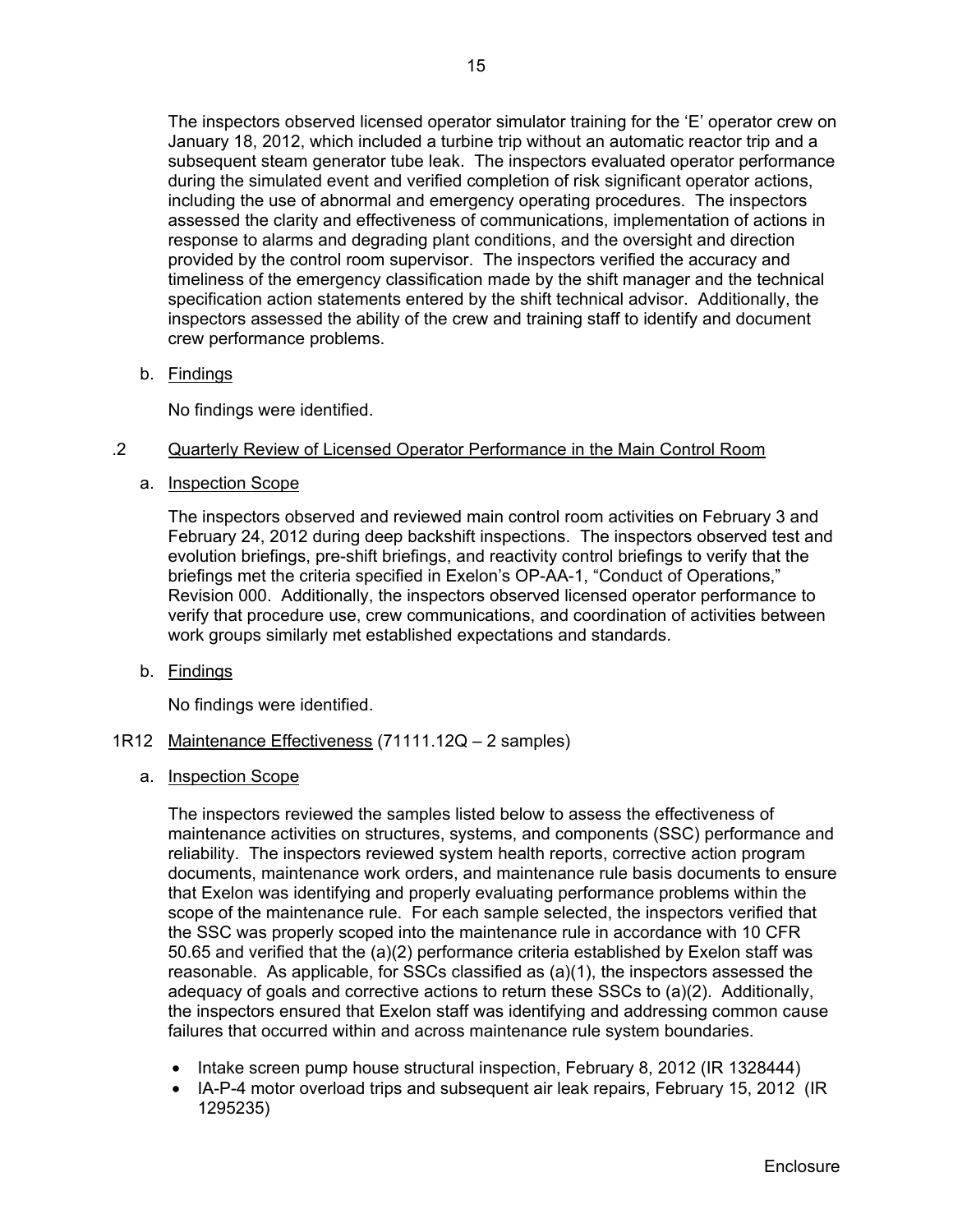The inspectors observed licensed operator simulator training for the 'E' operator crew on January 18, 2012, which included a turbine trip without an automatic reactor trip and a subsequent steam generator tube leak. The inspectors evaluated operator performance during the simulated event and verified completion of risk significant operator actions, including the use of abnormal and emergency operating procedures. The inspectors assessed the clarity and effectiveness of communications, implementation of actions in response to alarms and degrading plant conditions, and the oversight and direction provided by the control room supervisor. The inspectors verified the accuracy and timeliness of the emergency classification made by the shift manager and the technical specification action statements entered by the shift technical advisor. Additionally, the inspectors assessed the ability of the crew and training staff to identify and document crew performance problems.

b. Findings

No findings were identified.

.2 Quarterly Review of Licensed Operator Performance in the Main Control Room

a. Inspection Scope

The inspectors observed and reviewed main control room activities on February 3 and February 24, 2012 during deep backshift inspections. The inspectors observed test and evolution briefings, pre-shift briefings, and reactivity control briefings to verify that the briefings met the criteria specified in Exelon's OP-AA-1, "Conduct of Operations," Revision 000. Additionally, the inspectors observed licensed operator performance to verify that procedure use, crew communications, and coordination of activities between work groups similarly met established expectations and standards.

b. Findings

No findings were identified.

1R12 Maintenance Effectiveness (71111.12Q – 2 samples)

a. Inspection Scope

The inspectors reviewed the samples listed below to assess the effectiveness of maintenance activities on structures, systems, and components (SSC) performance and reliability. The inspectors reviewed system health reports, corrective action program documents, maintenance work orders, and maintenance rule basis documents to ensure that Exelon was identifying and properly evaluating performance problems within the scope of the maintenance rule. For each sample selected, the inspectors verified that the SSC was properly scoped into the maintenance rule in accordance with 10 CFR 50.65 and verified that the (a)(2) performance criteria established by Exelon staff was reasonable. As applicable, for SSCs classified as (a)(1), the inspectors assessed the adequacy of goals and corrective actions to return these SSCs to (a)(2). Additionally, the inspectors ensured that Exelon staff was identifying and addressing common cause failures that occurred within and across maintenance rule system boundaries.

- Intake screen pump house structural inspection, February 8, 2012 (IR 1328444)
- IA-P-4 motor overload trips and subsequent air leak repairs, February 15, 2012 (IR 1295235)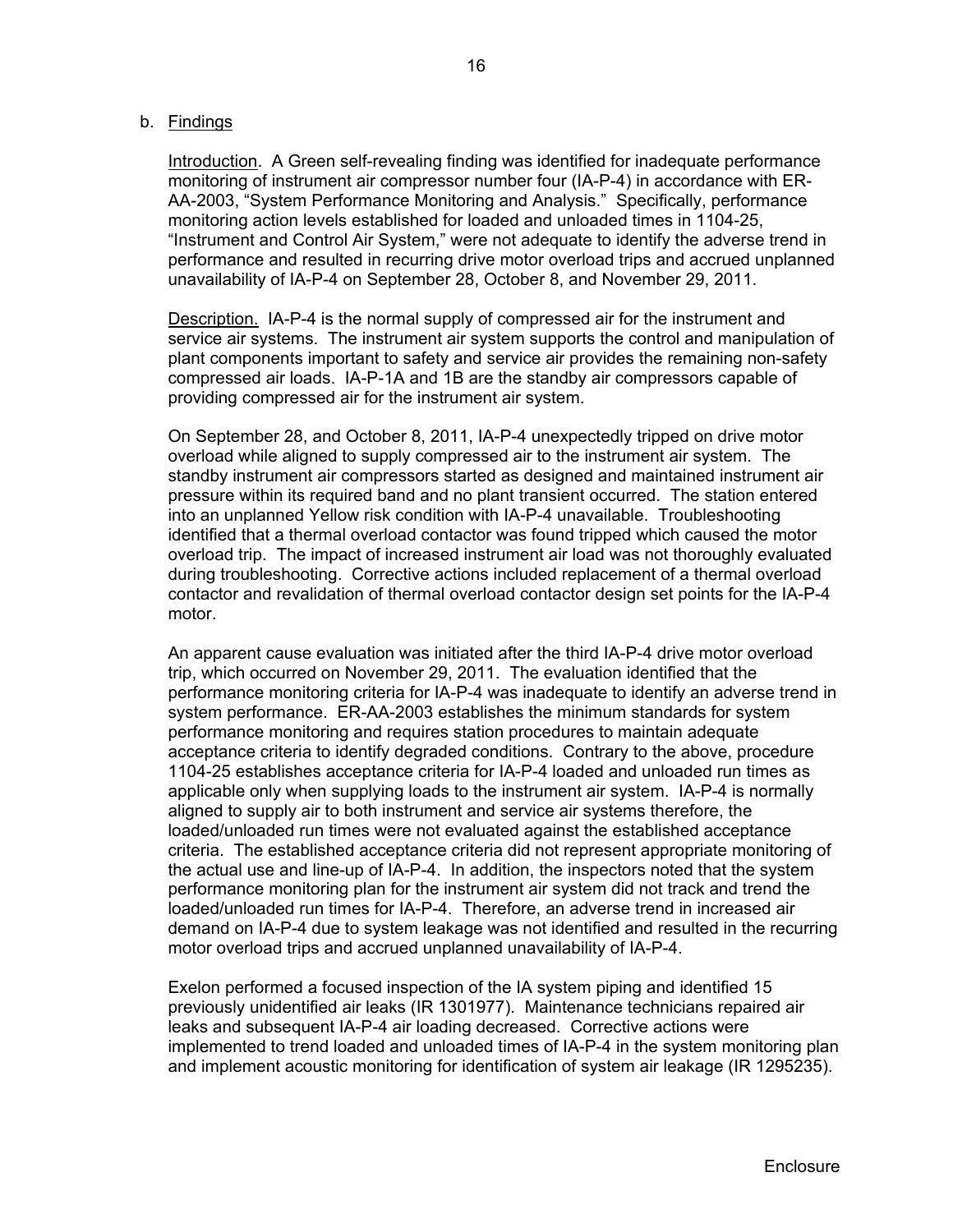b. Findings

Introduction. A Green self-revealing finding was identified for inadequate performance monitoring of instrument air compressor number four (IA-P-4) in accordance with ER-AA-2003, "System Performance Monitoring and Analysis." Specifically, performance monitoring action levels established for loaded and unloaded times in 1104-25, "Instrument and Control Air System," were not adequate to identify the adverse trend in performance and resulted in recurring drive motor overload trips and accrued unplanned unavailability of IA-P-4 on September 28, October 8, and November 29, 2011.

Description. IA-P-4 is the normal supply of compressed air for the instrument and service air systems. The instrument air system supports the control and manipulation of plant components important to safety and service air provides the remaining non-safety compressed air loads. IA-P-1A and 1B are the standby air compressors capable of providing compressed air for the instrument air system.

On September 28, and October 8, 2011, IA-P-4 unexpectedly tripped on drive motor overload while aligned to supply compressed air to the instrument air system. The standby instrument air compressors started as designed and maintained instrument air pressure within its required band and no plant transient occurred. The station entered into an unplanned Yellow risk condition with IA-P-4 unavailable. Troubleshooting identified that a thermal overload contactor was found tripped which caused the motor overload trip. The impact of increased instrument air load was not thoroughly evaluated during troubleshooting. Corrective actions included replacement of a thermal overload contactor and revalidation of thermal overload contactor design set points for the IA-P-4 motor.

An apparent cause evaluation was initiated after the third IA-P-4 drive motor overload trip, which occurred on November 29, 2011. The evaluation identified that the performance monitoring criteria for IA-P-4 was inadequate to identify an adverse trend in system performance. ER-AA-2003 establishes the minimum standards for system performance monitoring and requires station procedures to maintain adequate acceptance criteria to identify degraded conditions. Contrary to the above, procedure 1104-25 establishes acceptance criteria for IA-P-4 loaded and unloaded run times as applicable only when supplying loads to the instrument air system. IA-P-4 is normally aligned to supply air to both instrument and service air systems therefore, the loaded/unloaded run times were not evaluated against the established acceptance criteria. The established acceptance criteria did not represent appropriate monitoring of the actual use and line-up of IA-P-4. In addition, the inspectors noted that the system performance monitoring plan for the instrument air system did not track and trend the loaded/unloaded run times for IA-P-4. Therefore, an adverse trend in increased air demand on IA-P-4 due to system leakage was not identified and resulted in the recurring motor overload trips and accrued unplanned unavailability of IA-P-4.

Exelon performed a focused inspection of the IA system piping and identified 15 previously unidentified air leaks (IR 1301977). Maintenance technicians repaired air leaks and subsequent IA-P-4 air loading decreased. Corrective actions were implemented to trend loaded and unloaded times of IA-P-4 in the system monitoring plan and implement acoustic monitoring for identification of system air leakage (IR 1295235).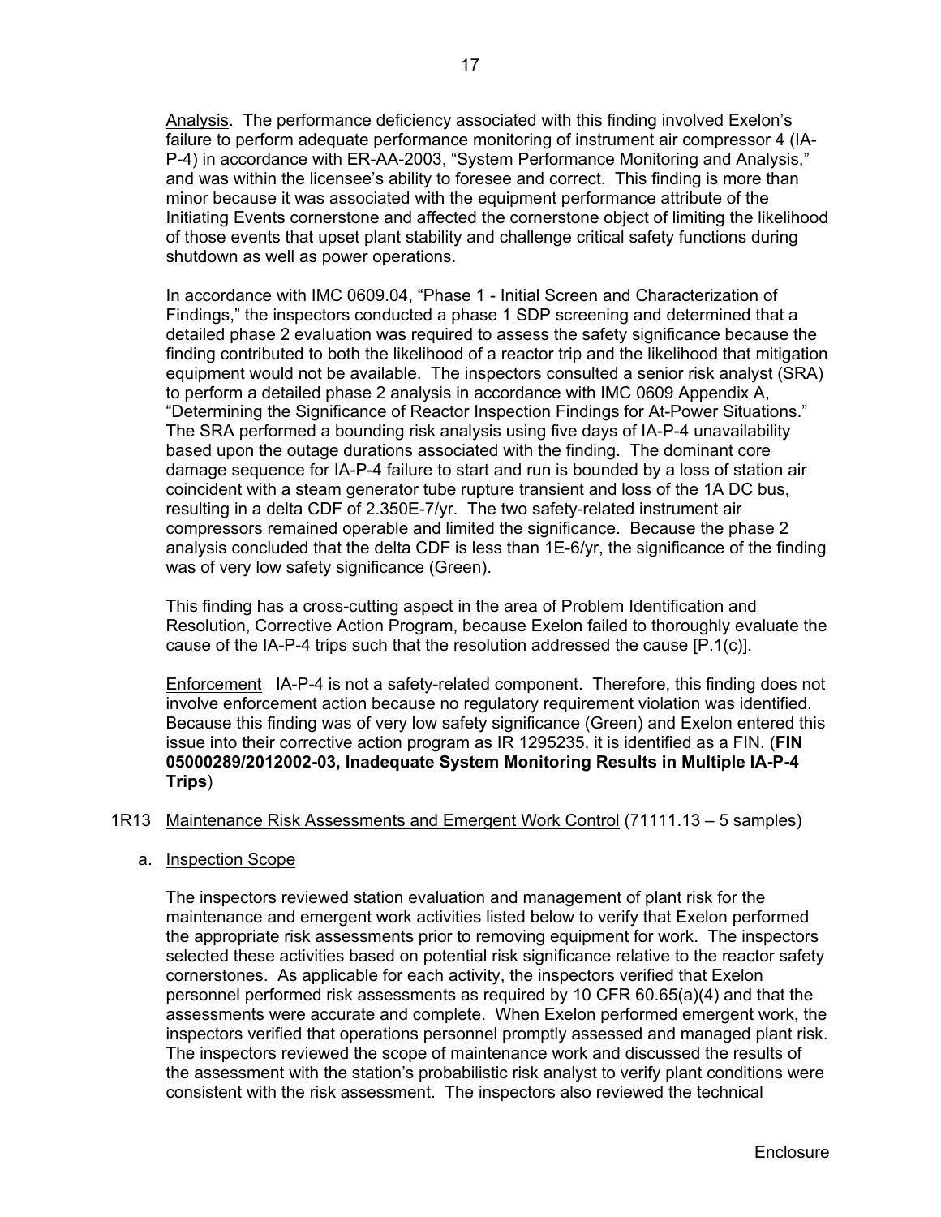Analysis. The performance deficiency associated with this finding involved Exelon's failure to perform adequate performance monitoring of instrument air compressor 4 (IA-P-4) in accordance with ER-AA-2003, "System Performance Monitoring and Analysis," and was within the licensee's ability to foresee and correct. This finding is more than minor because it was associated with the equipment performance attribute of the Initiating Events cornerstone and affected the cornerstone object of limiting the likelihood of those events that upset plant stability and challenge critical safety functions during shutdown as well as power operations.

In accordance with IMC 0609.04, "Phase 1 - Initial Screen and Characterization of Findings," the inspectors conducted a phase 1 SDP screening and determined that a detailed phase 2 evaluation was required to assess the safety significance because the finding contributed to both the likelihood of a reactor trip and the likelihood that mitigation equipment would not be available. The inspectors consulted a senior risk analyst (SRA) to perform a detailed phase 2 analysis in accordance with IMC 0609 Appendix A, "Determining the Significance of Reactor Inspection Findings for At-Power Situations." The SRA performed a bounding risk analysis using five days of IA-P-4 unavailability based upon the outage durations associated with the finding. The dominant core damage sequence for IA-P-4 failure to start and run is bounded by a loss of station air coincident with a steam generator tube rupture transient and loss of the 1A DC bus, resulting in a delta CDF of 2.350E-7/yr. The two safety-related instrument air compressors remained operable and limited the significance. Because the phase 2 analysis concluded that the delta CDF is less than 1E-6/yr, the significance of the finding was of very low safety significance (Green).

This finding has a cross-cutting aspect in the area of Problem Identification and Resolution, Corrective Action Program, because Exelon failed to thoroughly evaluate the cause of the IA-P-4 trips such that the resolution addressed the cause [P.1(c)].

Enforcement IA-P-4 is not a safety-related component. Therefore, this finding does not involve enforcement action because no regulatory requirement violation was identified. Because this finding was of very low safety significance (Green) and Exelon entered this issue into their corrective action program as IR 1295235, it is identified as a FIN. (**FIN 05000289/2012002-03, Inadequate System Monitoring Results in Multiple IA-P-4 Trips**)

1R13 Maintenance Risk Assessments and Emergent Work Control (71111.13 – 5 samples)

a. Inspection Scope

The inspectors reviewed station evaluation and management of plant risk for the maintenance and emergent work activities listed below to verify that Exelon performed the appropriate risk assessments prior to removing equipment for work. The inspectors selected these activities based on potential risk significance relative to the reactor safety cornerstones. As applicable for each activity, the inspectors verified that Exelon personnel performed risk assessments as required by 10 CFR 60.65(a)(4) and that the assessments were accurate and complete. When Exelon performed emergent work, the inspectors verified that operations personnel promptly assessed and managed plant risk. The inspectors reviewed the scope of maintenance work and discussed the results of the assessment with the station's probabilistic risk analyst to verify plant conditions were consistent with the risk assessment. The inspectors also reviewed the technical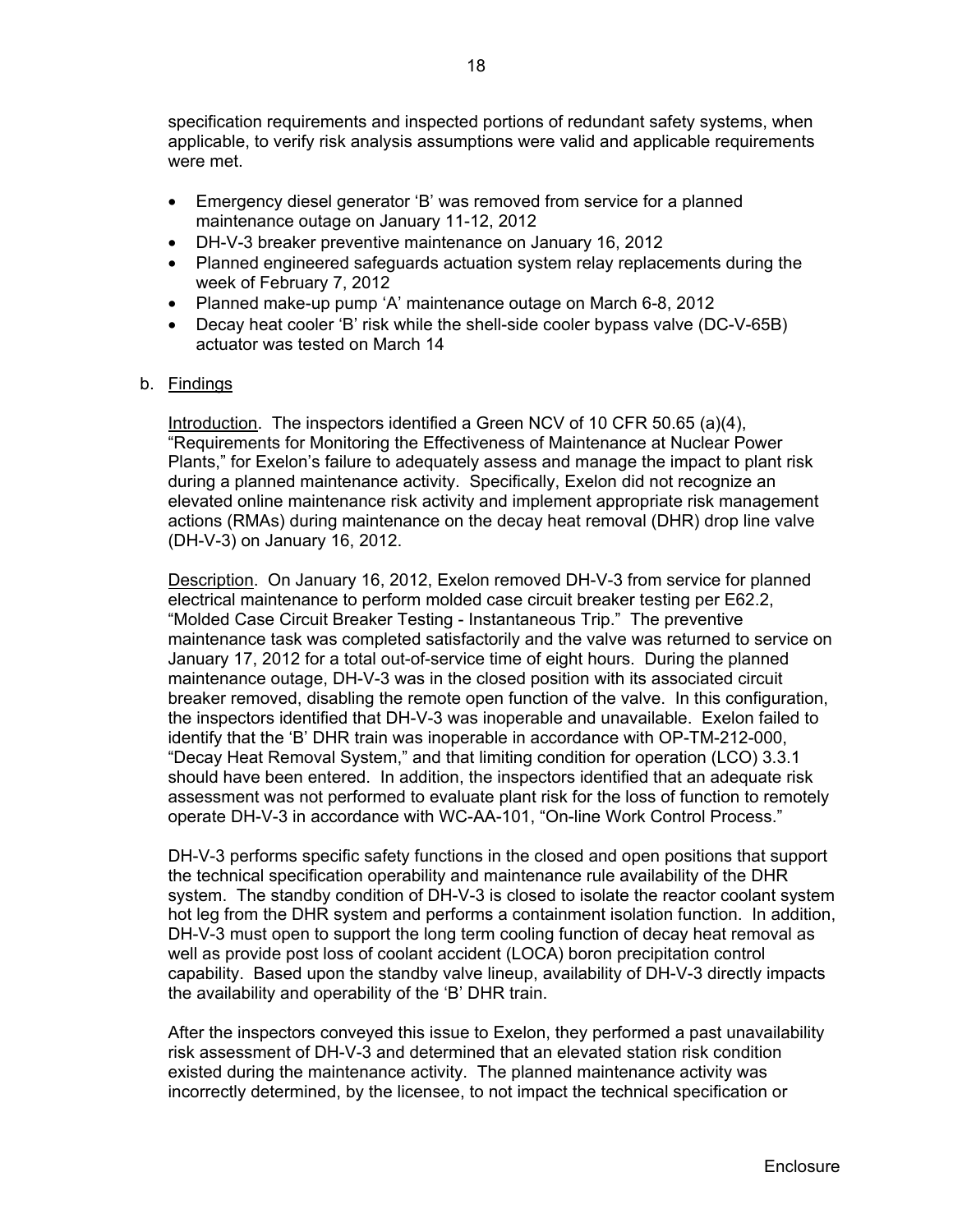specification requirements and inspected portions of redundant safety systems, when applicable, to verify risk analysis assumptions were valid and applicable requirements were met.

- Emergency diesel generator 'B' was removed from service for a planned maintenance outage on January 11-12, 2012
- DH-V-3 breaker preventive maintenance on January 16, 2012
- Planned engineered safeguards actuation system relay replacements during the week of February 7, 2012
- Planned make-up pump 'A' maintenance outage on March 6-8, 2012
- Decay heat cooler 'B' risk while the shell-side cooler bypass valve (DC-V-65B) actuator was tested on March 14

b. Findings

Introduction. The inspectors identified a Green NCV of 10 CFR 50.65 (a)(4), "Requirements for Monitoring the Effectiveness of Maintenance at Nuclear Power Plants," for Exelon's failure to adequately assess and manage the impact to plant risk during a planned maintenance activity. Specifically, Exelon did not recognize an elevated online maintenance risk activity and implement appropriate risk management actions (RMAs) during maintenance on the decay heat removal (DHR) drop line valve (DH-V-3) on January 16, 2012.

Description. On January 16, 2012, Exelon removed DH-V-3 from service for planned electrical maintenance to perform molded case circuit breaker testing per E62.2, "Molded Case Circuit Breaker Testing - Instantaneous Trip." The preventive maintenance task was completed satisfactorily and the valve was returned to service on January 17, 2012 for a total out-of-service time of eight hours. During the planned maintenance outage, DH-V-3 was in the closed position with its associated circuit breaker removed, disabling the remote open function of the valve. In this configuration, the inspectors identified that DH-V-3 was inoperable and unavailable. Exelon failed to identify that the 'B' DHR train was inoperable in accordance with OP-TM-212-000, "Decay Heat Removal System," and that limiting condition for operation (LCO) 3.3.1 should have been entered. In addition, the inspectors identified that an adequate risk assessment was not performed to evaluate plant risk for the loss of function to remotely operate DH-V-3 in accordance with WC-AA-101, "On-line Work Control Process."

DH-V-3 performs specific safety functions in the closed and open positions that support the technical specification operability and maintenance rule availability of the DHR system. The standby condition of DH-V-3 is closed to isolate the reactor coolant system hot leg from the DHR system and performs a containment isolation function. In addition, DH-V-3 must open to support the long term cooling function of decay heat removal as well as provide post loss of coolant accident (LOCA) boron precipitation control capability. Based upon the standby valve lineup, availability of DH-V-3 directly impacts the availability and operability of the 'B' DHR train.

After the inspectors conveyed this issue to Exelon, they performed a past unavailability risk assessment of DH-V-3 and determined that an elevated station risk condition existed during the maintenance activity. The planned maintenance activity was incorrectly determined, by the licensee, to not impact the technical specification or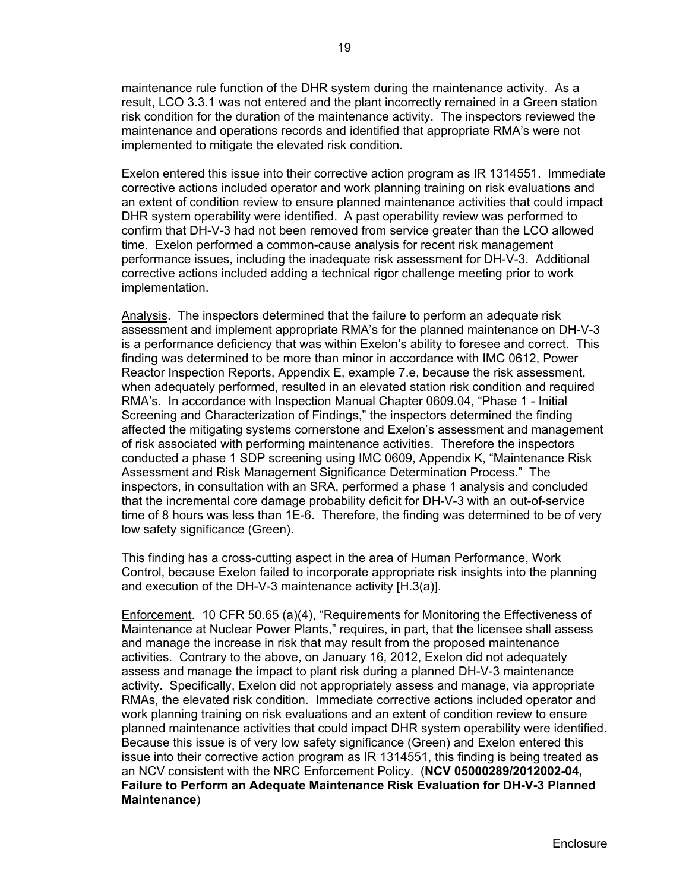maintenance rule function of the DHR system during the maintenance activity. As a result, LCO 3.3.1 was not entered and the plant incorrectly remained in a Green station risk condition for the duration of the maintenance activity. The inspectors reviewed the maintenance and operations records and identified that appropriate RMA's were not implemented to mitigate the elevated risk condition.

Exelon entered this issue into their corrective action program as IR 1314551. Immediate corrective actions included operator and work planning training on risk evaluations and an extent of condition review to ensure planned maintenance activities that could impact DHR system operability were identified. A past operability review was performed to confirm that DH-V-3 had not been removed from service greater than the LCO allowed time. Exelon performed a common-cause analysis for recent risk management performance issues, including the inadequate risk assessment for DH-V-3. Additional corrective actions included adding a technical rigor challenge meeting prior to work implementation.

Analysis. The inspectors determined that the failure to perform an adequate risk assessment and implement appropriate RMA's for the planned maintenance on DH-V-3 is a performance deficiency that was within Exelon's ability to foresee and correct. This finding was determined to be more than minor in accordance with IMC 0612, Power Reactor Inspection Reports, Appendix E, example 7.e, because the risk assessment, when adequately performed, resulted in an elevated station risk condition and required RMA's. In accordance with Inspection Manual Chapter 0609.04, "Phase 1 - Initial Screening and Characterization of Findings," the inspectors determined the finding affected the mitigating systems cornerstone and Exelon's assessment and management of risk associated with performing maintenance activities. Therefore the inspectors conducted a phase 1 SDP screening using IMC 0609, Appendix K, "Maintenance Risk Assessment and Risk Management Significance Determination Process." The inspectors, in consultation with an SRA, performed a phase 1 analysis and concluded that the incremental core damage probability deficit for DH-V-3 with an out-of-service time of 8 hours was less than 1E-6. Therefore, the finding was determined to be of very low safety significance (Green).

This finding has a cross-cutting aspect in the area of Human Performance, Work Control, because Exelon failed to incorporate appropriate risk insights into the planning and execution of the DH-V-3 maintenance activity [H.3(a)].

Enforcement. 10 CFR 50.65 (a)(4), "Requirements for Monitoring the Effectiveness of Maintenance at Nuclear Power Plants," requires, in part, that the licensee shall assess and manage the increase in risk that may result from the proposed maintenance activities. Contrary to the above, on January 16, 2012, Exelon did not adequately assess and manage the impact to plant risk during a planned DH-V-3 maintenance activity. Specifically, Exelon did not appropriately assess and manage, via appropriate RMAs, the elevated risk condition. Immediate corrective actions included operator and work planning training on risk evaluations and an extent of condition review to ensure planned maintenance activities that could impact DHR system operability were identified. Because this issue is of very low safety significance (Green) and Exelon entered this issue into their corrective action program as IR 1314551, this finding is being treated as an NCV consistent with the NRC Enforcement Policy. (**NCV 05000289/2012002-04, Failure to Perform an Adequate Maintenance Risk Evaluation for DH-V-3 Planned Maintenance**)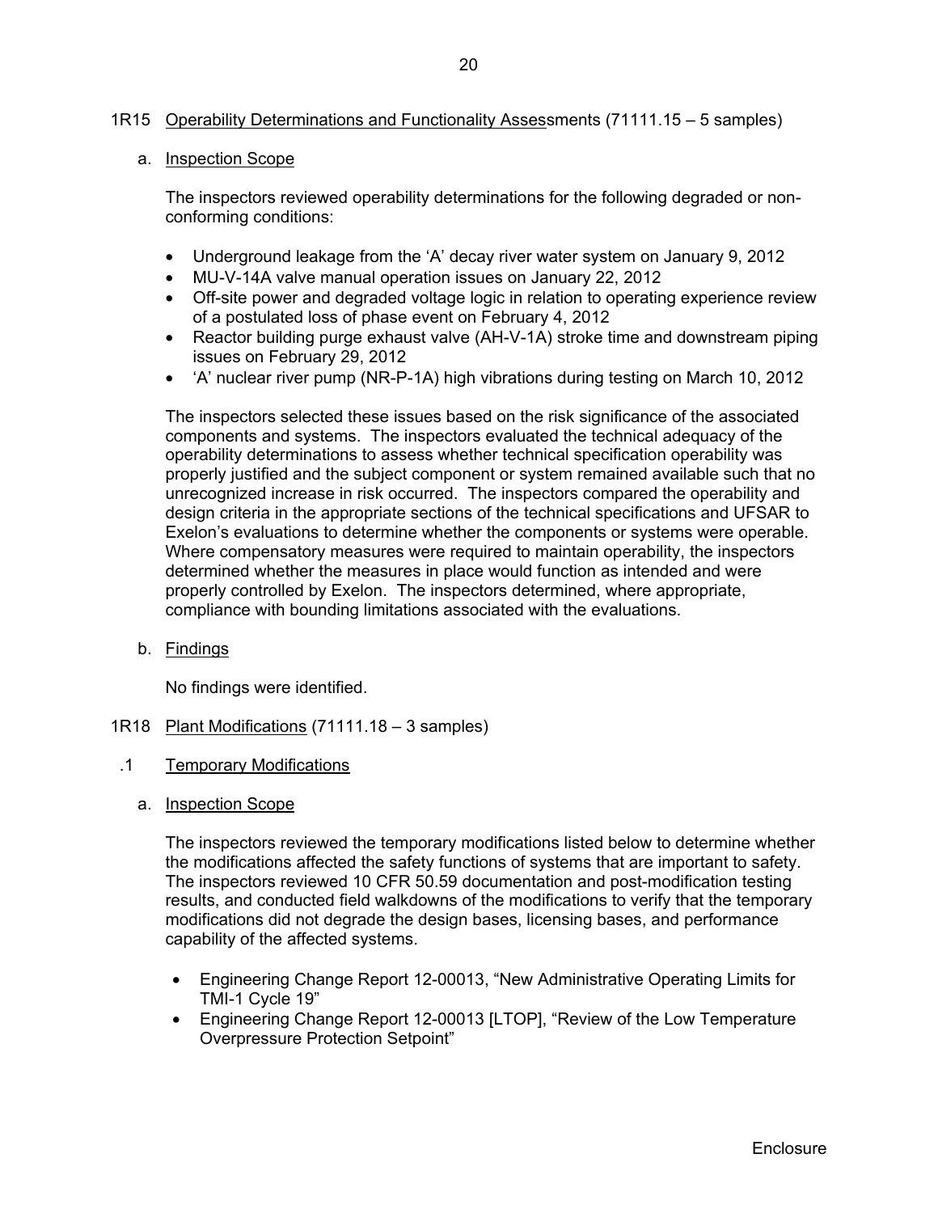## 1R15 Operability Determinations and Functionality Assessments (71111.15 – 5 samples)

### a. Inspection Scope

The inspectors reviewed operability determinations for the following degraded or non-conforming conditions:

- Underground leakage from the 'A' decay river water system on January 9, 2012
- MU-V-14A valve manual operation issues on January 22, 2012
- Off-site power and degraded voltage logic in relation to operating experience review of a postulated loss of phase event on February 4, 2012
- Reactor building purge exhaust valve (AH-V-1A) stroke time and downstream piping issues on February 29, 2012
- 'A' nuclear river pump (NR-P-1A) high vibrations during testing on March 10, 2012

The inspectors selected these issues based on the risk significance of the associated components and systems. The inspectors evaluated the technical adequacy of the operability determinations to assess whether technical specification operability was properly justified and the subject component or system remained available such that no unrecognized increase in risk occurred. The inspectors compared the operability and design criteria in the appropriate sections of the technical specifications and UFSAR to Exelon's evaluations to determine whether the components or systems were operable. Where compensatory measures were required to maintain operability, the inspectors determined whether the measures in place would function as intended and were properly controlled by Exelon. The inspectors determined, where appropriate, compliance with bounding limitations associated with the evaluations.

### b. Findings

No findings were identified.

## 1R18 Plant Modifications (71111.18 – 3 samples)

### .1 Temporary Modifications

#### a. Inspection Scope

The inspectors reviewed the temporary modifications listed below to determine whether the modifications affected the safety functions of systems that are important to safety. The inspectors reviewed 10 CFR 50.59 documentation and post-modification testing results, and conducted field walkdowns of the modifications to verify that the temporary modifications did not degrade the design bases, licensing bases, and performance capability of the affected systems.

- Engineering Change Report 12-00013, "New Administrative Operating Limits for TMI-1 Cycle 19"
- Engineering Change Report 12-00013 [LTOP], "Review of the Low Temperature Overpressure Protection Setpoint"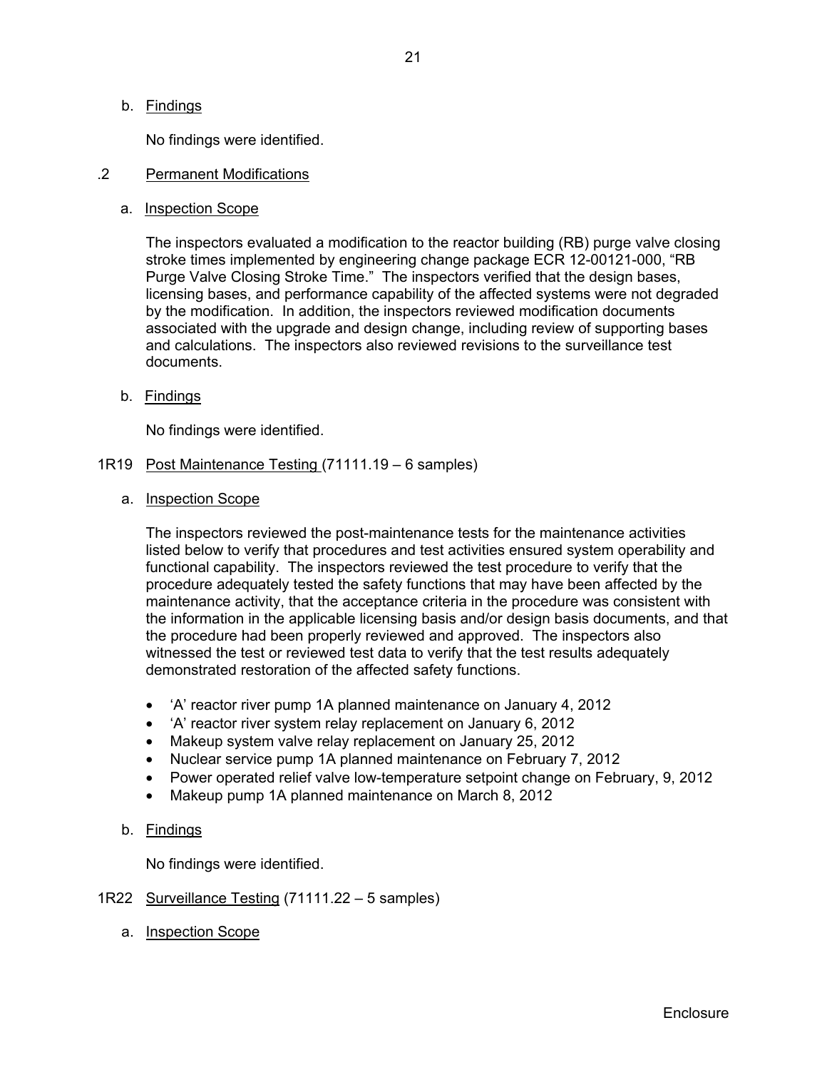b. Findings

No findings were identified.

### .2 Permanent Modifications

a. Inspection Scope

The inspectors evaluated a modification to the reactor building (RB) purge valve closing stroke times implemented by engineering change package ECR 12-00121-000, "RB Purge Valve Closing Stroke Time." The inspectors verified that the design bases, licensing bases, and performance capability of the affected systems were not degraded by the modification. In addition, the inspectors reviewed modification documents associated with the upgrade and design change, including review of supporting bases and calculations. The inspectors also reviewed revisions to the surveillance test documents.

b. Findings

No findings were identified.

## 1R19 Post Maintenance Testing (71111.19 – 6 samples)

a. Inspection Scope

The inspectors reviewed the post-maintenance tests for the maintenance activities listed below to verify that procedures and test activities ensured system operability and functional capability. The inspectors reviewed the test procedure to verify that the procedure adequately tested the safety functions that may have been affected by the maintenance activity, that the acceptance criteria in the procedure was consistent with the information in the applicable licensing basis and/or design basis documents, and that the procedure had been properly reviewed and approved. The inspectors also witnessed the test or reviewed test data to verify that the test results adequately demonstrated restoration of the affected safety functions.

- 'A' reactor river pump 1A planned maintenance on January 4, 2012
- 'A' reactor river system relay replacement on January 6, 2012
- Makeup system valve relay replacement on January 25, 2012
- Nuclear service pump 1A planned maintenance on February 7, 2012
- Power operated relief valve low-temperature setpoint change on February, 9, 2012
- Makeup pump 1A planned maintenance on March 8, 2012

b. Findings

No findings were identified.

## 1R22 Surveillance Testing (71111.22 – 5 samples)

a. Inspection Scope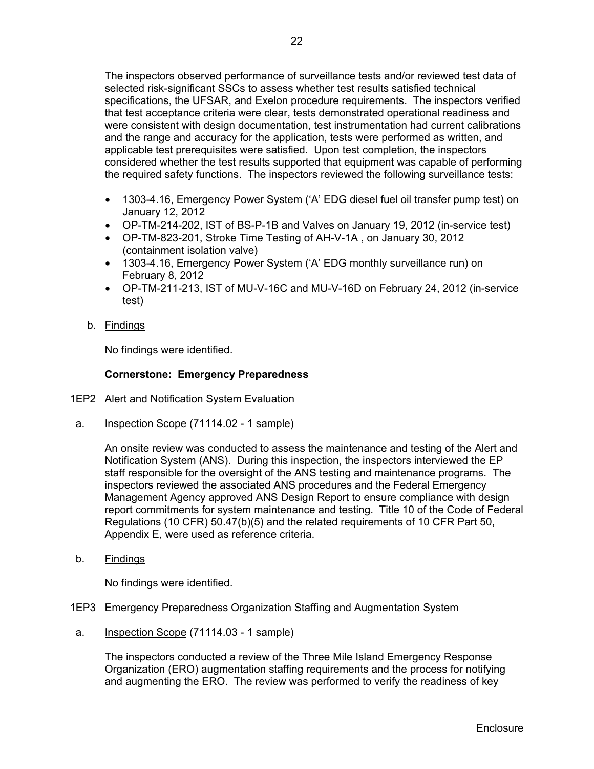The inspectors observed performance of surveillance tests and/or reviewed test data of selected risk-significant SSCs to assess whether test results satisfied technical specifications, the UFSAR, and Exelon procedure requirements. The inspectors verified that test acceptance criteria were clear, tests demonstrated operational readiness and were consistent with design documentation, test instrumentation had current calibrations and the range and accuracy for the application, tests were performed as written, and applicable test prerequisites were satisfied. Upon test completion, the inspectors considered whether the test results supported that equipment was capable of performing the required safety functions. The inspectors reviewed the following surveillance tests:

- 1303-4.16, Emergency Power System ('A' EDG diesel fuel oil transfer pump test) on January 12, 2012
- OP-TM-214-202, IST of BS-P-1B and Valves on January 19, 2012 (in-service test)
- OP-TM-823-201, Stroke Time Testing of AH-V-1A , on January 30, 2012 (containment isolation valve)
- 1303-4.16, Emergency Power System ('A' EDG monthly surveillance run) on February 8, 2012
- OP-TM-211-213, IST of MU-V-16C and MU-V-16D on February 24, 2012 (in-service test)

b. Findings

No findings were identified.

**Cornerstone: Emergency Preparedness**

1EP2 Alert and Notification System Evaluation

a. Inspection Scope (71114.02 - 1 sample)

An onsite review was conducted to assess the maintenance and testing of the Alert and Notification System (ANS). During this inspection, the inspectors interviewed the EP staff responsible for the oversight of the ANS testing and maintenance programs. The inspectors reviewed the associated ANS procedures and the Federal Emergency Management Agency approved ANS Design Report to ensure compliance with design report commitments for system maintenance and testing. Title 10 of the Code of Federal Regulations (10 CFR) 50.47(b)(5) and the related requirements of 10 CFR Part 50, Appendix E, were used as reference criteria.

b. Findings

No findings were identified.

1EP3 Emergency Preparedness Organization Staffing and Augmentation System

a. Inspection Scope (71114.03 - 1 sample)

The inspectors conducted a review of the Three Mile Island Emergency Response Organization (ERO) augmentation staffing requirements and the process for notifying and augmenting the ERO. The review was performed to verify the readiness of key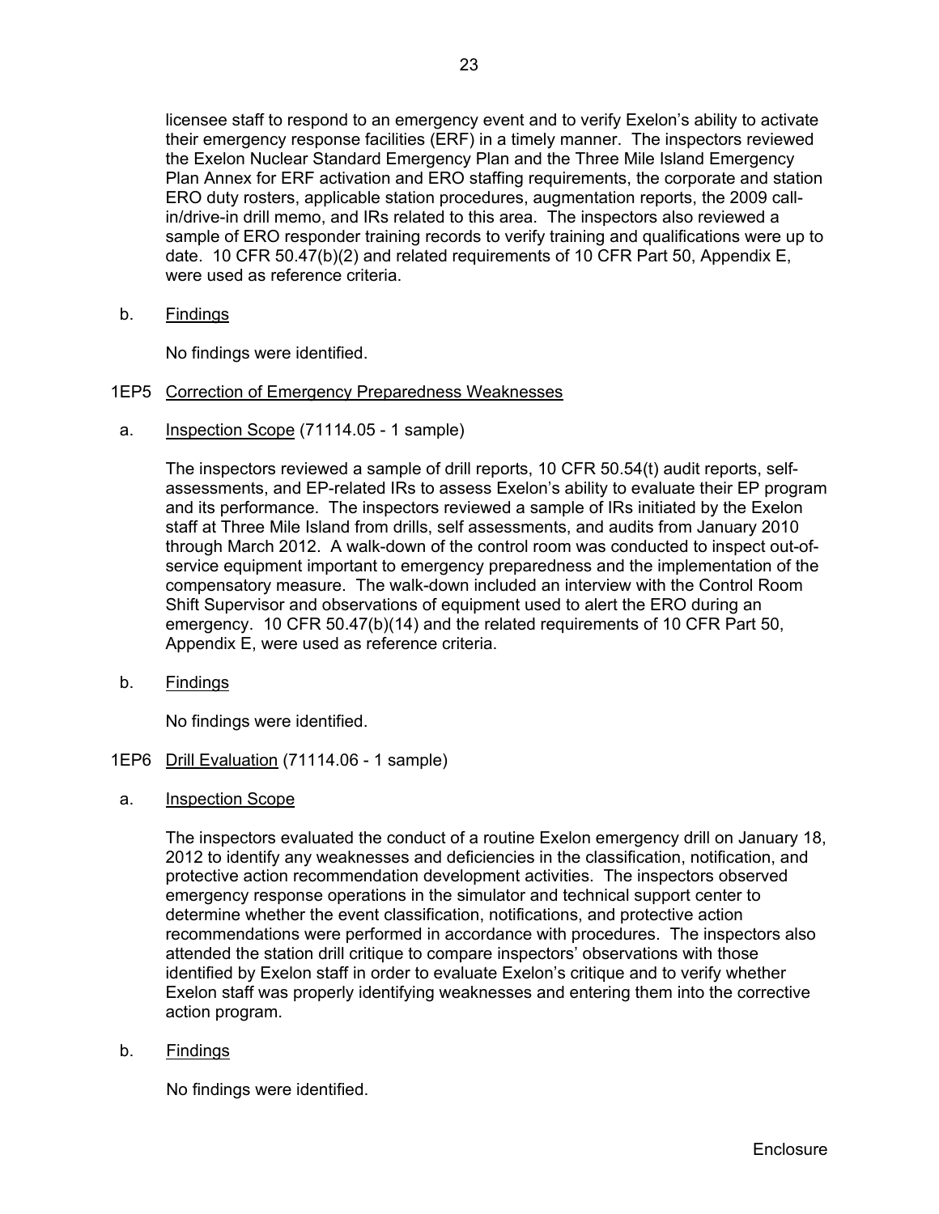licensee staff to respond to an emergency event and to verify Exelon's ability to activate their emergency response facilities (ERF) in a timely manner. The inspectors reviewed the Exelon Nuclear Standard Emergency Plan and the Three Mile Island Emergency Plan Annex for ERF activation and ERO staffing requirements, the corporate and station ERO duty rosters, applicable station procedures, augmentation reports, the 2009 call-in/drive-in drill memo, and IRs related to this area. The inspectors also reviewed a sample of ERO responder training records to verify training and qualifications were up to date. 10 CFR 50.47(b)(2) and related requirements of 10 CFR Part 50, Appendix E, were used as reference criteria.

b. Findings

No findings were identified.

1EP5 Correction of Emergency Preparedness Weaknesses

a. Inspection Scope (71114.05 - 1 sample)

The inspectors reviewed a sample of drill reports, 10 CFR 50.54(t) audit reports, self-assessments, and EP-related IRs to assess Exelon's ability to evaluate their EP program and its performance. The inspectors reviewed a sample of IRs initiated by the Exelon staff at Three Mile Island from drills, self assessments, and audits from January 2010 through March 2012. A walk-down of the control room was conducted to inspect out-of-service equipment important to emergency preparedness and the implementation of the compensatory measure. The walk-down included an interview with the Control Room Shift Supervisor and observations of equipment used to alert the ERO during an emergency. 10 CFR 50.47(b)(14) and the related requirements of 10 CFR Part 50, Appendix E, were used as reference criteria.

b. Findings

No findings were identified.

1EP6 Drill Evaluation (71114.06 - 1 sample)

a. Inspection Scope

The inspectors evaluated the conduct of a routine Exelon emergency drill on January 18, 2012 to identify any weaknesses and deficiencies in the classification, notification, and protective action recommendation development activities. The inspectors observed emergency response operations in the simulator and technical support center to determine whether the event classification, notifications, and protective action recommendations were performed in accordance with procedures. The inspectors also attended the station drill critique to compare inspectors' observations with those identified by Exelon staff in order to evaluate Exelon's critique and to verify whether Exelon staff was properly identifying weaknesses and entering them into the corrective action program.

b. Findings

No findings were identified.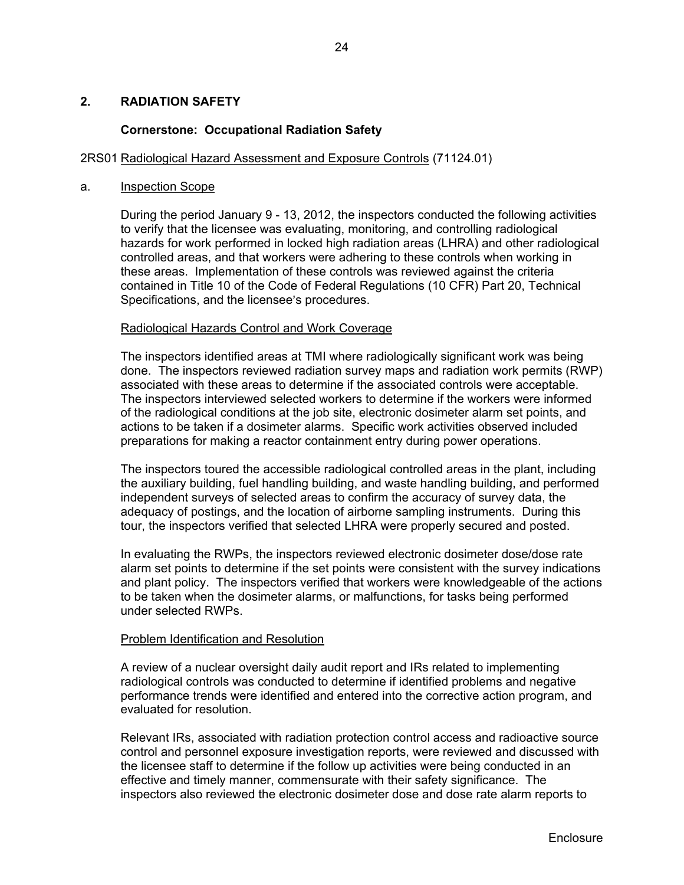## 2. RADIATION SAFETY

### Cornerstone: Occupational Radiation Safety

2RS01 Radiological Hazard Assessment and Exposure Controls (71124.01)

a. Inspection Scope

During the period January 9 - 13, 2012, the inspectors conducted the following activities to verify that the licensee was evaluating, monitoring, and controlling radiological hazards for work performed in locked high radiation areas (LHRA) and other radiological controlled areas, and that workers were adhering to these controls when working in these areas. Implementation of these controls was reviewed against the criteria contained in Title 10 of the Code of Federal Regulations (10 CFR) Part 20, Technical Specifications, and the licensee's procedures.

Radiological Hazards Control and Work Coverage

The inspectors identified areas at TMI where radiologically significant work was being done. The inspectors reviewed radiation survey maps and radiation work permits (RWP) associated with these areas to determine if the associated controls were acceptable. The inspectors interviewed selected workers to determine if the workers were informed of the radiological conditions at the job site, electronic dosimeter alarm set points, and actions to be taken if a dosimeter alarms. Specific work activities observed included preparations for making a reactor containment entry during power operations.

The inspectors toured the accessible radiological controlled areas in the plant, including the auxiliary building, fuel handling building, and waste handling building, and performed independent surveys of selected areas to confirm the accuracy of survey data, the adequacy of postings, and the location of airborne sampling instruments. During this tour, the inspectors verified that selected LHRA were properly secured and posted.

In evaluating the RWPs, the inspectors reviewed electronic dosimeter dose/dose rate alarm set points to determine if the set points were consistent with the survey indications and plant policy. The inspectors verified that workers were knowledgeable of the actions to be taken when the dosimeter alarms, or malfunctions, for tasks being performed under selected RWPs.

Problem Identification and Resolution

A review of a nuclear oversight daily audit report and IRs related to implementing radiological controls was conducted to determine if identified problems and negative performance trends were identified and entered into the corrective action program, and evaluated for resolution.

Relevant IRs, associated with radiation protection control access and radioactive source control and personnel exposure investigation reports, were reviewed and discussed with the licensee staff to determine if the follow up activities were being conducted in an effective and timely manner, commensurate with their safety significance. The inspectors also reviewed the electronic dosimeter dose and dose rate alarm reports to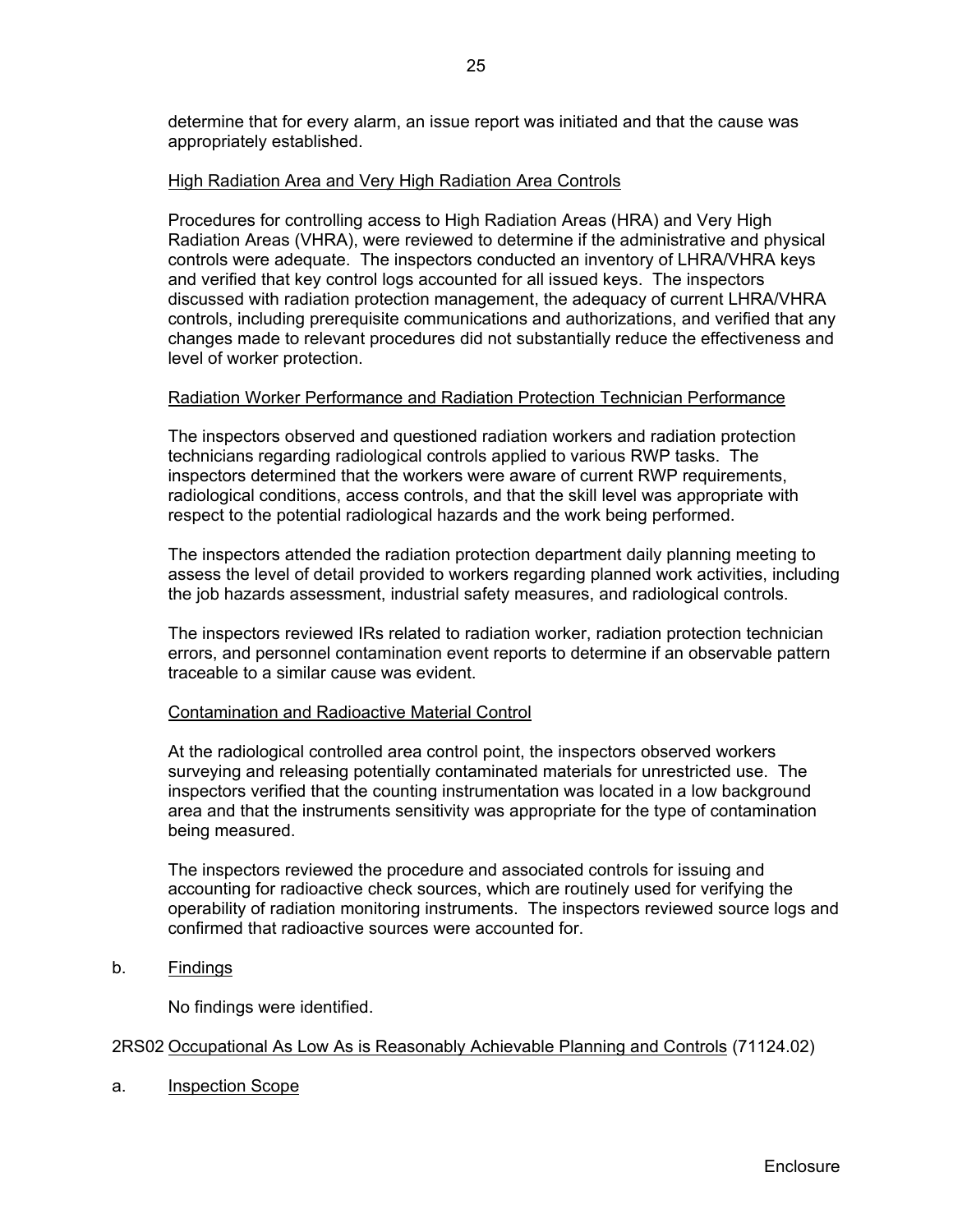determine that for every alarm, an issue report was initiated and that the cause was appropriately established.

<u>High Radiation Area and Very High Radiation Area Controls</u>

Procedures for controlling access to High Radiation Areas (HRA) and Very High Radiation Areas (VHRA), were reviewed to determine if the administrative and physical controls were adequate. The inspectors conducted an inventory of LHRA/VHRA keys and verified that key control logs accounted for all issued keys. The inspectors discussed with radiation protection management, the adequacy of current LHRA/VHRA controls, including prerequisite communications and authorizations, and verified that any changes made to relevant procedures did not substantially reduce the effectiveness and level of worker protection.

<u>Radiation Worker Performance and Radiation Protection Technician Performance</u>

The inspectors observed and questioned radiation workers and radiation protection technicians regarding radiological controls applied to various RWP tasks. The inspectors determined that the workers were aware of current RWP requirements, radiological conditions, access controls, and that the skill level was appropriate with respect to the potential radiological hazards and the work being performed.

The inspectors attended the radiation protection department daily planning meeting to assess the level of detail provided to workers regarding planned work activities, including the job hazards assessment, industrial safety measures, and radiological controls.

The inspectors reviewed IRs related to radiation worker, radiation protection technician errors, and personnel contamination event reports to determine if an observable pattern traceable to a similar cause was evident.

<u>Contamination and Radioactive Material Control</u>

At the radiological controlled area control point, the inspectors observed workers surveying and releasing potentially contaminated materials for unrestricted use. The inspectors verified that the counting instrumentation was located in a low background area and that the instruments sensitivity was appropriate for the type of contamination being measured.

The inspectors reviewed the procedure and associated controls for issuing and accounting for radioactive check sources, which are routinely used for verifying the operability of radiation monitoring instruments. The inspectors reviewed source logs and confirmed that radioactive sources were accounted for.

b. <u>Findings</u>

No findings were identified.

2RS02 <u>Occupational As Low As is Reasonably Achievable Planning and Controls</u> (71124.02)

a. <u>Inspection Scope</u>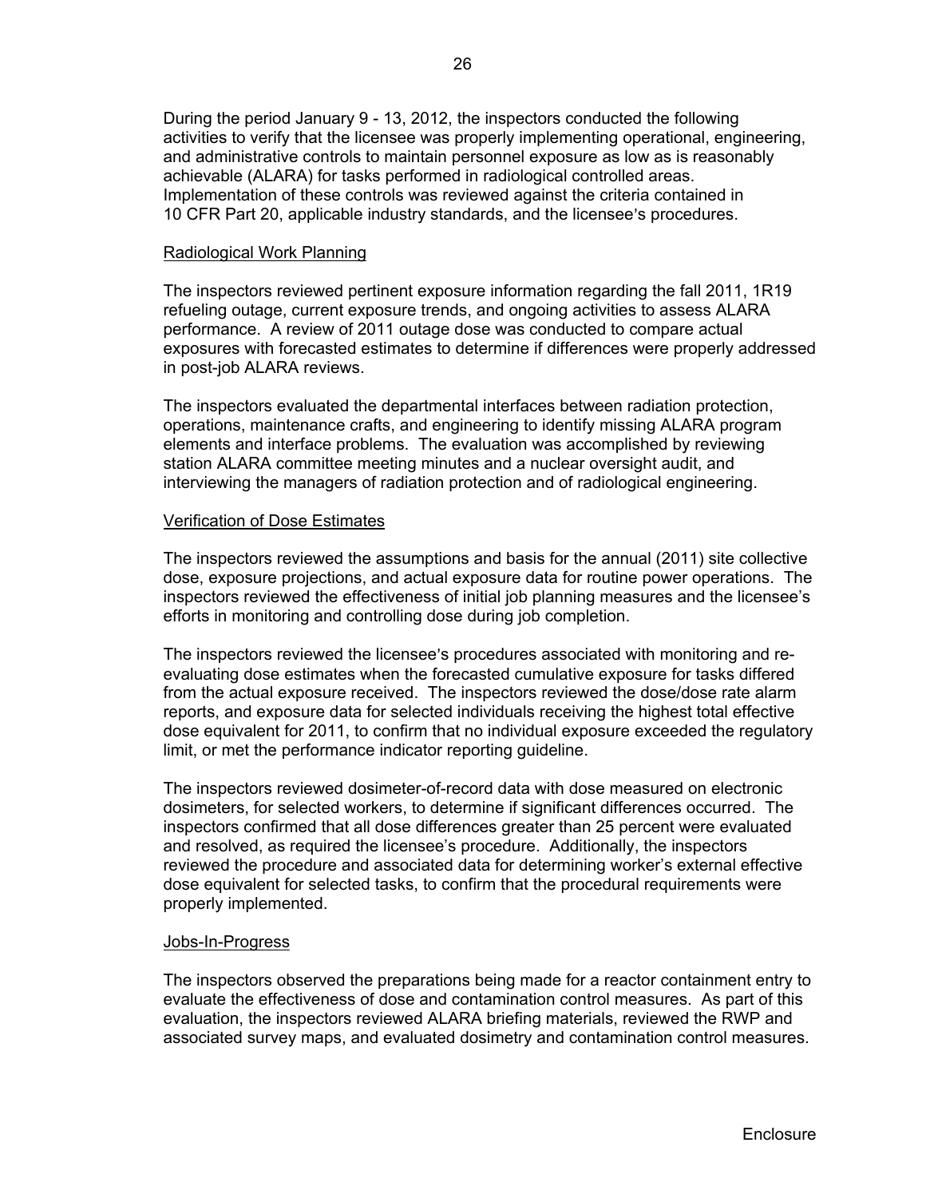During the period January 9 - 13, 2012, the inspectors conducted the following activities to verify that the licensee was properly implementing operational, engineering, and administrative controls to maintain personnel exposure as low as is reasonably achievable (ALARA) for tasks performed in radiological controlled areas. Implementation of these controls was reviewed against the criteria contained in 10 CFR Part 20, applicable industry standards, and the licensee's procedures.

Radiological Work Planning

The inspectors reviewed pertinent exposure information regarding the fall 2011, 1R19 refueling outage, current exposure trends, and ongoing activities to assess ALARA performance. A review of 2011 outage dose was conducted to compare actual exposures with forecasted estimates to determine if differences were properly addressed in post-job ALARA reviews.

The inspectors evaluated the departmental interfaces between radiation protection, operations, maintenance crafts, and engineering to identify missing ALARA program elements and interface problems. The evaluation was accomplished by reviewing station ALARA committee meeting minutes and a nuclear oversight audit, and interviewing the managers of radiation protection and of radiological engineering.

Verification of Dose Estimates

The inspectors reviewed the assumptions and basis for the annual (2011) site collective dose, exposure projections, and actual exposure data for routine power operations. The inspectors reviewed the effectiveness of initial job planning measures and the licensee's efforts in monitoring and controlling dose during job completion.

The inspectors reviewed the licensee's procedures associated with monitoring and re-evaluating dose estimates when the forecasted cumulative exposure for tasks differed from the actual exposure received. The inspectors reviewed the dose/dose rate alarm reports, and exposure data for selected individuals receiving the highest total effective dose equivalent for 2011, to confirm that no individual exposure exceeded the regulatory limit, or met the performance indicator reporting guideline.

The inspectors reviewed dosimeter-of-record data with dose measured on electronic dosimeters, for selected workers, to determine if significant differences occurred. The inspectors confirmed that all dose differences greater than 25 percent were evaluated and resolved, as required the licensee's procedure. Additionally, the inspectors reviewed the procedure and associated data for determining worker's external effective dose equivalent for selected tasks, to confirm that the procedural requirements were properly implemented.

Jobs-In-Progress

The inspectors observed the preparations being made for a reactor containment entry to evaluate the effectiveness of dose and contamination control measures. As part of this evaluation, the inspectors reviewed ALARA briefing materials, reviewed the RWP and associated survey maps, and evaluated dosimetry and contamination control measures.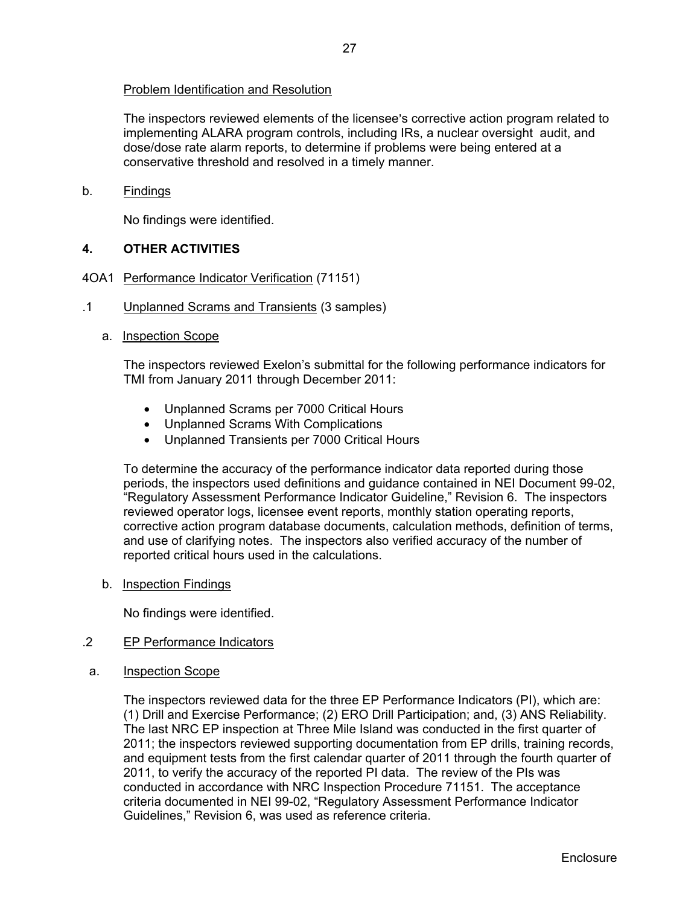Problem Identification and Resolution

The inspectors reviewed elements of the licensee's corrective action program related to implementing ALARA program controls, including IRs, a nuclear oversight audit, and dose/dose rate alarm reports, to determine if problems were being entered at a conservative threshold and resolved in a timely manner.

b. Findings

No findings were identified.

## 4. OTHER ACTIVITIES

4OA1 Performance Indicator Verification (71151)

.1 Unplanned Scrams and Transients (3 samples)

a. Inspection Scope

The inspectors reviewed Exelon's submittal for the following performance indicators for TMI from January 2011 through December 2011:

- Unplanned Scrams per 7000 Critical Hours
- Unplanned Scrams With Complications
- Unplanned Transients per 7000 Critical Hours

To determine the accuracy of the performance indicator data reported during those periods, the inspectors used definitions and guidance contained in NEI Document 99-02, "Regulatory Assessment Performance Indicator Guideline," Revision 6. The inspectors reviewed operator logs, licensee event reports, monthly station operating reports, corrective action program database documents, calculation methods, definition of terms, and use of clarifying notes. The inspectors also verified accuracy of the number of reported critical hours used in the calculations.

b. Inspection Findings

No findings were identified.

.2 EP Performance Indicators

a. Inspection Scope

The inspectors reviewed data for the three EP Performance Indicators (PI), which are: (1) Drill and Exercise Performance; (2) ERO Drill Participation; and, (3) ANS Reliability. The last NRC EP inspection at Three Mile Island was conducted in the first quarter of 2011; the inspectors reviewed supporting documentation from EP drills, training records, and equipment tests from the first calendar quarter of 2011 through the fourth quarter of 2011, to verify the accuracy of the reported PI data. The review of the PIs was conducted in accordance with NRC Inspection Procedure 71151. The acceptance criteria documented in NEI 99-02, "Regulatory Assessment Performance Indicator Guidelines," Revision 6, was used as reference criteria.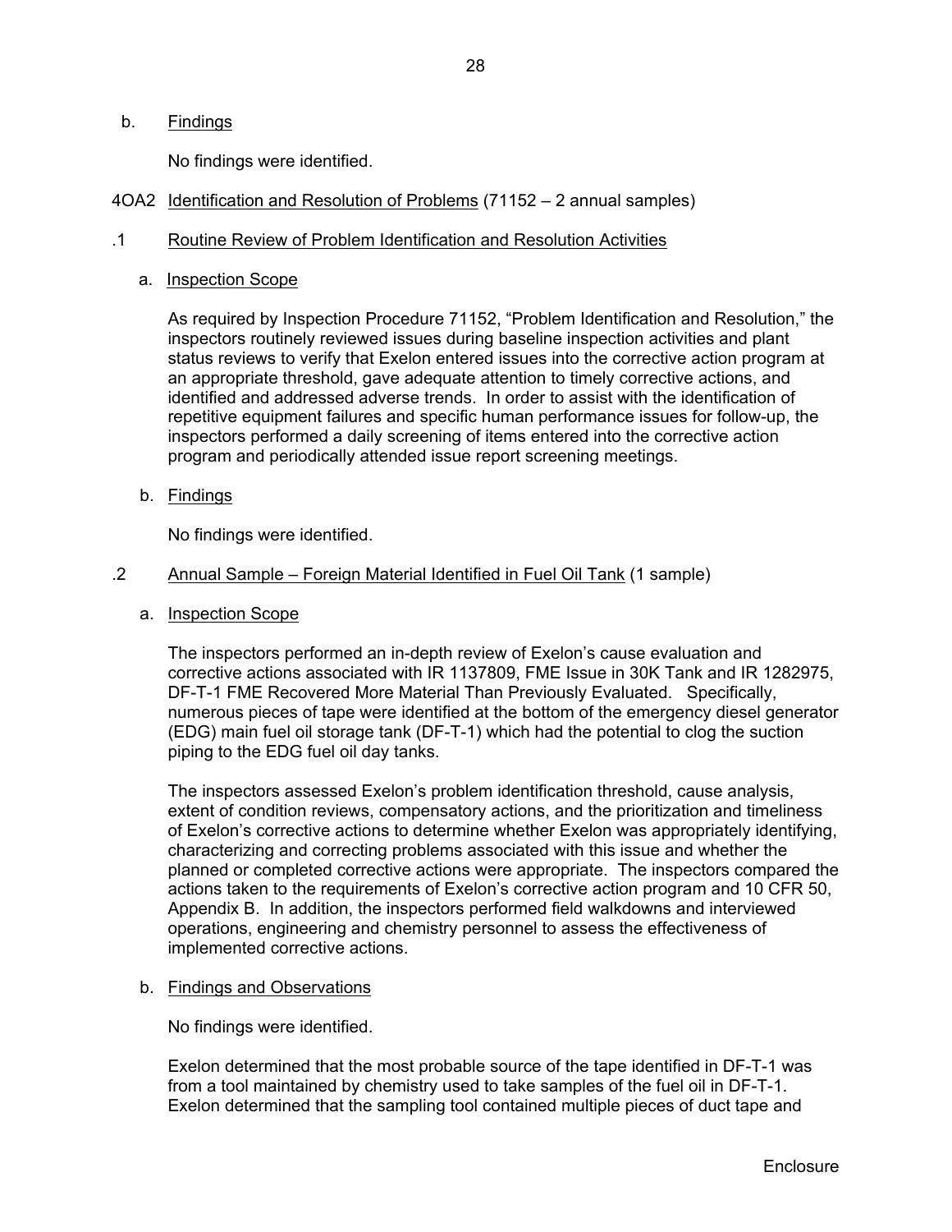b. Findings

No findings were identified.

## 4OA2 Identification and Resolution of Problems (71152 – 2 annual samples)

### .1 Routine Review of Problem Identification and Resolution Activities

a. Inspection Scope

As required by Inspection Procedure 71152, "Problem Identification and Resolution," the inspectors routinely reviewed issues during baseline inspection activities and plant status reviews to verify that Exelon entered issues into the corrective action program at an appropriate threshold, gave adequate attention to timely corrective actions, and identified and addressed adverse trends. In order to assist with the identification of repetitive equipment failures and specific human performance issues for follow-up, the inspectors performed a daily screening of items entered into the corrective action program and periodically attended issue report screening meetings.

b. Findings

No findings were identified.

### .2 Annual Sample – Foreign Material Identified in Fuel Oil Tank (1 sample)

a. Inspection Scope

The inspectors performed an in-depth review of Exelon's cause evaluation and corrective actions associated with IR 1137809, FME Issue in 30K Tank and IR 1282975, DF-T-1 FME Recovered More Material Than Previously Evaluated. Specifically, numerous pieces of tape were identified at the bottom of the emergency diesel generator (EDG) main fuel oil storage tank (DF-T-1) which had the potential to clog the suction piping to the EDG fuel oil day tanks.

The inspectors assessed Exelon's problem identification threshold, cause analysis, extent of condition reviews, compensatory actions, and the prioritization and timeliness of Exelon's corrective actions to determine whether Exelon was appropriately identifying, characterizing and correcting problems associated with this issue and whether the planned or completed corrective actions were appropriate. The inspectors compared the actions taken to the requirements of Exelon's corrective action program and 10 CFR 50, Appendix B. In addition, the inspectors performed field walkdowns and interviewed operations, engineering and chemistry personnel to assess the effectiveness of implemented corrective actions.

b. Findings and Observations

No findings were identified.

Exelon determined that the most probable source of the tape identified in DF-T-1 was from a tool maintained by chemistry used to take samples of the fuel oil in DF-T-1. Exelon determined that the sampling tool contained multiple pieces of duct tape and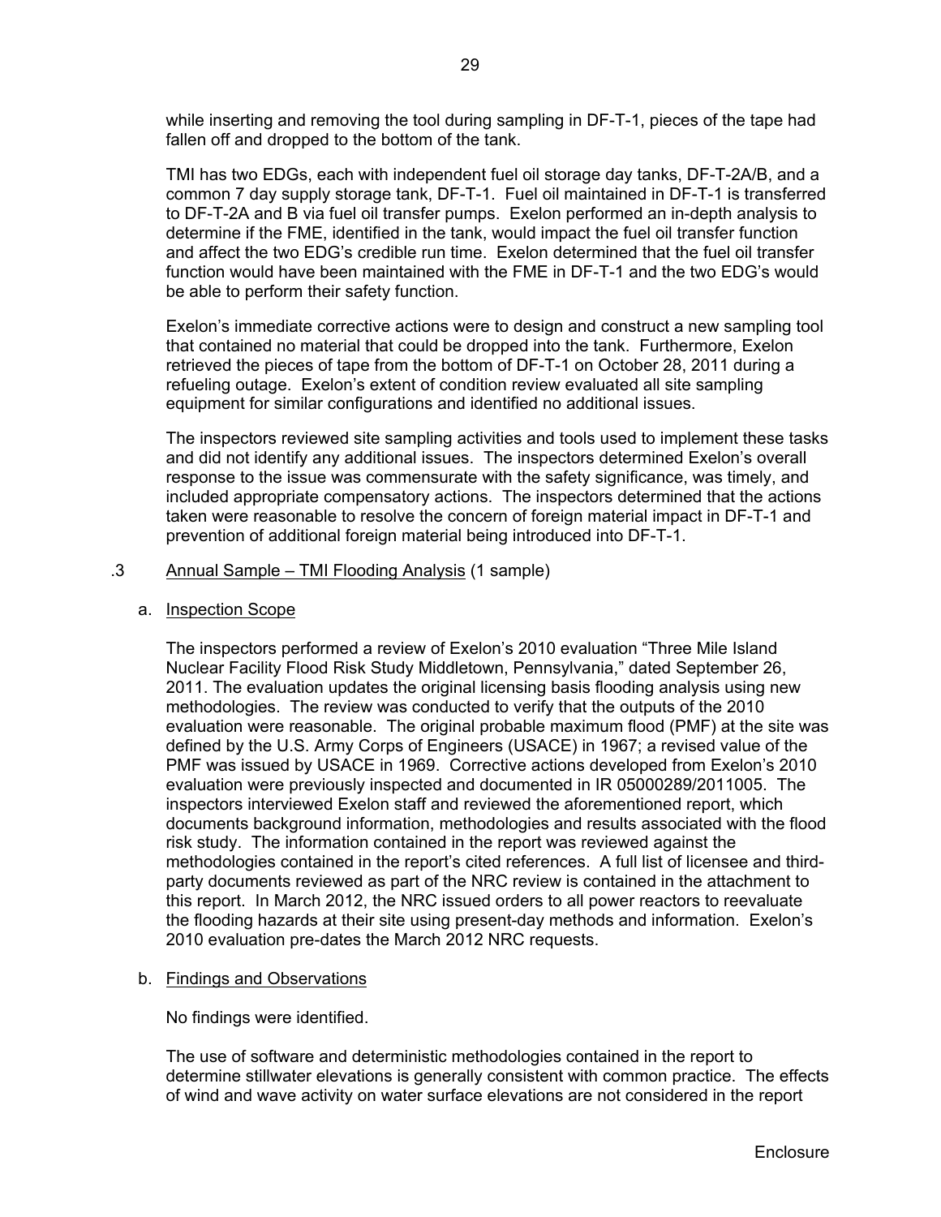while inserting and removing the tool during sampling in DF-T-1, pieces of the tape had fallen off and dropped to the bottom of the tank.

TMI has two EDGs, each with independent fuel oil storage day tanks, DF-T-2A/B, and a common 7 day supply storage tank, DF-T-1. Fuel oil maintained in DF-T-1 is transferred to DF-T-2A and B via fuel oil transfer pumps. Exelon performed an in-depth analysis to determine if the FME, identified in the tank, would impact the fuel oil transfer function and affect the two EDG's credible run time. Exelon determined that the fuel oil transfer function would have been maintained with the FME in DF-T-1 and the two EDG's would be able to perform their safety function.

Exelon's immediate corrective actions were to design and construct a new sampling tool that contained no material that could be dropped into the tank. Furthermore, Exelon retrieved the pieces of tape from the bottom of DF-T-1 on October 28, 2011 during a refueling outage. Exelon's extent of condition review evaluated all site sampling equipment for similar configurations and identified no additional issues.

The inspectors reviewed site sampling activities and tools used to implement these tasks and did not identify any additional issues. The inspectors determined Exelon's overall response to the issue was commensurate with the safety significance, was timely, and included appropriate compensatory actions. The inspectors determined that the actions taken were reasonable to resolve the concern of foreign material impact in DF-T-1 and prevention of additional foreign material being introduced into DF-T-1.

.3 Annual Sample – TMI Flooding Analysis (1 sample)

a. Inspection Scope

The inspectors performed a review of Exelon's 2010 evaluation "Three Mile Island Nuclear Facility Flood Risk Study Middletown, Pennsylvania," dated September 26, 2011. The evaluation updates the original licensing basis flooding analysis using new methodologies. The review was conducted to verify that the outputs of the 2010 evaluation were reasonable. The original probable maximum flood (PMF) at the site was defined by the U.S. Army Corps of Engineers (USACE) in 1967; a revised value of the PMF was issued by USACE in 1969. Corrective actions developed from Exelon's 2010 evaluation were previously inspected and documented in IR 05000289/2011005. The inspectors interviewed Exelon staff and reviewed the aforementioned report, which documents background information, methodologies and results associated with the flood risk study. The information contained in the report was reviewed against the methodologies contained in the report's cited references. A full list of licensee and third-party documents reviewed as part of the NRC review is contained in the attachment to this report. In March 2012, the NRC issued orders to all power reactors to reevaluate the flooding hazards at their site using present-day methods and information. Exelon's 2010 evaluation pre-dates the March 2012 NRC requests.

b. Findings and Observations

No findings were identified.

The use of software and deterministic methodologies contained in the report to determine stillwater elevations is generally consistent with common practice. The effects of wind and wave activity on water surface elevations are not considered in the report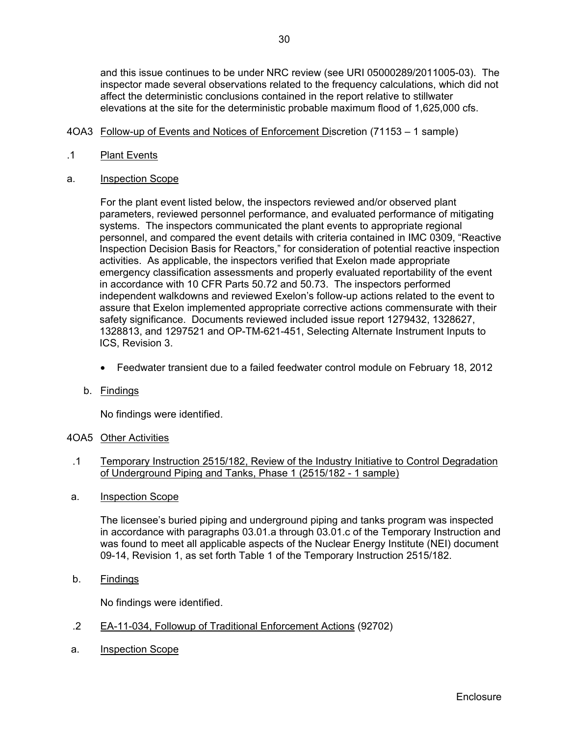and this issue continues to be under NRC review (see URI 05000289/2011005-03). The inspector made several observations related to the frequency calculations, which did not affect the deterministic conclusions contained in the report relative to stillwater elevations at the site for the deterministic probable maximum flood of 1,625,000 cfs.

4OA3 Follow-up of Events and Notices of Enforcement Discretion (71153 – 1 sample)

.1 Plant Events

a. Inspection Scope

For the plant event listed below, the inspectors reviewed and/or observed plant parameters, reviewed personnel performance, and evaluated performance of mitigating systems. The inspectors communicated the plant events to appropriate regional personnel, and compared the event details with criteria contained in IMC 0309, "Reactive Inspection Decision Basis for Reactors," for consideration of potential reactive inspection activities. As applicable, the inspectors verified that Exelon made appropriate emergency classification assessments and properly evaluated reportability of the event in accordance with 10 CFR Parts 50.72 and 50.73. The inspectors performed independent walkdowns and reviewed Exelon's follow-up actions related to the event to assure that Exelon implemented appropriate corrective actions commensurate with their safety significance. Documents reviewed included issue report 1279432, 1328627, 1328813, and 1297521 and OP-TM-621-451, Selecting Alternate Instrument Inputs to ICS, Revision 3.

- Feedwater transient due to a failed feedwater control module on February 18, 2012

b. Findings

No findings were identified.

4OA5 Other Activities

.1 Temporary Instruction 2515/182, Review of the Industry Initiative to Control Degradation of Underground Piping and Tanks, Phase 1 (2515/182 - 1 sample)

a. Inspection Scope

The licensee's buried piping and underground piping and tanks program was inspected in accordance with paragraphs 03.01.a through 03.01.c of the Temporary Instruction and was found to meet all applicable aspects of the Nuclear Energy Institute (NEI) document 09-14, Revision 1, as set forth Table 1 of the Temporary Instruction 2515/182.

b. Findings

No findings were identified.

.2 EA-11-034, Followup of Traditional Enforcement Actions (92702)

a. Inspection Scope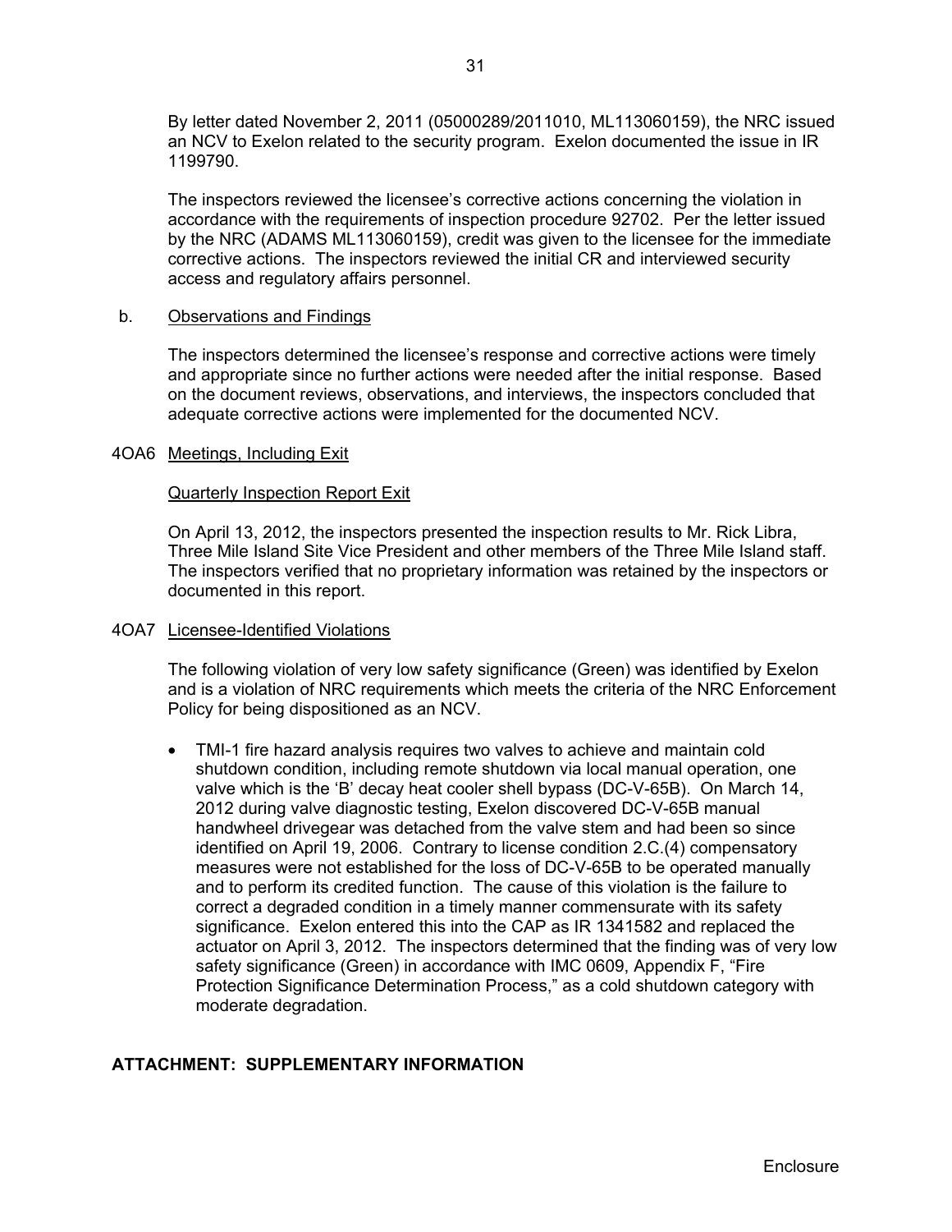By letter dated November 2, 2011 (05000289/2011010, ML113060159), the NRC issued an NCV to Exelon related to the security program. Exelon documented the issue in IR 1199790.

The inspectors reviewed the licensee's corrective actions concerning the violation in accordance with the requirements of inspection procedure 92702. Per the letter issued by the NRC (ADAMS ML113060159), credit was given to the licensee for the immediate corrective actions. The inspectors reviewed the initial CR and interviewed security access and regulatory affairs personnel.

b. Observations and Findings

The inspectors determined the licensee's response and corrective actions were timely and appropriate since no further actions were needed after the initial response. Based on the document reviews, observations, and interviews, the inspectors concluded that adequate corrective actions were implemented for the documented NCV.

4OA6 Meetings, Including Exit

Quarterly Inspection Report Exit

On April 13, 2012, the inspectors presented the inspection results to Mr. Rick Libra, Three Mile Island Site Vice President and other members of the Three Mile Island staff. The inspectors verified that no proprietary information was retained by the inspectors or documented in this report.

4OA7 Licensee-Identified Violations

The following violation of very low safety significance (Green) was identified by Exelon and is a violation of NRC requirements which meets the criteria of the NRC Enforcement Policy for being dispositioned as an NCV.

- TMI-1 fire hazard analysis requires two valves to achieve and maintain cold shutdown condition, including remote shutdown via local manual operation, one valve which is the 'B' decay heat cooler shell bypass (DC-V-65B). On March 14, 2012 during valve diagnostic testing, Exelon discovered DC-V-65B manual handwheel drivegear was detached from the valve stem and had been so since identified on April 19, 2006. Contrary to license condition 2.C.(4) compensatory measures were not established for the loss of DC-V-65B to be operated manually and to perform its credited function. The cause of this violation is the failure to correct a degraded condition in a timely manner commensurate with its safety significance. Exelon entered this into the CAP as IR 1341582 and replaced the actuator on April 3, 2012. The inspectors determined that the finding was of very low safety significance (Green) in accordance with IMC 0609, Appendix F, "Fire Protection Significance Determination Process," as a cold shutdown category with moderate degradation.

**ATTACHMENT: SUPPLEMENTARY INFORMATION**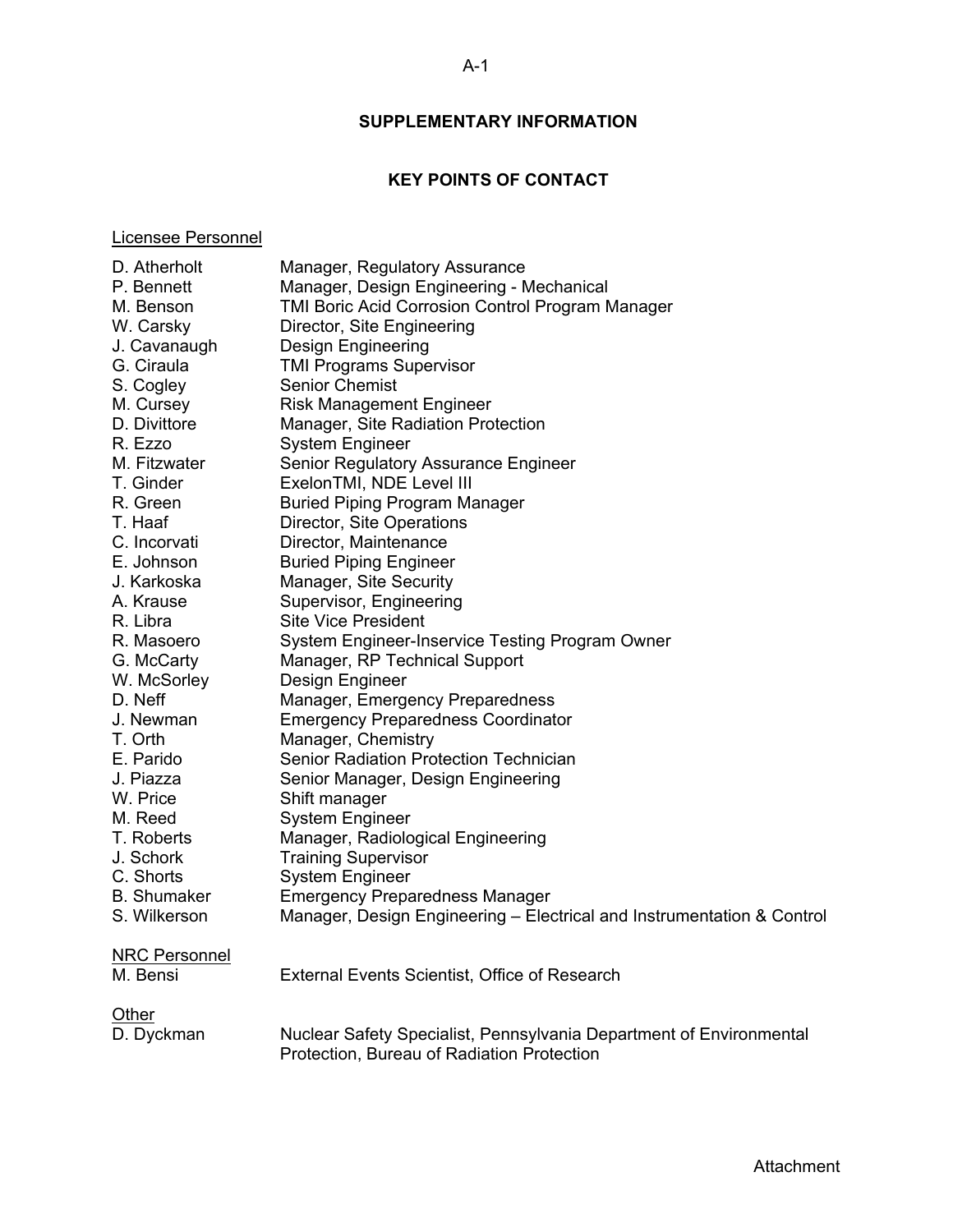## SUPPLEMENTARY INFORMATION

## KEY POINTS OF CONTACT

Licensee Personnel

| | |
|---|---|
| D. Atherholt | Manager, Regulatory Assurance |
| P. Bennett | Manager, Design Engineering - Mechanical |
| M. Benson | TMI Boric Acid Corrosion Control Program Manager |
| W. Carsky | Director, Site Engineering |
| J. Cavanaugh | Design Engineering |
| G. Ciraula | TMI Programs Supervisor |
| S. Cogley | Senior Chemist |
| M. Cursey | Risk Management Engineer |
| D. Divittore | Manager, Site Radiation Protection |
| R. Ezzo | System Engineer |
| M. Fitzwater | Senior Regulatory Assurance Engineer |
| T. Ginder | ExelonTMI, NDE Level III |
| R. Green | Buried Piping Program Manager |
| T. Haaf | Director, Site Operations |
| C. Incorvati | Director, Maintenance |
| E. Johnson | Buried Piping Engineer |
| J. Karkoska | Manager, Site Security |
| A. Krause | Supervisor, Engineering |
| R. Libra | Site Vice President |
| R. Masoero | System Engineer-Inservice Testing Program Owner |
| G. McCarty | Manager, RP Technical Support |
| W. McSorley | Design Engineer |
| D. Neff | Manager, Emergency Preparedness |
| J. Newman | Emergency Preparedness Coordinator |
| T. Orth | Manager, Chemistry |
| E. Parido | Senior Radiation Protection Technician |
| J. Piazza | Senior Manager, Design Engineering |
| W. Price | Shift manager |
| M. Reed | System Engineer |
| T. Roberts | Manager, Radiological Engineering |
| J. Schork | Training Supervisor |
| C. Shorts | System Engineer |
| B. Shumaker | Emergency Preparedness Manager |
| S. Wilkerson | Manager, Design Engineering – Electrical and Instrumentation & Control |

NRC Personnel

| | |
|---|---|
| M. Bensi | External Events Scientist, Office of Research |

Other

| | |
|---|---|
| D. Dyckman | Nuclear Safety Specialist, Pennsylvania Department of Environmental Protection, Bureau of Radiation Protection |

Attachment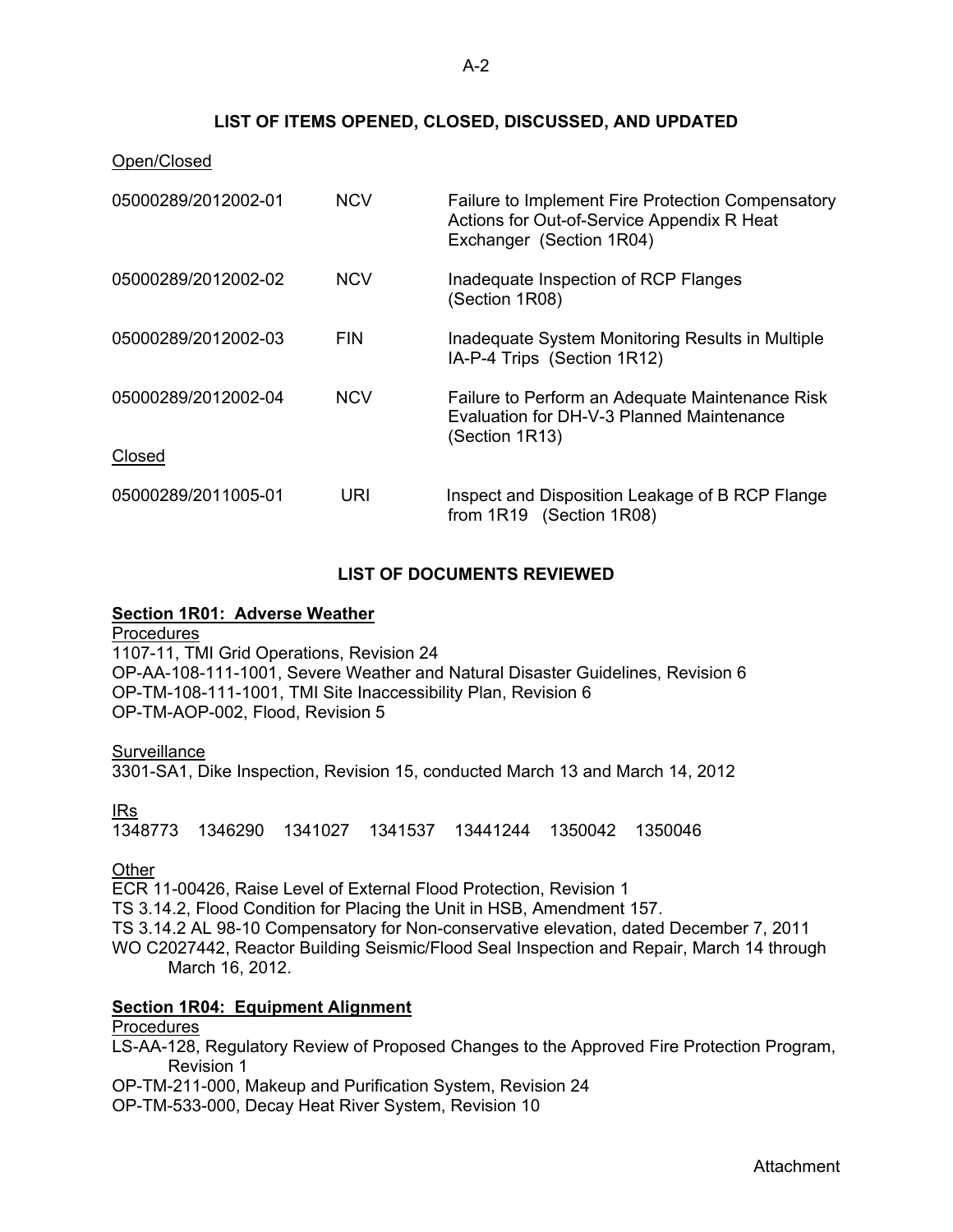## LIST OF ITEMS OPENED, CLOSED, DISCUSSED, AND UPDATED

Open/Closed

| | | |
|---|---|---|
| 05000289/2012002-01 | NCV | Failure to Implement Fire Protection Compensatory Actions for Out-of-Service Appendix R Heat Exchanger (Section 1R04) |
| 05000289/2012002-02 | NCV | Inadequate Inspection of RCP Flanges (Section 1R08) |
| 05000289/2012002-03 | FIN | Inadequate System Monitoring Results in Multiple IA-P-4 Trips (Section 1R12) |
| 05000289/2012002-04 | NCV | Failure to Perform an Adequate Maintenance Risk Evaluation for DH-V-3 Planned Maintenance (Section 1R13) |

Closed

| | | |
|---|---|---|
| 05000289/2011005-01 | URI | Inspect and Disposition Leakage of B RCP Flange from 1R19 (Section 1R08) |

## LIST OF DOCUMENTS REVIEWED

**Section 1R01: Adverse Weather**

Procedures
1107-11, TMI Grid Operations, Revision 24
OP-AA-108-111-1001, Severe Weather and Natural Disaster Guidelines, Revision 6
OP-TM-108-111-1001, TMI Site Inaccessibility Plan, Revision 6
OP-TM-AOP-002, Flood, Revision 5

Surveillance
3301-SA1, Dike Inspection, Revision 15, conducted March 13 and March 14, 2012

IRs
1348773 1346290 1341027 1341537 13441244 1350042 1350046

Other
ECR 11-00426, Raise Level of External Flood Protection, Revision 1
TS 3.14.2, Flood Condition for Placing the Unit in HSB, Amendment 157.
TS 3.14.2 AL 98-10 Compensatory for Non-conservative elevation, dated December 7, 2011
WO C2027442, Reactor Building Seismic/Flood Seal Inspection and Repair, March 14 through March 16, 2012.

**Section 1R04: Equipment Alignment**

Procedures
LS-AA-128, Regulatory Review of Proposed Changes to the Approved Fire Protection Program, Revision 1
OP-TM-211-000, Makeup and Purification System, Revision 24
OP-TM-533-000, Decay Heat River System, Revision 10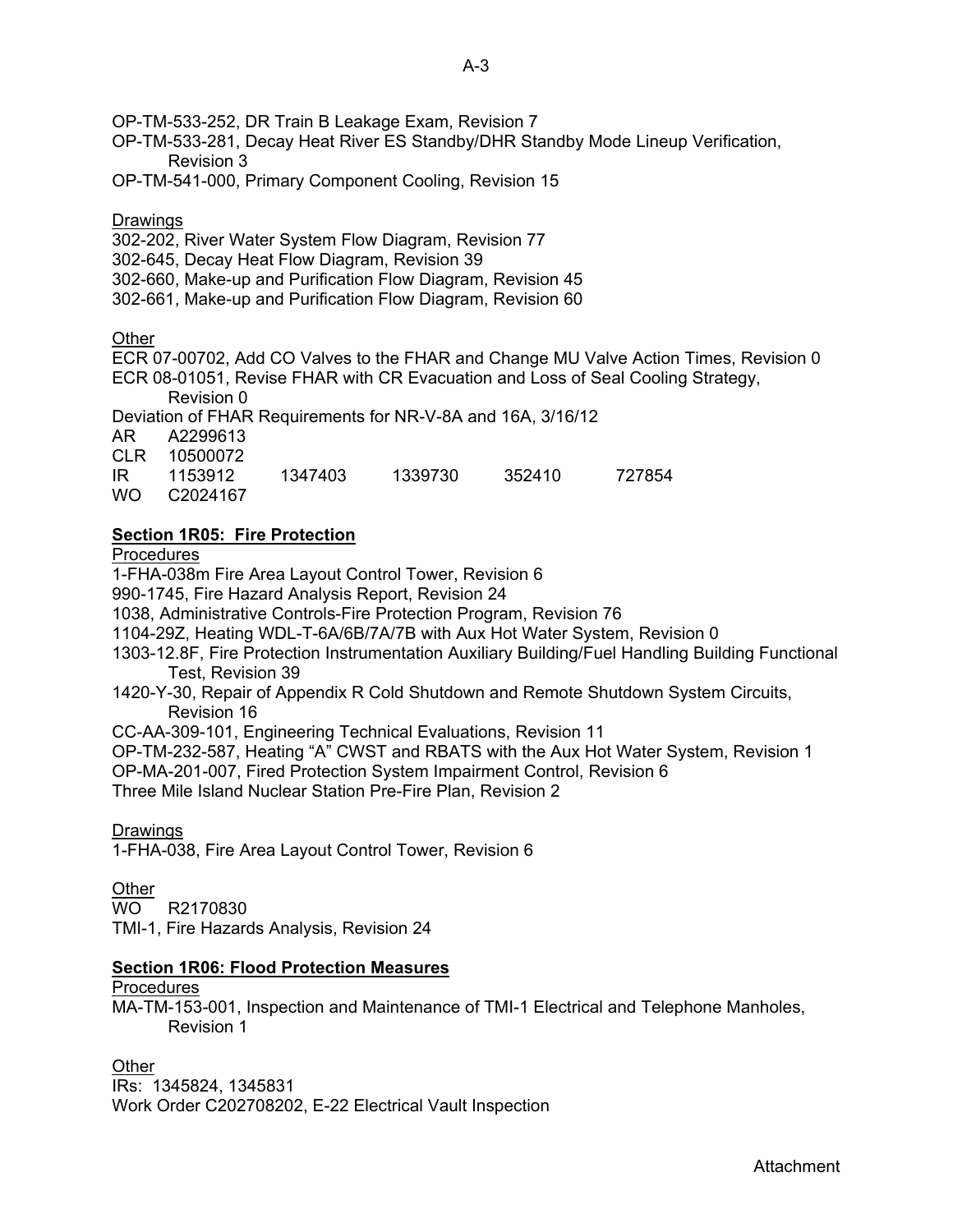OP-TM-533-252, DR Train B Leakage Exam, Revision 7

OP-TM-533-281, Decay Heat River ES Standby/DHR Standby Mode Lineup Verification, Revision 3

OP-TM-541-000, Primary Component Cooling, Revision 15

Drawings

302-202, River Water System Flow Diagram, Revision 77

302-645, Decay Heat Flow Diagram, Revision 39

302-660, Make-up and Purification Flow Diagram, Revision 45

302-661, Make-up and Purification Flow Diagram, Revision 60

Other

ECR 07-00702, Add CO Valves to the FHAR and Change MU Valve Action Times, Revision 0

ECR 08-01051, Revise FHAR with CR Evacuation and Loss of Seal Cooling Strategy, Revision 0

Deviation of FHAR Requirements for NR-V-8A and 16A, 3/16/12

| | | | | | |
|---|---|---|---|---|---|
| AR | A2299613 | | | | |
| CLR | 10500072 | | | | |
| IR | 1153912 | 1347403 | 1339730 | 352410 | 727854 |
| WO | C2024167 | | | | |

**Section 1R05: Fire Protection**

Procedures

1-FHA-038m Fire Area Layout Control Tower, Revision 6

990-1745, Fire Hazard Analysis Report, Revision 24

1038, Administrative Controls-Fire Protection Program, Revision 76

1104-29Z, Heating WDL-T-6A/6B/7A/7B with Aux Hot Water System, Revision 0

1303-12.8F, Fire Protection Instrumentation Auxiliary Building/Fuel Handling Building Functional Test, Revision 39

1420-Y-30, Repair of Appendix R Cold Shutdown and Remote Shutdown System Circuits, Revision 16

CC-AA-309-101, Engineering Technical Evaluations, Revision 11

OP-TM-232-587, Heating "A" CWST and RBATS with the Aux Hot Water System, Revision 1

OP-MA-201-007, Fired Protection System Impairment Control, Revision 6

Three Mile Island Nuclear Station Pre-Fire Plan, Revision 2

Drawings

1-FHA-038, Fire Area Layout Control Tower, Revision 6

Other

WO R2170830

TMI-1, Fire Hazards Analysis, Revision 24

**Section 1R06: Flood Protection Measures**

Procedures

MA-TM-153-001, Inspection and Maintenance of TMI-1 Electrical and Telephone Manholes, Revision 1

Other

IRs: 1345824, 1345831

Work Order C202708202, E-22 Electrical Vault Inspection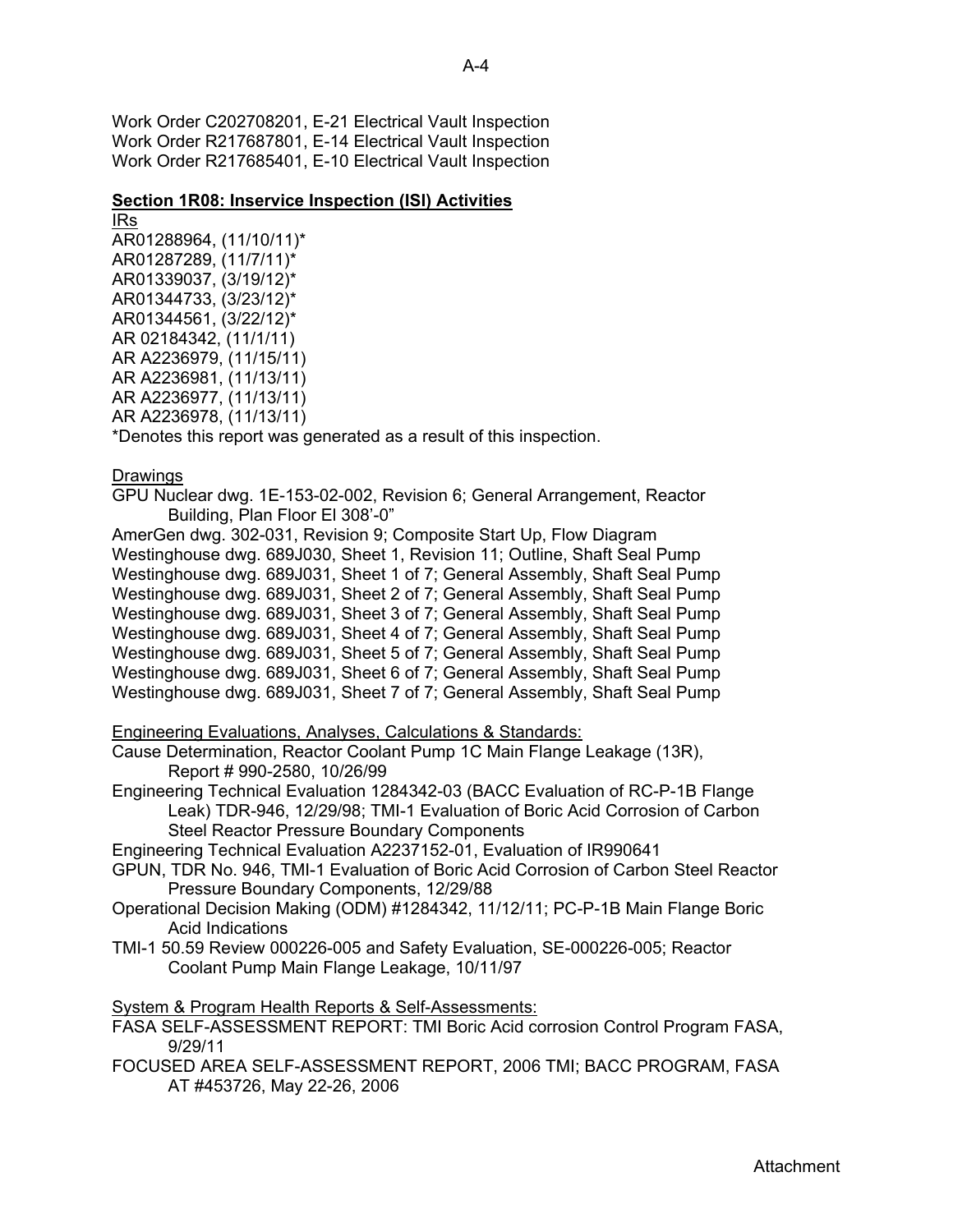Work Order C202708201, E-21 Electrical Vault Inspection
Work Order R217687801, E-14 Electrical Vault Inspection
Work Order R217685401, E-10 Electrical Vault Inspection

**Section 1R08: Inservice Inspection (ISI) Activities**

IRs

AR01288964, (11/10/11)*
AR01287289, (11/7/11)*
AR01339037, (3/19/12)*
AR01344733, (3/23/12)*
AR01344561, (3/22/12)*
AR 02184342, (11/1/11)
AR A2236979, (11/15/11)
AR A2236981, (11/13/11)
AR A2236977, (11/13/11)
AR A2236978, (11/13/11)
*Denotes this report was generated as a result of this inspection.

Drawings

GPU Nuclear dwg. 1E-153-02-002, Revision 6; General Arrangement, Reactor Building, Plan Floor El 308'-0"
AmerGen dwg. 302-031, Revision 9; Composite Start Up, Flow Diagram
Westinghouse dwg. 689J030, Sheet 1, Revision 11; Outline, Shaft Seal Pump
Westinghouse dwg. 689J031, Sheet 1 of 7; General Assembly, Shaft Seal Pump
Westinghouse dwg. 689J031, Sheet 2 of 7; General Assembly, Shaft Seal Pump
Westinghouse dwg. 689J031, Sheet 3 of 7; General Assembly, Shaft Seal Pump
Westinghouse dwg. 689J031, Sheet 4 of 7; General Assembly, Shaft Seal Pump
Westinghouse dwg. 689J031, Sheet 5 of 7; General Assembly, Shaft Seal Pump
Westinghouse dwg. 689J031, Sheet 6 of 7; General Assembly, Shaft Seal Pump
Westinghouse dwg. 689J031, Sheet 7 of 7; General Assembly, Shaft Seal Pump

Engineering Evaluations, Analyses, Calculations & Standards:

Cause Determination, Reactor Coolant Pump 1C Main Flange Leakage (13R), Report # 990-2580, 10/26/99
Engineering Technical Evaluation 1284342-03 (BACC Evaluation of RC-P-1B Flange Leak) TDR-946, 12/29/98; TMI-1 Evaluation of Boric Acid Corrosion of Carbon Steel Reactor Pressure Boundary Components
Engineering Technical Evaluation A2237152-01, Evaluation of IR990641
GPUN, TDR No. 946, TMI-1 Evaluation of Boric Acid Corrosion of Carbon Steel Reactor Pressure Boundary Components, 12/29/88
Operational Decision Making (ODM) #1284342, 11/12/11; PC-P-1B Main Flange Boric Acid Indications
TMI-1 50.59 Review 000226-005 and Safety Evaluation, SE-000226-005; Reactor Coolant Pump Main Flange Leakage, 10/11/97

System & Program Health Reports & Self-Assessments:

FASA SELF-ASSESSMENT REPORT: TMI Boric Acid corrosion Control Program FASA, 9/29/11
FOCUSED AREA SELF-ASSESSMENT REPORT, 2006 TMI; BACC PROGRAM, FASA AT #453726, May 22-26, 2006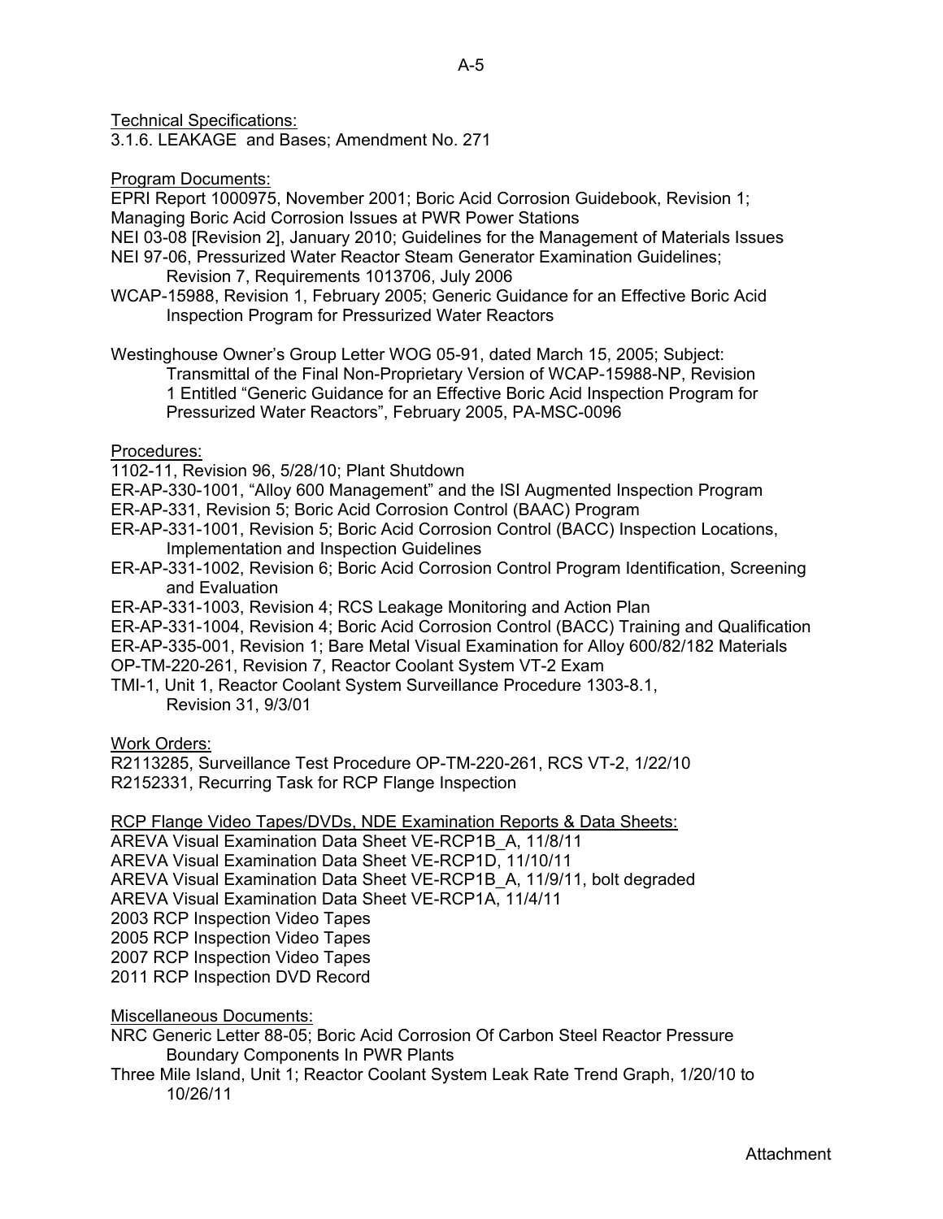Technical Specifications:

3.1.6. LEAKAGE and Bases; Amendment No. 271

Program Documents:

EPRI Report 1000975, November 2001; Boric Acid Corrosion Guidebook, Revision 1; Managing Boric Acid Corrosion Issues at PWR Power Stations

NEI 03-08 [Revision 2], January 2010; Guidelines for the Management of Materials Issues

NEI 97-06, Pressurized Water Reactor Steam Generator Examination Guidelines; Revision 7, Requirements 1013706, July 2006

WCAP-15988, Revision 1, February 2005; Generic Guidance for an Effective Boric Acid Inspection Program for Pressurized Water Reactors

Westinghouse Owner's Group Letter WOG 05-91, dated March 15, 2005; Subject: Transmittal of the Final Non-Proprietary Version of WCAP-15988-NP, Revision 1 Entitled "Generic Guidance for an Effective Boric Acid Inspection Program for Pressurized Water Reactors", February 2005, PA-MSC-0096

Procedures:

1102-11, Revision 96, 5/28/10; Plant Shutdown

ER-AP-330-1001, "Alloy 600 Management" and the ISI Augmented Inspection Program

ER-AP-331, Revision 5; Boric Acid Corrosion Control (BAAC) Program

ER-AP-331-1001, Revision 5; Boric Acid Corrosion Control (BACC) Inspection Locations, Implementation and Inspection Guidelines

ER-AP-331-1002, Revision 6; Boric Acid Corrosion Control Program Identification, Screening and Evaluation

ER-AP-331-1003, Revision 4; RCS Leakage Monitoring and Action Plan

ER-AP-331-1004, Revision 4; Boric Acid Corrosion Control (BACC) Training and Qualification

ER-AP-335-001, Revision 1; Bare Metal Visual Examination for Alloy 600/82/182 Materials

OP-TM-220-261, Revision 7, Reactor Coolant System VT-2 Exam

TMI-1, Unit 1, Reactor Coolant System Surveillance Procedure 1303-8.1, Revision 31, 9/3/01

Work Orders:

R2113285, Surveillance Test Procedure OP-TM-220-261, RCS VT-2, 1/22/10

R2152331, Recurring Task for RCP Flange Inspection

RCP Flange Video Tapes/DVDs, NDE Examination Reports & Data Sheets:

AREVA Visual Examination Data Sheet VE-RCP1B_A, 11/8/11

AREVA Visual Examination Data Sheet VE-RCP1D, 11/10/11

AREVA Visual Examination Data Sheet VE-RCP1B_A, 11/9/11, bolt degraded

AREVA Visual Examination Data Sheet VE-RCP1A, 11/4/11

2003 RCP Inspection Video Tapes

2005 RCP Inspection Video Tapes

2007 RCP Inspection Video Tapes

2011 RCP Inspection DVD Record

Miscellaneous Documents:

NRC Generic Letter 88-05; Boric Acid Corrosion Of Carbon Steel Reactor Pressure Boundary Components In PWR Plants

Three Mile Island, Unit 1; Reactor Coolant System Leak Rate Trend Graph, 1/20/10 to 10/26/11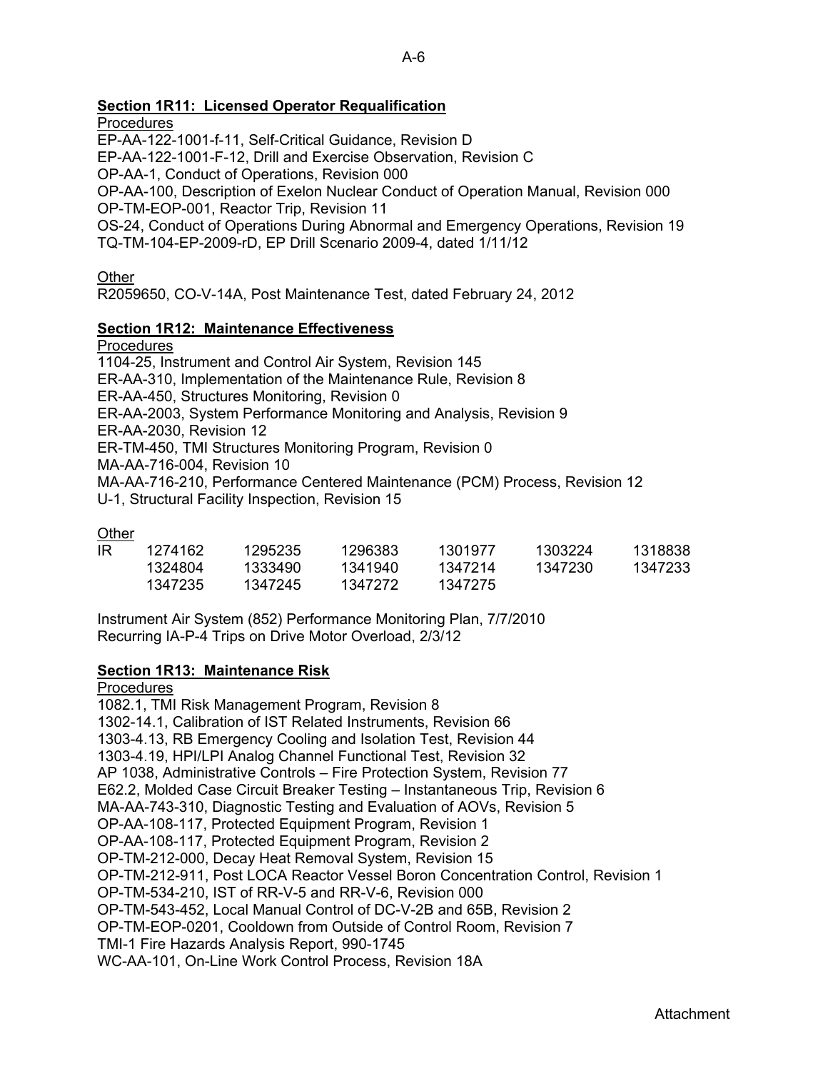### Section 1R11: Licensed Operator Requalification

Procedures

EP-AA-122-1001-f-11, Self-Critical Guidance, Revision D
EP-AA-122-1001-F-12, Drill and Exercise Observation, Revision C
OP-AA-1, Conduct of Operations, Revision 000
OP-AA-100, Description of Exelon Nuclear Conduct of Operation Manual, Revision 000
OP-TM-EOP-001, Reactor Trip, Revision 11
OS-24, Conduct of Operations During Abnormal and Emergency Operations, Revision 19
TQ-TM-104-EP-2009-rD, EP Drill Scenario 2009-4, dated 1/11/12

Other

R2059650, CO-V-14A, Post Maintenance Test, dated February 24, 2012

### Section 1R12: Maintenance Effectiveness

Procedures

1104-25, Instrument and Control Air System, Revision 145
ER-AA-310, Implementation of the Maintenance Rule, Revision 8
ER-AA-450, Structures Monitoring, Revision 0
ER-AA-2003, System Performance Monitoring and Analysis, Revision 9
ER-AA-2030, Revision 12
ER-TM-450, TMI Structures Monitoring Program, Revision 0
MA-AA-716-004, Revision 10
MA-AA-716-210, Performance Centered Maintenance (PCM) Process, Revision 12
U-1, Structural Facility Inspection, Revision 15

Other

| IR | | | | | | |
|---|---|---|---|---|---|---|
| | 1274162 | 1295235 | 1296383 | 1301977 | 1303224 | 1318838 |
| | 1324804 | 1333490 | 1341940 | 1347214 | 1347230 | 1347233 |
| | 1347235 | 1347245 | 1347272 | 1347275 | | |

Instrument Air System (852) Performance Monitoring Plan, 7/7/2010
Recurring IA-P-4 Trips on Drive Motor Overload, 2/3/12

### Section 1R13: Maintenance Risk

Procedures

1082.1, TMI Risk Management Program, Revision 8
1302-14.1, Calibration of IST Related Instruments, Revision 66
1303-4.13, RB Emergency Cooling and Isolation Test, Revision 44
1303-4.19, HPI/LPI Analog Channel Functional Test, Revision 32
AP 1038, Administrative Controls – Fire Protection System, Revision 77
E62.2, Molded Case Circuit Breaker Testing – Instantaneous Trip, Revision 6
MA-AA-743-310, Diagnostic Testing and Evaluation of AOVs, Revision 5
OP-AA-108-117, Protected Equipment Program, Revision 1
OP-AA-108-117, Protected Equipment Program, Revision 2
OP-TM-212-000, Decay Heat Removal System, Revision 15
OP-TM-212-911, Post LOCA Reactor Vessel Boron Concentration Control, Revision 1
OP-TM-534-210, IST of RR-V-5 and RR-V-6, Revision 000
OP-TM-543-452, Local Manual Control of DC-V-2B and 65B, Revision 2
OP-TM-EOP-0201, Cooldown from Outside of Control Room, Revision 7
TMI-1 Fire Hazards Analysis Report, 990-1745
WC-AA-101, On-Line Work Control Process, Revision 18A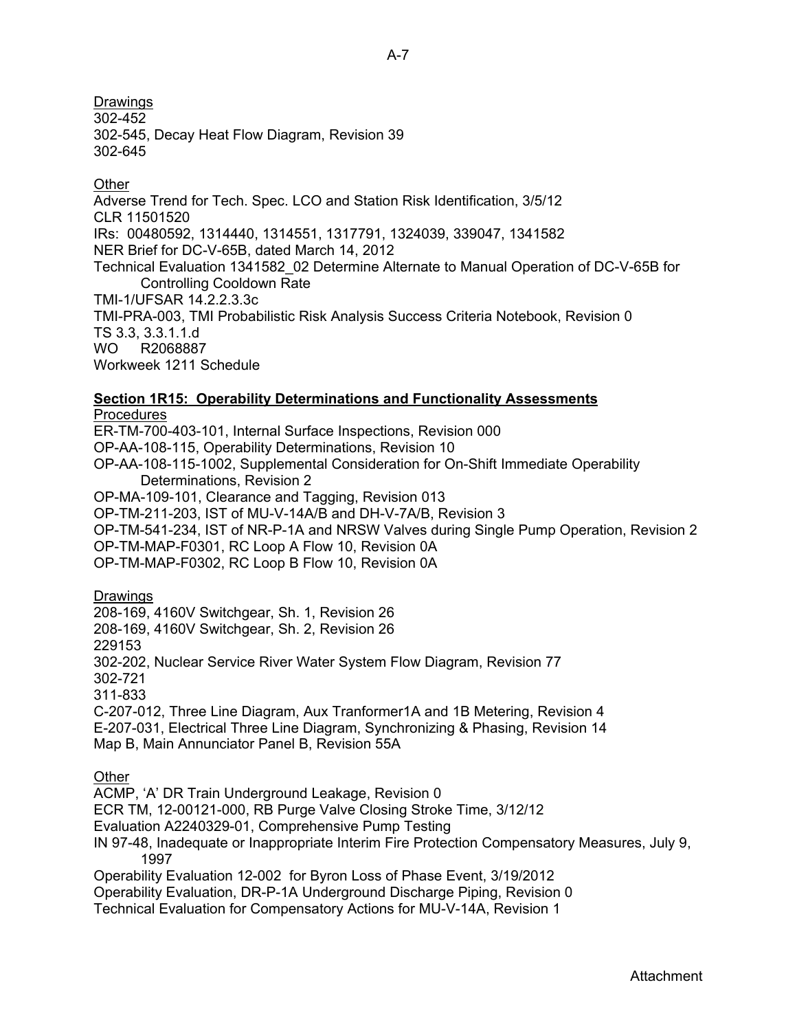Drawings

302-452

302-545, Decay Heat Flow Diagram, Revision 39

302-645

Other

Adverse Trend for Tech. Spec. LCO and Station Risk Identification, 3/5/12

CLR 11501520

IRs: 00480592, 1314440, 1314551, 1317791, 1324039, 339047, 1341582

NER Brief for DC-V-65B, dated March 14, 2012

Technical Evaluation 1341582_02 Determine Alternate to Manual Operation of DC-V-65B for Controlling Cooldown Rate

TMI-1/UFSAR 14.2.2.3.3c

TMI-PRA-003, TMI Probabilistic Risk Analysis Success Criteria Notebook, Revision 0

TS 3.3, 3.3.1.1.d

WO R2068887

Workweek 1211 Schedule

**Section 1R15: Operability Determinations and Functionality Assessments**

Procedures

ER-TM-700-403-101, Internal Surface Inspections, Revision 000

OP-AA-108-115, Operability Determinations, Revision 10

OP-AA-108-115-1002, Supplemental Consideration for On-Shift Immediate Operability Determinations, Revision 2

OP-MA-109-101, Clearance and Tagging, Revision 013

OP-TM-211-203, IST of MU-V-14A/B and DH-V-7A/B, Revision 3

OP-TM-541-234, IST of NR-P-1A and NRSW Valves during Single Pump Operation, Revision 2

OP-TM-MAP-F0301, RC Loop A Flow 10, Revision 0A

OP-TM-MAP-F0302, RC Loop B Flow 10, Revision 0A

Drawings

208-169, 4160V Switchgear, Sh. 1, Revision 26

208-169, 4160V Switchgear, Sh. 2, Revision 26

229153

302-202, Nuclear Service River Water System Flow Diagram, Revision 77

302-721

311-833

C-207-012, Three Line Diagram, Aux Tranformer1A and 1B Metering, Revision 4

E-207-031, Electrical Three Line Diagram, Synchronizing & Phasing, Revision 14

Map B, Main Annunciator Panel B, Revision 55A

Other

ACMP, 'A' DR Train Underground Leakage, Revision 0

ECR TM, 12-00121-000, RB Purge Valve Closing Stroke Time, 3/12/12

Evaluation A2240329-01, Comprehensive Pump Testing

IN 97-48, Inadequate or Inappropriate Interim Fire Protection Compensatory Measures, July 9, 1997

Operability Evaluation 12-002 for Byron Loss of Phase Event, 3/19/2012

Operability Evaluation, DR-P-1A Underground Discharge Piping, Revision 0

Technical Evaluation for Compensatory Actions for MU-V-14A, Revision 1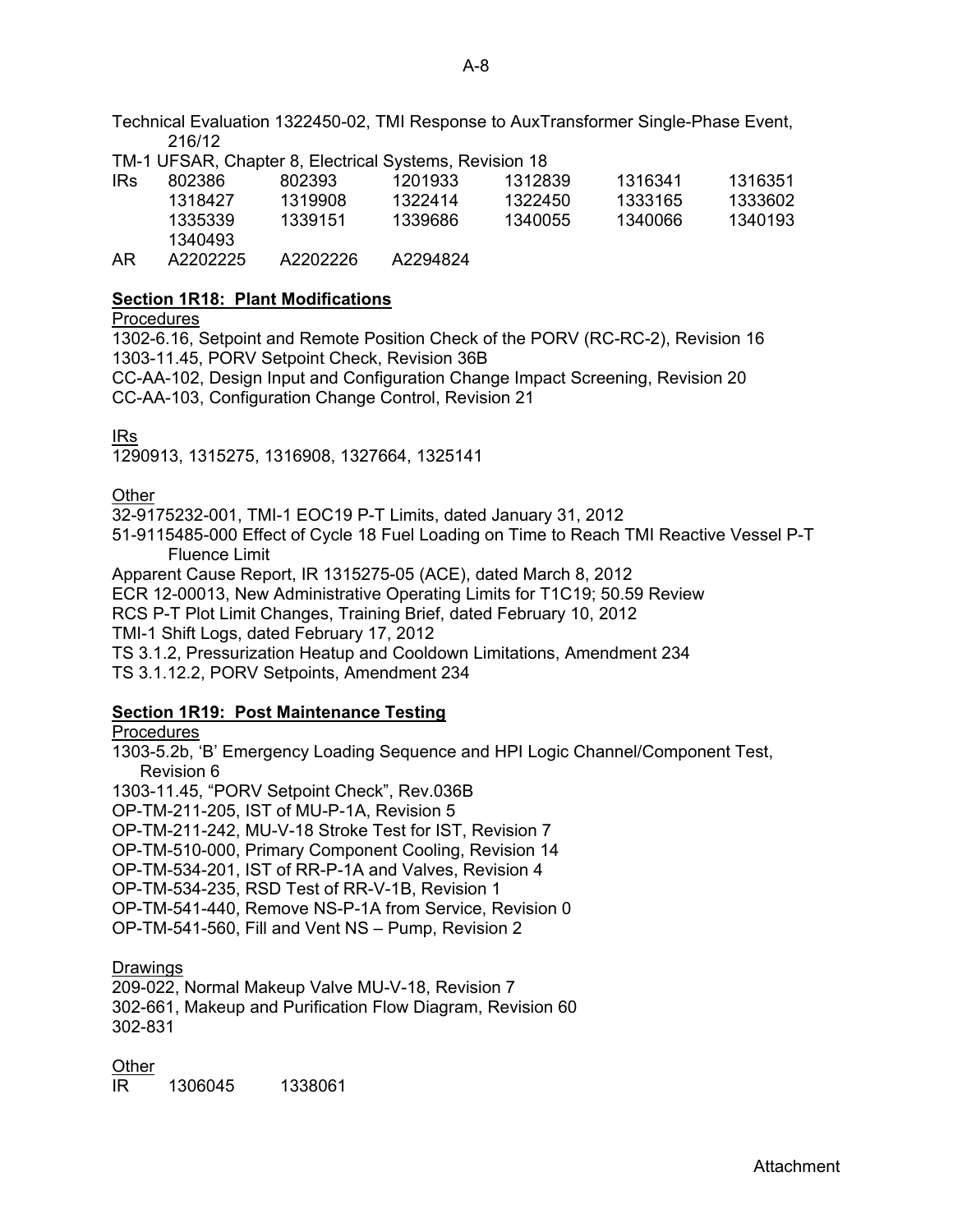Technical Evaluation 1322450-02, TMI Response to AuxTransformer Single-Phase Event, 216/12

TM-1 UFSAR, Chapter 8, Electrical Systems, Revision 18

| IRs | 802386 | 802393 | 1201933 | 1312839 | 1316341 | 1316351 |
|---|---|---|---|---|---|---|
| | 1318427 | 1319908 | 1322414 | 1322450 | 1333165 | 1333602 |
| | 1335339 | 1339151 | 1339686 | 1340055 | 1340066 | 1340193 |
| | 1340493 | | | | | |
| AR | A2202225 | A2202226 | A2294824 | | | |

**Section 1R18: Plant Modifications**

Procedures

1302-6.16, Setpoint and Remote Position Check of the PORV (RC-RC-2), Revision 16
1303-11.45, PORV Setpoint Check, Revision 36B
CC-AA-102, Design Input and Configuration Change Impact Screening, Revision 20
CC-AA-103, Configuration Change Control, Revision 21

IRs

1290913, 1315275, 1316908, 1327664, 1325141

Other

32-9175232-001, TMI-1 EOC19 P-T Limits, dated January 31, 2012
51-9115485-000 Effect of Cycle 18 Fuel Loading on Time to Reach TMI Reactive Vessel P-T Fluence Limit
Apparent Cause Report, IR 1315275-05 (ACE), dated March 8, 2012
ECR 12-00013, New Administrative Operating Limits for T1C19; 50.59 Review
RCS P-T Plot Limit Changes, Training Brief, dated February 10, 2012
TMI-1 Shift Logs, dated February 17, 2012
TS 3.1.2, Pressurization Heatup and Cooldown Limitations, Amendment 234
TS 3.1.12.2, PORV Setpoints, Amendment 234

**Section 1R19: Post Maintenance Testing**

Procedures

1303-5.2b, 'B' Emergency Loading Sequence and HPI Logic Channel/Component Test, Revision 6
1303-11.45, "PORV Setpoint Check", Rev.036B
OP-TM-211-205, IST of MU-P-1A, Revision 5
OP-TM-211-242, MU-V-18 Stroke Test for IST, Revision 7
OP-TM-510-000, Primary Component Cooling, Revision 14
OP-TM-534-201, IST of RR-P-1A and Valves, Revision 4
OP-TM-534-235, RSD Test of RR-V-1B, Revision 1
OP-TM-541-440, Remove NS-P-1A from Service, Revision 0
OP-TM-541-560, Fill and Vent NS – Pump, Revision 2

Drawings

209-022, Normal Makeup Valve MU-V-18, Revision 7
302-661, Makeup and Purification Flow Diagram, Revision 60
302-831

Other

IR 1306045 1338061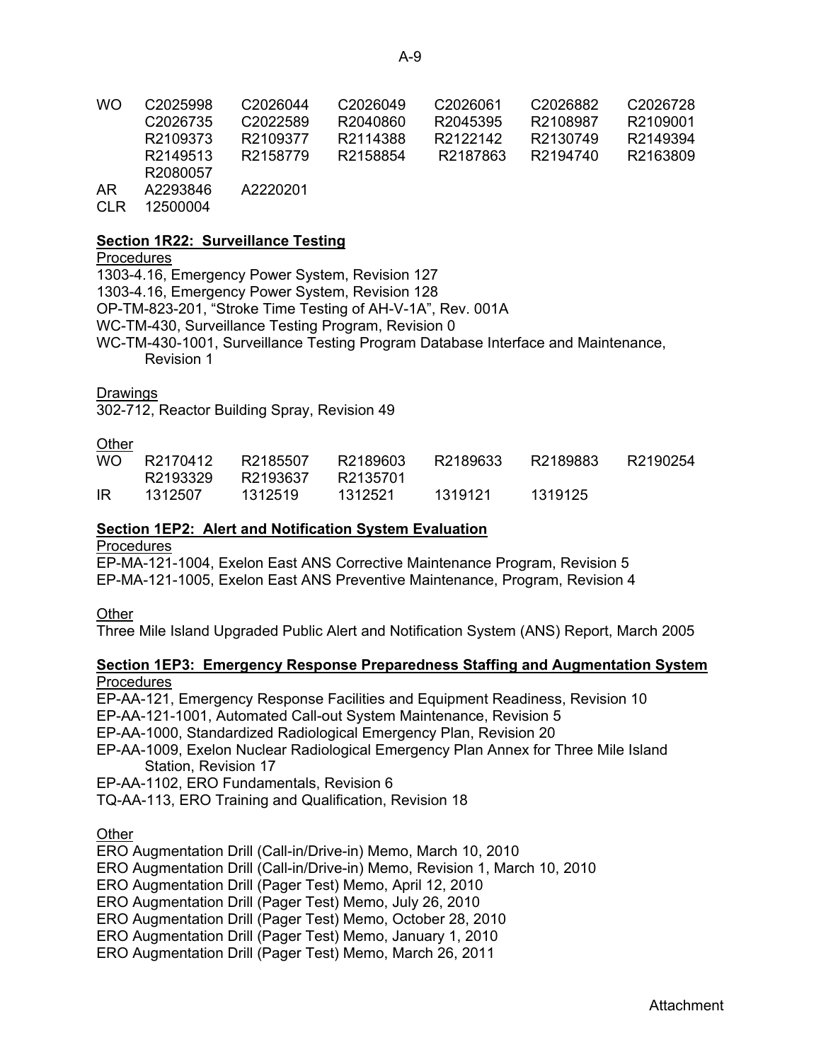| | | | | | | |
|---|---|---|---|---|---|---|
| WO | C2025998 | C2026044 | C2026049 | C2026061 | C2026882 | C2026728 |
| | C2026735 | C2022589 | R2040860 | R2045395 | R2108987 | R2109001 |
| | R2109373 | R2109377 | R2114388 | R2122142 | R2130749 | R2149394 |
| | R2149513 | R2158779 | R2158854 | R2187863 | R2194740 | R2163809 |
| | R2080057 | | | | | |
| AR | A2293846 | A2220201 | | | | |
| CLR | 12500004 | | | | | |

**Section 1R22: Surveillance Testing**

Procedures

1303-4.16, Emergency Power System, Revision 127
1303-4.16, Emergency Power System, Revision 128
OP-TM-823-201, "Stroke Time Testing of AH-V-1A", Rev. 001A
WC-TM-430, Surveillance Testing Program, Revision 0
WC-TM-430-1001, Surveillance Testing Program Database Interface and Maintenance, Revision 1

Drawings

302-712, Reactor Building Spray, Revision 49

Other

| | | | | | | |
|---|---|---|---|---|---|---|
| WO | R2170412 | R2185507 | R2189603 | R2189633 | R2189883 | R2190254 |
| | R2193329 | R2193637 | R2135701 | | | |
| IR | 1312507 | 1312519 | 1312521 | 1319121 | 1319125 | |

**Section 1EP2: Alert and Notification System Evaluation**

Procedures

EP-MA-121-1004, Exelon East ANS Corrective Maintenance Program, Revision 5
EP-MA-121-1005, Exelon East ANS Preventive Maintenance, Program, Revision 4

Other

Three Mile Island Upgraded Public Alert and Notification System (ANS) Report, March 2005

**Section 1EP3: Emergency Response Preparedness Staffing and Augmentation System**

Procedures

EP-AA-121, Emergency Response Facilities and Equipment Readiness, Revision 10
EP-AA-121-1001, Automated Call-out System Maintenance, Revision 5
EP-AA-1000, Standardized Radiological Emergency Plan, Revision 20
EP-AA-1009, Exelon Nuclear Radiological Emergency Plan Annex for Three Mile Island Station, Revision 17
EP-AA-1102, ERO Fundamentals, Revision 6
TQ-AA-113, ERO Training and Qualification, Revision 18

Other

ERO Augmentation Drill (Call-in/Drive-in) Memo, March 10, 2010
ERO Augmentation Drill (Call-in/Drive-in) Memo, Revision 1, March 10, 2010
ERO Augmentation Drill (Pager Test) Memo, April 12, 2010
ERO Augmentation Drill (Pager Test) Memo, July 26, 2010
ERO Augmentation Drill (Pager Test) Memo, October 28, 2010
ERO Augmentation Drill (Pager Test) Memo, January 1, 2010
ERO Augmentation Drill (Pager Test) Memo, March 26, 2011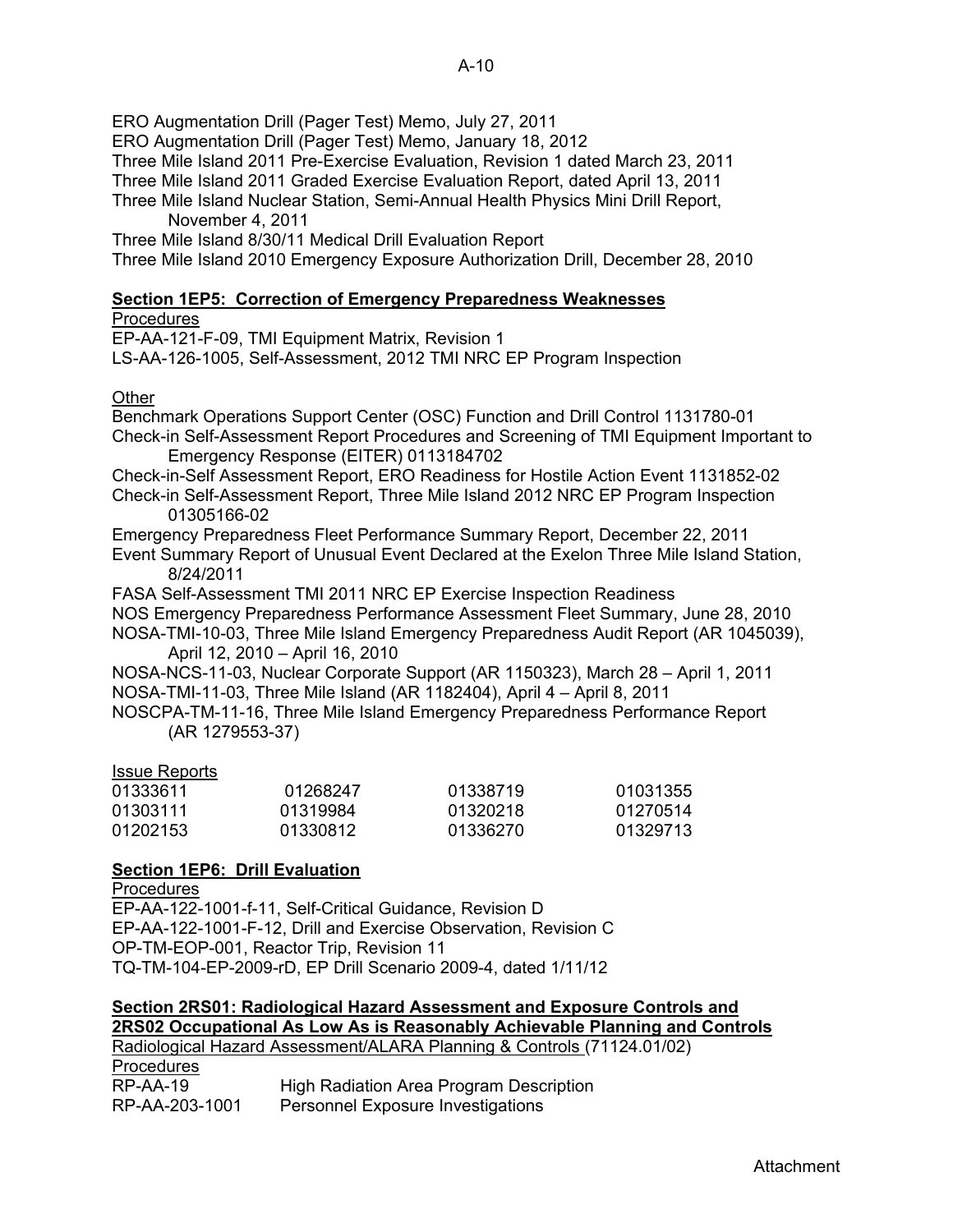ERO Augmentation Drill (Pager Test) Memo, July 27, 2011
ERO Augmentation Drill (Pager Test) Memo, January 18, 2012
Three Mile Island 2011 Pre-Exercise Evaluation, Revision 1 dated March 23, 2011
Three Mile Island 2011 Graded Exercise Evaluation Report, dated April 13, 2011
Three Mile Island Nuclear Station, Semi-Annual Health Physics Mini Drill Report, November 4, 2011
Three Mile Island 8/30/11 Medical Drill Evaluation Report
Three Mile Island 2010 Emergency Exposure Authorization Drill, December 28, 2010

**Section 1EP5: Correction of Emergency Preparedness Weaknesses**

Procedures

EP-AA-121-F-09, TMI Equipment Matrix, Revision 1
LS-AA-126-1005, Self-Assessment, 2012 TMI NRC EP Program Inspection

Other

Benchmark Operations Support Center (OSC) Function and Drill Control 1131780-01
Check-in Self-Assessment Report Procedures and Screening of TMI Equipment Important to Emergency Response (EITER) 0113184702
Check-in-Self Assessment Report, ERO Readiness for Hostile Action Event 1131852-02
Check-in Self-Assessment Report, Three Mile Island 2012 NRC EP Program Inspection 01305166-02
Emergency Preparedness Fleet Performance Summary Report, December 22, 2011
Event Summary Report of Unusual Event Declared at the Exelon Three Mile Island Station, 8/24/2011
FASA Self-Assessment TMI 2011 NRC EP Exercise Inspection Readiness
NOS Emergency Preparedness Performance Assessment Fleet Summary, June 28, 2010
NOSA-TMI-10-03, Three Mile Island Emergency Preparedness Audit Report (AR 1045039), April 12, 2010 – April 16, 2010
NOSA-NCS-11-03, Nuclear Corporate Support (AR 1150323), March 28 – April 1, 2011
NOSA-TMI-11-03, Three Mile Island (AR 1182404), April 4 – April 8, 2011
NOSCPA-TM-11-16, Three Mile Island Emergency Preparedness Performance Report (AR 1279553-37)

Issue Reports

| | | | |
|---|---|---|---|
| 01333611 | 01268247 | 01338719 | 01031355 |
| 01303111 | 01319984 | 01320218 | 01270514 |
| 01202153 | 01330812 | 01336270 | 01329713 |

**Section 1EP6: Drill Evaluation**

Procedures

EP-AA-122-1001-f-11, Self-Critical Guidance, Revision D
EP-AA-122-1001-F-12, Drill and Exercise Observation, Revision C
OP-TM-EOP-001, Reactor Trip, Revision 11
TQ-TM-104-EP-2009-rD, EP Drill Scenario 2009-4, dated 1/11/12

**Section 2RS01: Radiological Hazard Assessment and Exposure Controls and 2RS02 Occupational As Low As is Reasonably Achievable Planning and Controls**

Radiological Hazard Assessment/ALARA Planning & Controls (71124.01/02)

Procedures

| | |
|---|---|
| RP-AA-19 | High Radiation Area Program Description |
| RP-AA-203-1001 | Personnel Exposure Investigations |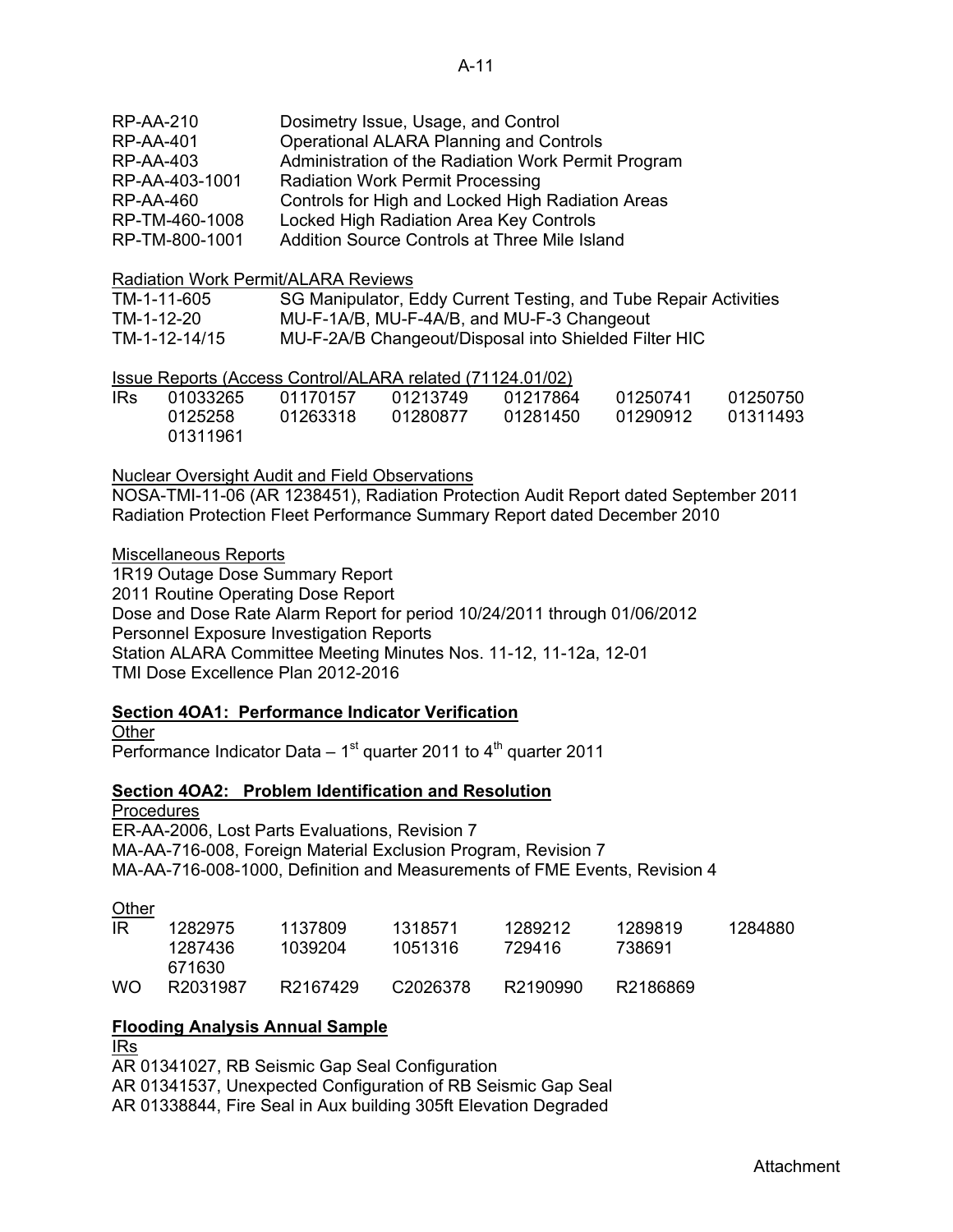| | |
|---|---|
| RP-AA-210 | Dosimetry Issue, Usage, and Control |
| RP-AA-401 | Operational ALARA Planning and Controls |
| RP-AA-403 | Administration of the Radiation Work Permit Program |
| RP-AA-403-1001 | Radiation Work Permit Processing |
| RP-AA-460 | Controls for High and Locked High Radiation Areas |
| RP-TM-460-1008 | Locked High Radiation Area Key Controls |
| RP-TM-800-1001 | Addition Source Controls at Three Mile Island |

Radiation Work Permit/ALARA Reviews

| | |
|---|---|
| TM-1-11-605 | SG Manipulator, Eddy Current Testing, and Tube Repair Activities |
| TM-1-12-20 | MU-F-1A/B, MU-F-4A/B, and MU-F-3 Changeout |
| TM-1-12-14/15 | MU-F-2A/B Changeout/Disposal into Shielded Filter HIC |

Issue Reports (Access Control/ALARA related (71124.01/02)

| | | | | | | |
|---|---|---|---|---|---|---|
| IRs | 01033265 | 01170157 | 01213749 | 01217864 | 01250741 | 01250750 |
| | 0125258 | 01263318 | 01280877 | 01281450 | 01290912 | 01311493 |
| | 01311961 | | | | | |

Nuclear Oversight Audit and Field Observations

NOSA-TMI-11-06 (AR 1238451), Radiation Protection Audit Report dated September 2011
Radiation Protection Fleet Performance Summary Report dated December 2010

Miscellaneous Reports

1R19 Outage Dose Summary Report
2011 Routine Operating Dose Report
Dose and Dose Rate Alarm Report for period 10/24/2011 through 01/06/2012
Personnel Exposure Investigation Reports
Station ALARA Committee Meeting Minutes Nos. 11-12, 11-12a, 12-01
TMI Dose Excellence Plan 2012-2016

**Section 4OA1: Performance Indicator Verification**

Other

Performance Indicator Data – 1st quarter 2011 to 4th quarter 2011

**Section 4OA2: Problem Identification and Resolution**

Procedures

ER-AA-2006, Lost Parts Evaluations, Revision 7
MA-AA-716-008, Foreign Material Exclusion Program, Revision 7
MA-AA-716-008-1000, Definition and Measurements of FME Events, Revision 4

Other

| | | | | | | |
|---|---|---|---|---|---|---|
| IR | 1282975 | 1137809 | 1318571 | 1289212 | 1289819 | 1284880 |
| | 1287436 | 1039204 | 1051316 | 729416 | 738691 | |
| | 671630 | | | | | |
| WO | R2031987 | R2167429 | C2026378 | R2190990 | R2186869 | |

**Flooding Analysis Annual Sample**

IRs

AR 01341027, RB Seismic Gap Seal Configuration
AR 01341537, Unexpected Configuration of RB Seismic Gap Seal
AR 01338844, Fire Seal in Aux building 305ft Elevation Degraded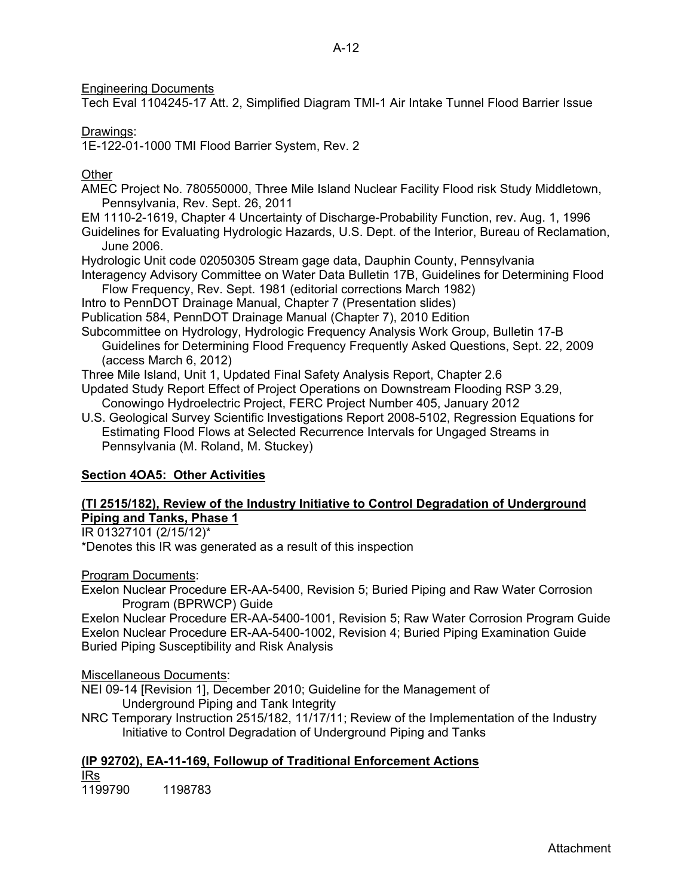Engineering Documents

Tech Eval 1104245-17 Att. 2, Simplified Diagram TMI-1 Air Intake Tunnel Flood Barrier Issue

Drawings:

1E-122-01-1000 TMI Flood Barrier System, Rev. 2

Other

AMEC Project No. 780550000, Three Mile Island Nuclear Facility Flood risk Study Middletown, Pennsylvania, Rev. Sept. 26, 2011

EM 1110-2-1619, Chapter 4 Uncertainty of Discharge-Probability Function, rev. Aug. 1, 1996

Guidelines for Evaluating Hydrologic Hazards, U.S. Dept. of the Interior, Bureau of Reclamation, June 2006.

Hydrologic Unit code 02050305 Stream gage data, Dauphin County, Pennsylvania

Interagency Advisory Committee on Water Data Bulletin 17B, Guidelines for Determining Flood Flow Frequency, Rev. Sept. 1981 (editorial corrections March 1982)

Intro to PennDOT Drainage Manual, Chapter 7 (Presentation slides)

Publication 584, PennDOT Drainage Manual (Chapter 7), 2010 Edition

Subcommittee on Hydrology, Hydrologic Frequency Analysis Work Group, Bulletin 17-B Guidelines for Determining Flood Frequency Frequently Asked Questions, Sept. 22, 2009 (access March 6, 2012)

Three Mile Island, Unit 1, Updated Final Safety Analysis Report, Chapter 2.6

Updated Study Report Effect of Project Operations on Downstream Flooding RSP 3.29, Conowingo Hydroelectric Project, FERC Project Number 405, January 2012

U.S. Geological Survey Scientific Investigations Report 2008-5102, Regression Equations for Estimating Flood Flows at Selected Recurrence Intervals for Ungaged Streams in Pennsylvania (M. Roland, M. Stuckey)

## Section 4OA5: Other Activities

### (TI 2515/182), Review of the Industry Initiative to Control Degradation of Underground Piping and Tanks, Phase 1

IR 01327101 (2/15/12)*

*Denotes this IR was generated as a result of this inspection

Program Documents:

Exelon Nuclear Procedure ER-AA-5400, Revision 5; Buried Piping and Raw Water Corrosion Program (BPRWCP) Guide

Exelon Nuclear Procedure ER-AA-5400-1001, Revision 5; Raw Water Corrosion Program Guide

Exelon Nuclear Procedure ER-AA-5400-1002, Revision 4; Buried Piping Examination Guide

Buried Piping Susceptibility and Risk Analysis

Miscellaneous Documents:

NEI 09-14 [Revision 1], December 2010; Guideline for the Management of Underground Piping and Tank Integrity

NRC Temporary Instruction 2515/182, 11/17/11; Review of the Implementation of the Industry Initiative to Control Degradation of Underground Piping and Tanks

### (IP 92702), EA-11-169, Followup of Traditional Enforcement Actions

IRs

1199790 1198783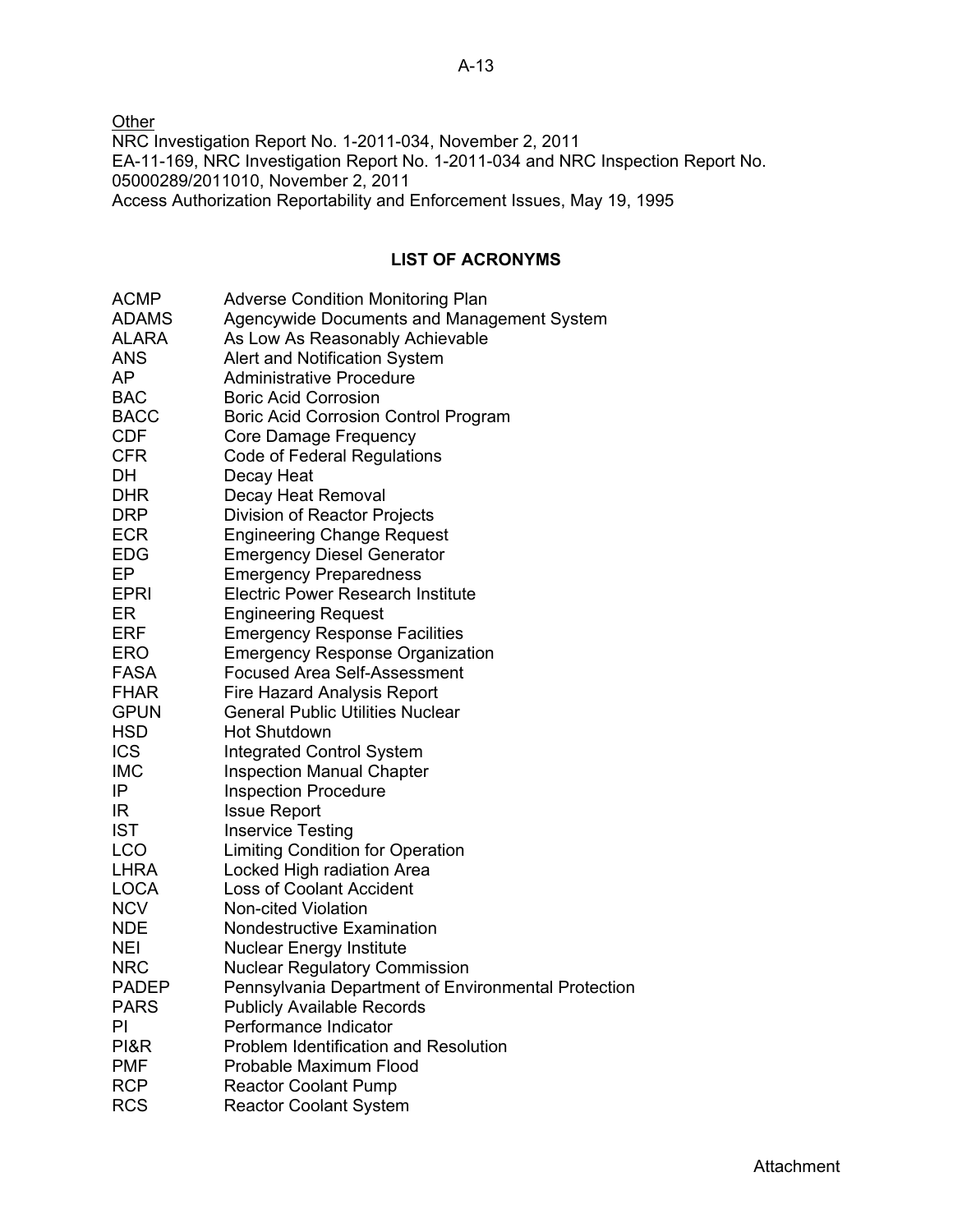Other

NRC Investigation Report No. 1-2011-034, November 2, 2011

EA-11-169, NRC Investigation Report No. 1-2011-034 and NRC Inspection Report No. 05000289/2011010, November 2, 2011

Access Authorization Reportability and Enforcement Issues, May 19, 1995

## LIST OF ACRONYMS

| | |
|---|---|
| ACMP | Adverse Condition Monitoring Plan |
| ADAMS | Agencywide Documents and Management System |
| ALARA | As Low As Reasonably Achievable |
| ANS | Alert and Notification System |
| AP | Administrative Procedure |
| BAC | Boric Acid Corrosion |
| BACC | Boric Acid Corrosion Control Program |
| CDF | Core Damage Frequency |
| CFR | Code of Federal Regulations |
| DH | Decay Heat |
| DHR | Decay Heat Removal |
| DRP | Division of Reactor Projects |
| ECR | Engineering Change Request |
| EDG | Emergency Diesel Generator |
| EP | Emergency Preparedness |
| EPRI | Electric Power Research Institute |
| ER | Engineering Request |
| ERF | Emergency Response Facilities |
| ERO | Emergency Response Organization |
| FASA | Focused Area Self-Assessment |
| FHAR | Fire Hazard Analysis Report |
| GPUN | General Public Utilities Nuclear |
| HSD | Hot Shutdown |
| ICS | Integrated Control System |
| IMC | Inspection Manual Chapter |
| IP | Inspection Procedure |
| IR | Issue Report |
| IST | Inservice Testing |
| LCO | Limiting Condition for Operation |
| LHRA | Locked High radiation Area |
| LOCA | Loss of Coolant Accident |
| NCV | Non-cited Violation |
| NDE | Nondestructive Examination |
| NEI | Nuclear Energy Institute |
| NRC | Nuclear Regulatory Commission |
| PADEP | Pennsylvania Department of Environmental Protection |
| PARS | Publicly Available Records |
| PI | Performance Indicator |
| PI&R | Problem Identification and Resolution |
| PMF | Probable Maximum Flood |
| RCP | Reactor Coolant Pump |
| RCS | Reactor Coolant System |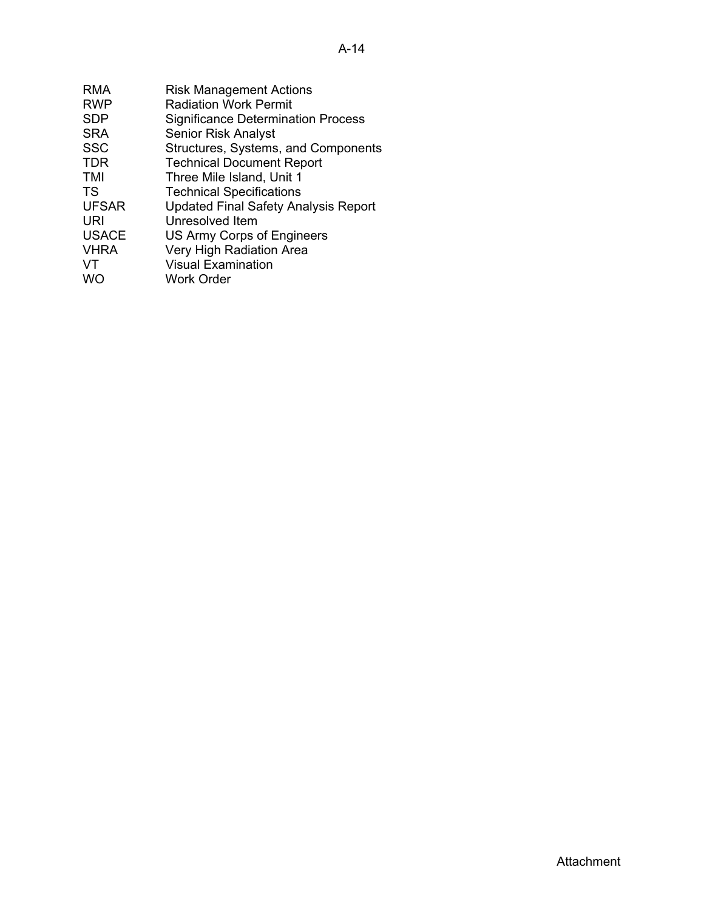| | |
|---|---|
| RMA | Risk Management Actions |
| RWP | Radiation Work Permit |
| SDP | Significance Determination Process |
| SRA | Senior Risk Analyst |
| SSC | Structures, Systems, and Components |
| TDR | Technical Document Report |
| TMI | Three Mile Island, Unit 1 |
| TS | Technical Specifications |
| UFSAR | Updated Final Safety Analysis Report |
| URI | Unresolved Item |
| USACE | US Army Corps of Engineers |
| VHRA | Very High Radiation Area |
| VT | Visual Examination |
| WO | Work Order |